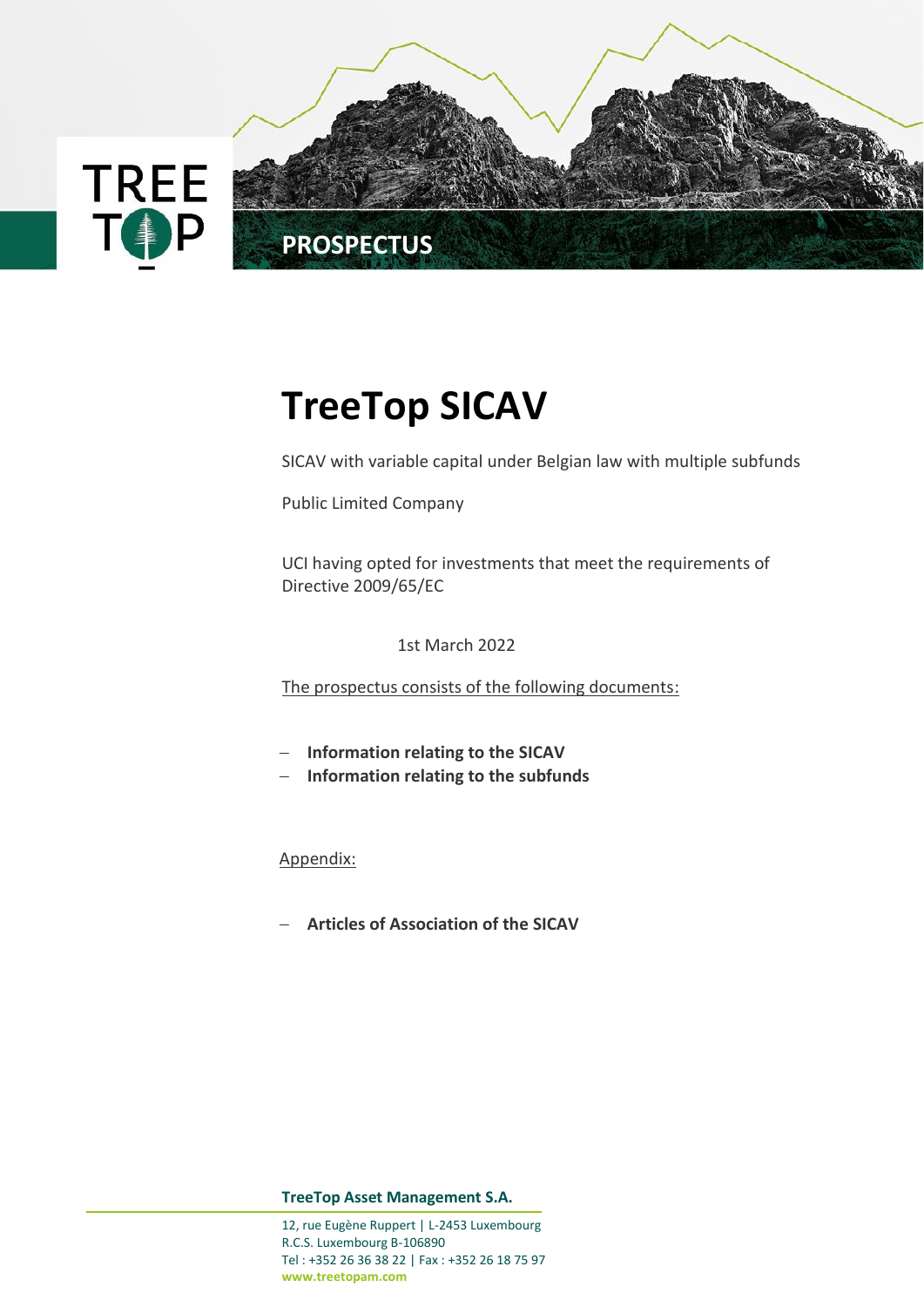PROSPECTUS

# TreeTop SICAV

SICAV with variable capital under Belgian law with multiple subfunds

Public Limited Company

UCI having opted for investments that meet the requirements of Directive 2009/65/EC

1st March 2022

The prospectus consists of the following documents:

- **Information relating to the SICAV**
- **Information relating to the subfunds**

Appendix:

- **Articles of Association of the SICAV**

**TreeTop Asset Management S.A.**

12, rue Eugène Ruppert | L-2453 Luxembourg
R.C.S. Luxembourg B-106890
Tel : +352 26 36 38 22 | Fax : +352 26 18 75 97
**www.treetopam.com**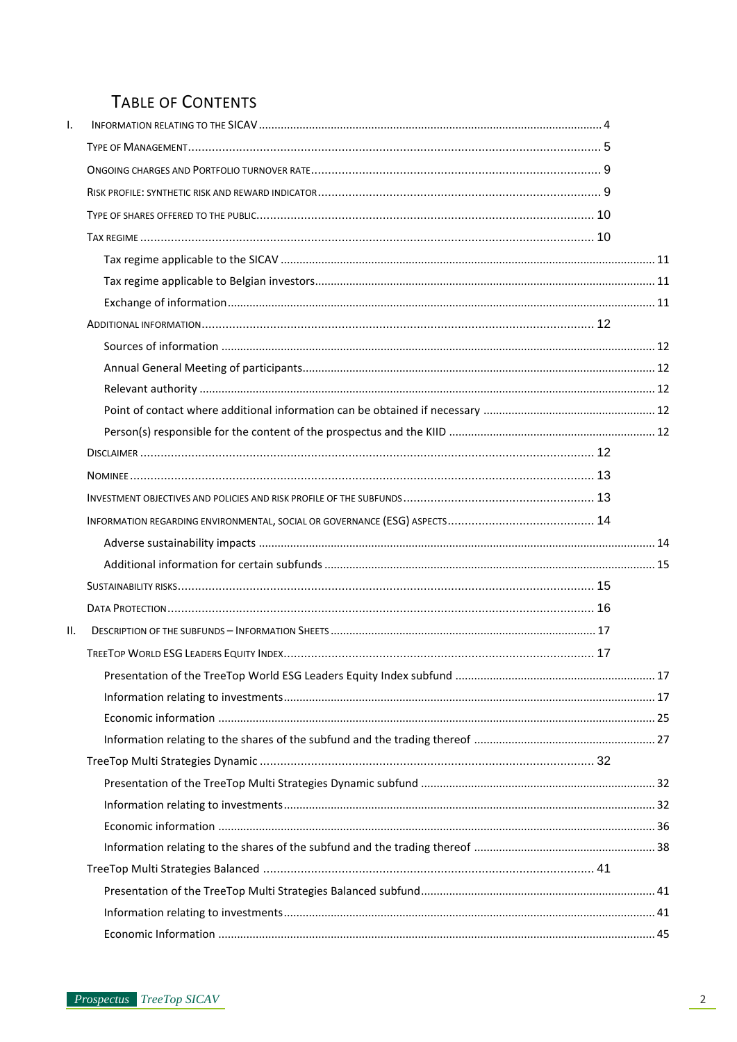# Table of Contents

I. Information relating to the SICAV ... 4

- Type of Management ... 5
- Ongoing charges and Portfolio turnover rate ... 9
- Risk profile: synthetic risk and reward indicator ... 9
- Type of shares offered to the public ... 10
- Tax regime ... 10
  - Tax regime applicable to the SICAV ... 11
  - Tax regime applicable to Belgian investors ... 11
  - Exchange of information ... 11
- Additional information ... 12
  - Sources of information ... 12
  - Annual General Meeting of participants ... 12
  - Relevant authority ... 12
  - Point of contact where additional information can be obtained if necessary ... 12
  - Person(s) responsible for the content of the prospectus and the KIID ... 12
- Disclaimer ... 12
- Nominee ... 13
- Investment objectives and policies and risk profile of the subfunds ... 13
- Information regarding environmental, social or governance (ESG) aspects ... 14
  - Adverse sustainability impacts ... 14
  - Additional information for certain subfunds ... 15
- Sustainability risks ... 15
- Data Protection ... 16

II. Description of the subfunds – Information sheets ... 17

- TreeTop World ESG Leaders Equity Index ... 17
  - Presentation of the TreeTop World ESG Leaders Equity Index subfund ... 17
  - Information relating to investments ... 17
  - Economic information ... 25
  - Information relating to the shares of the subfund and the trading thereof ... 27
- TreeTop Multi Strategies Dynamic ... 32
  - Presentation of the TreeTop Multi Strategies Dynamic subfund ... 32
  - Information relating to investments ... 32
  - Economic information ... 36
  - Information relating to the shares of the subfund and the trading thereof ... 38
- TreeTop Multi Strategies Balanced ... 41
  - Presentation of the TreeTop Multi Strategies Balanced subfund ... 41
  - Information relating to investments ... 41
  - Economic Information ... 45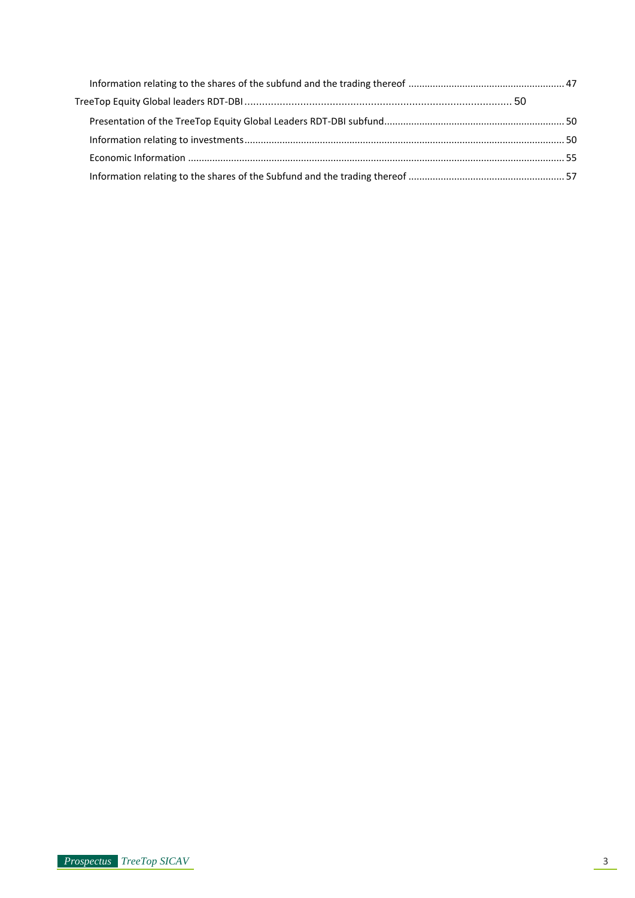Information relating to the shares of the subfund and the trading thereof ........................................................ 47

TreeTop Equity Global leaders RDT-DBI ........................................................................................... 50

Presentation of the TreeTop Equity Global Leaders RDT-DBI subfund .................................................................. 50

Information relating to investments ..................................................................................................................... 50

Economic Information .......................................................................................................................................... 55

Information relating to the shares of the Subfund and the trading thereof ......................................................... 57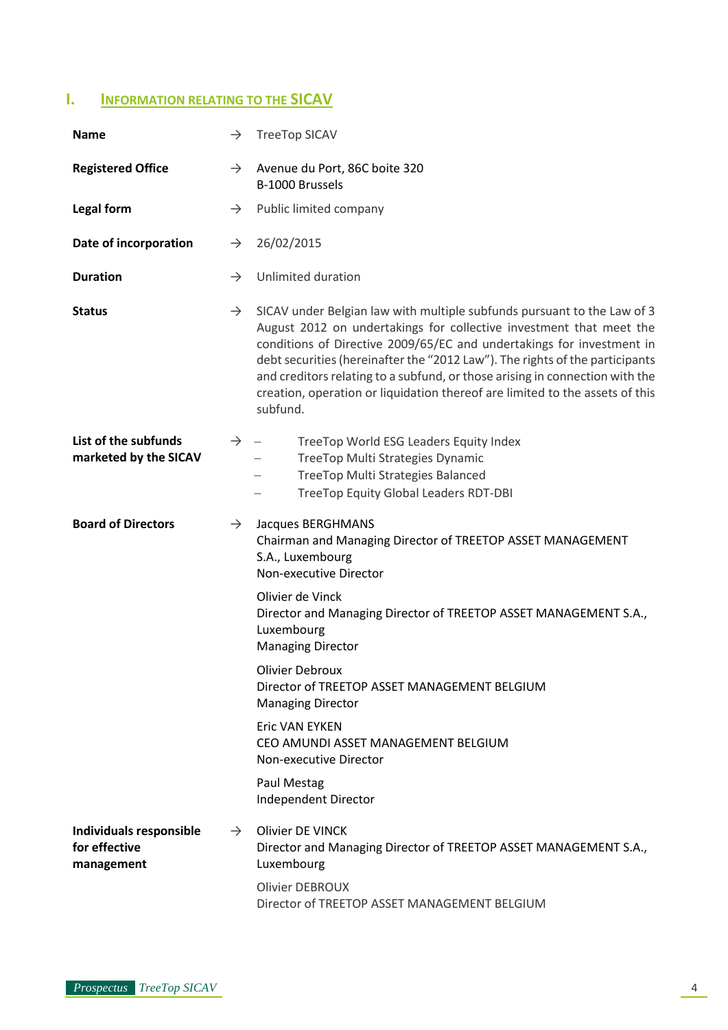## I. INFORMATION RELATING TO THE SICAV

**Name** → TreeTop SICAV

**Registered Office** → Avenue du Port, 86C boite 320
B-1000 Brussels

**Legal form** → Public limited company

**Date of incorporation** → 26/02/2015

**Duration** → Unlimited duration

**Status** → SICAV under Belgian law with multiple subfunds pursuant to the Law of 3 August 2012 on undertakings for collective investment that meet the conditions of Directive 2009/65/EC and undertakings for investment in debt securities (hereinafter the "2012 Law"). The rights of the participants and creditors relating to a subfund, or those arising in connection with the creation, operation or liquidation thereof are limited to the assets of this subfund.

**List of the subfunds marketed by the SICAV** →

- TreeTop World ESG Leaders Equity Index
- TreeTop Multi Strategies Dynamic
- TreeTop Multi Strategies Balanced
- TreeTop Equity Global Leaders RDT-DBI

**Board of Directors** →

Jacques BERGHMANS
Chairman and Managing Director of TREETOP ASSET MANAGEMENT S.A., Luxembourg
Non-executive Director

Olivier de Vinck
Director and Managing Director of TREETOP ASSET MANAGEMENT S.A., Luxembourg
Managing Director

Olivier Debroux
Director of TREETOP ASSET MANAGEMENT BELGIUM
Managing Director

Eric VAN EYKEN
CEO AMUNDI ASSET MANAGEMENT BELGIUM
Non-executive Director

Paul Mestag
Independent Director

**Individuals responsible for effective management** →

Olivier DE VINCK
Director and Managing Director of TREETOP ASSET MANAGEMENT S.A., Luxembourg

Olivier DEBROUX
Director of TREETOP ASSET MANAGEMENT BELGIUM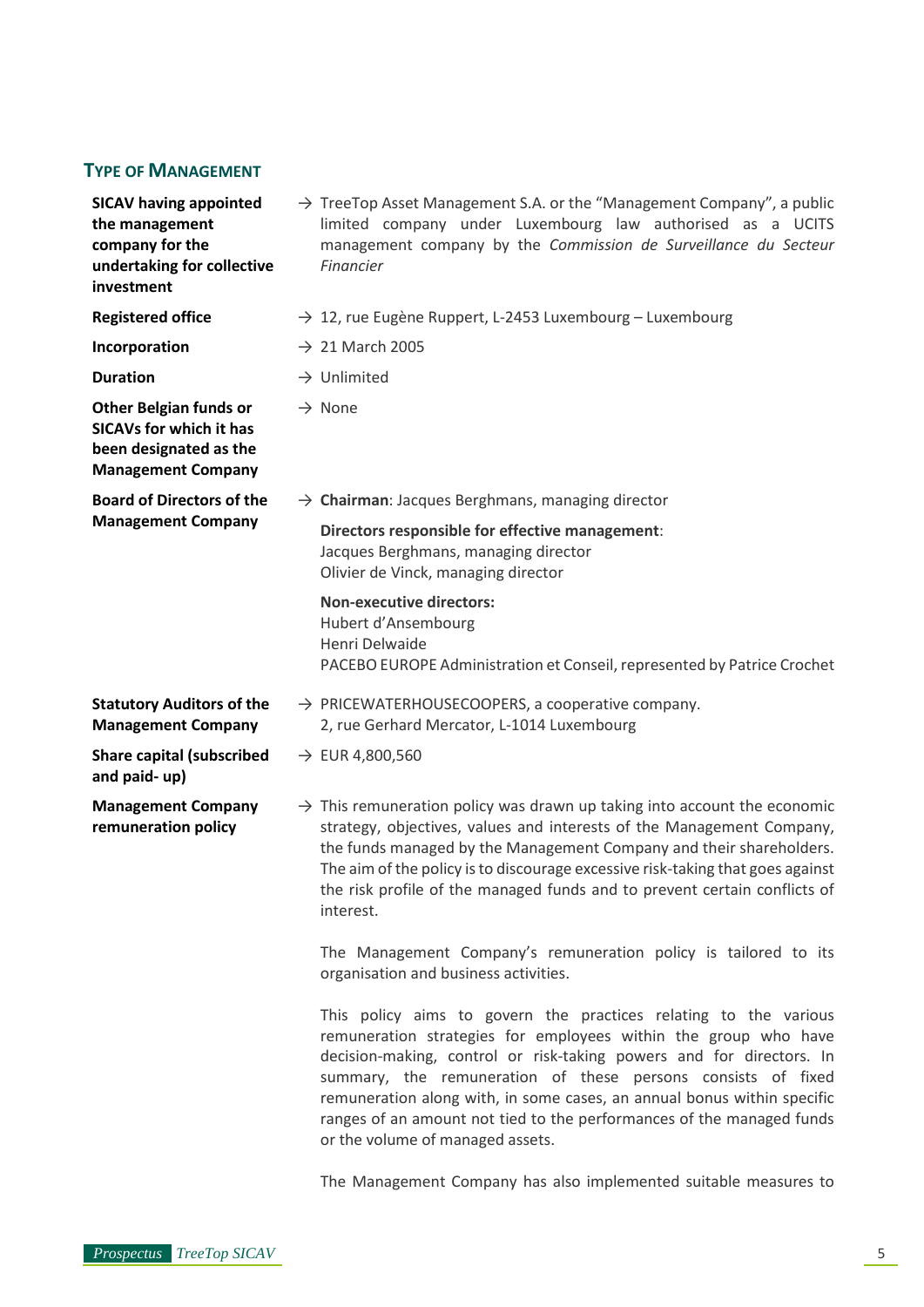## Type of Management

| | |
|---|---|
| **SICAV having appointed the management company for the undertaking for collective investment** | → TreeTop Asset Management S.A. or the “Management Company”, a public limited company under Luxembourg law authorised as a UCITS management company by the *Commission de Surveillance du Secteur Financier* |
| **Registered office** | → 12, rue Eugène Ruppert, L-2453 Luxembourg – Luxembourg |
| **Incorporation** | → 21 March 2005 |
| **Duration** | → Unlimited |
| **Other Belgian funds or SICAVs for which it has been designated as the Management Company** | → None |
| **Board of Directors of the Management Company** | → **Chairman**: Jacques Berghmans, managing director<br><br>**Directors responsible for effective management**:<br>Jacques Berghmans, managing director<br>Olivier de Vinck, managing director<br><br>**Non-executive directors:**<br>Hubert d’Ansembourg<br>Henri Delwaide<br>PACEBO EUROPE Administration et Conseil, represented by Patrice Crochet |
| **Statutory Auditors of the Management Company** | → PRICEWATERHOUSECOOPERS, a cooperative company.<br>2, rue Gerhard Mercator, L-1014 Luxembourg |
| **Share capital (subscribed and paid- up)** | → EUR 4,800,560 |
| **Management Company remuneration policy** | → This remuneration policy was drawn up taking into account the economic strategy, objectives, values and interests of the Management Company, the funds managed by the Management Company and their shareholders. The aim of the policy is to discourage excessive risk-taking that goes against the risk profile of the managed funds and to prevent certain conflicts of interest.<br><br>The Management Company’s remuneration policy is tailored to its organisation and business activities.<br><br>This policy aims to govern the practices relating to the various remuneration strategies for employees within the group who have decision-making, control or risk-taking powers and for directors. In summary, the remuneration of these persons consists of fixed remuneration along with, in some cases, an annual bonus within specific ranges of an amount not tied to the performances of the managed funds or the volume of managed assets.<br><br>The Management Company has also implemented suitable measures to |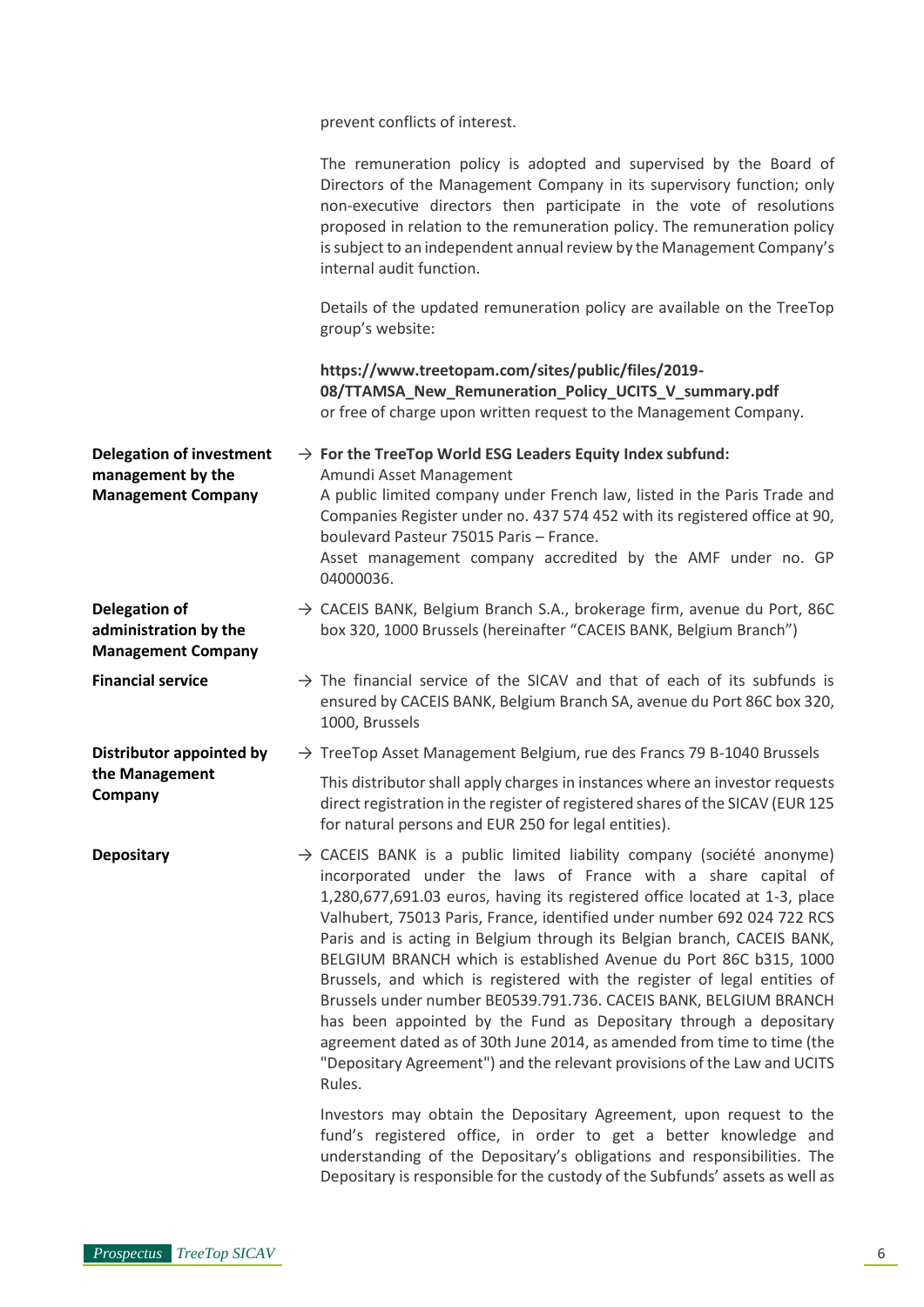prevent conflicts of interest.

The remuneration policy is adopted and supervised by the Board of Directors of the Management Company in its supervisory function; only non-executive directors then participate in the vote of resolutions proposed in relation to the remuneration policy. The remuneration policy is subject to an independent annual review by the Management Company's internal audit function.

Details of the updated remuneration policy are available on the TreeTop group's website:

**https://www.treetopam.com/sites/public/files/2019-08/TTAMSA_New_Remuneration_Policy_UCITS_V_summary.pdf**
or free of charge upon written request to the Management Company.

**Delegation of investment management by the Management Company**

→ **For the TreeTop World ESG Leaders Equity Index subfund:**
Amundi Asset Management
A public limited company under French law, listed in the Paris Trade and Companies Register under no. 437 574 452 with its registered office at 90, boulevard Pasteur 75015 Paris – France.
Asset management company accredited by the AMF under no. GP 04000036.

**Delegation of administration by the Management Company**

→ CACEIS BANK, Belgium Branch S.A., brokerage firm, avenue du Port, 86C box 320, 1000 Brussels (hereinafter "CACEIS BANK, Belgium Branch")

**Financial service**

→ The financial service of the SICAV and that of each of its subfunds is ensured by CACEIS BANK, Belgium Branch SA, avenue du Port 86C box 320, 1000, Brussels

**Distributor appointed by the Management Company**

→ TreeTop Asset Management Belgium, rue des Francs 79 B-1040 Brussels

This distributor shall apply charges in instances where an investor requests direct registration in the register of registered shares of the SICAV (EUR 125 for natural persons and EUR 250 for legal entities).

**Depositary**

→ CACEIS BANK is a public limited liability company (société anonyme) incorporated under the laws of France with a share capital of 1,280,677,691.03 euros, having its registered office located at 1-3, place Valhubert, 75013 Paris, France, identified under number 692 024 722 RCS Paris and is acting in Belgium through its Belgian branch, CACEIS BANK, BELGIUM BRANCH which is established Avenue du Port 86C b315, 1000 Brussels, and which is registered with the register of legal entities of Brussels under number BE0539.791.736. CACEIS BANK, BELGIUM BRANCH has been appointed by the Fund as Depositary through a depositary agreement dated as of 30th June 2014, as amended from time to time (the "Depositary Agreement") and the relevant provisions of the Law and UCITS Rules.

Investors may obtain the Depositary Agreement, upon request to the fund's registered office, in order to get a better knowledge and understanding of the Depositary's obligations and responsibilities. The Depositary is responsible for the custody of the Subfunds' assets as well as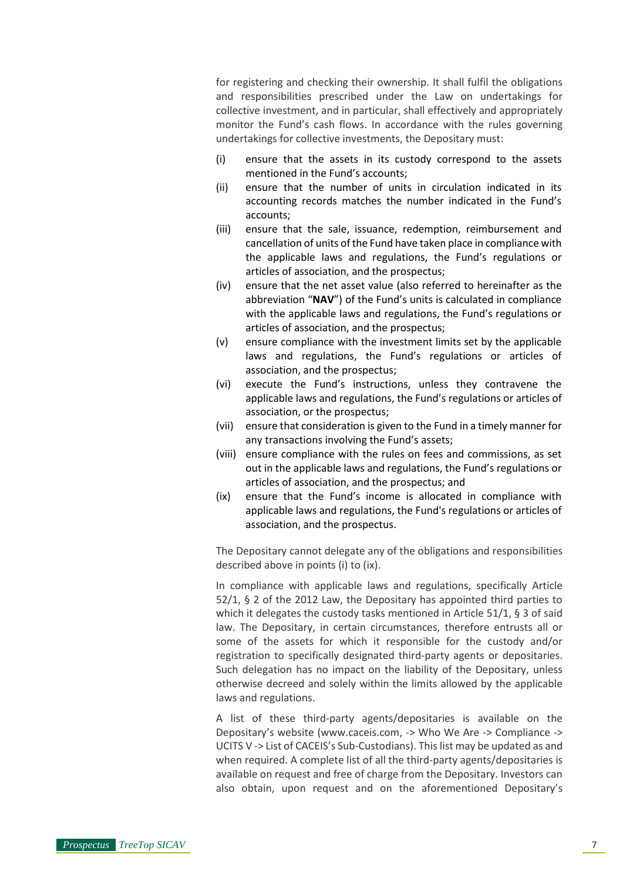for registering and checking their ownership. It shall fulfil the obligations and responsibilities prescribed under the Law on undertakings for collective investment, and in particular, shall effectively and appropriately monitor the Fund's cash flows. In accordance with the rules governing undertakings for collective investments, the Depositary must:

(i) ensure that the assets in its custody correspond to the assets mentioned in the Fund's accounts;

(ii) ensure that the number of units in circulation indicated in its accounting records matches the number indicated in the Fund's accounts;

(iii) ensure that the sale, issuance, redemption, reimbursement and cancellation of units of the Fund have taken place in compliance with the applicable laws and regulations, the Fund's regulations or articles of association, and the prospectus;

(iv) ensure that the net asset value (also referred to hereinafter as the abbreviation "**NAV**") of the Fund's units is calculated in compliance with the applicable laws and regulations, the Fund's regulations or articles of association, and the prospectus;

(v) ensure compliance with the investment limits set by the applicable laws and regulations, the Fund's regulations or articles of association, and the prospectus;

(vi) execute the Fund's instructions, unless they contravene the applicable laws and regulations, the Fund's regulations or articles of association, or the prospectus;

(vii) ensure that consideration is given to the Fund in a timely manner for any transactions involving the Fund's assets;

(viii) ensure compliance with the rules on fees and commissions, as set out in the applicable laws and regulations, the Fund's regulations or articles of association, and the prospectus; and

(ix) ensure that the Fund's income is allocated in compliance with applicable laws and regulations, the Fund's regulations or articles of association, and the prospectus.

The Depositary cannot delegate any of the obligations and responsibilities described above in points (i) to (ix).

In compliance with applicable laws and regulations, specifically Article 52/1, § 2 of the 2012 Law, the Depositary has appointed third parties to which it delegates the custody tasks mentioned in Article 51/1, § 3 of said law. The Depositary, in certain circumstances, therefore entrusts all or some of the assets for which it responsible for the custody and/or registration to specifically designated third-party agents or depositaries. Such delegation has no impact on the liability of the Depositary, unless otherwise decreed and solely within the limits allowed by the applicable laws and regulations.

A list of these third-party agents/depositaries is available on the Depositary's website (www.caceis.com, -> Who We Are -> Compliance -> UCITS V -> List of CACEIS's Sub-Custodians). This list may be updated as and when required. A complete list of all the third-party agents/depositaries is available on request and free of charge from the Depositary. Investors can also obtain, upon request and on the aforementioned Depositary's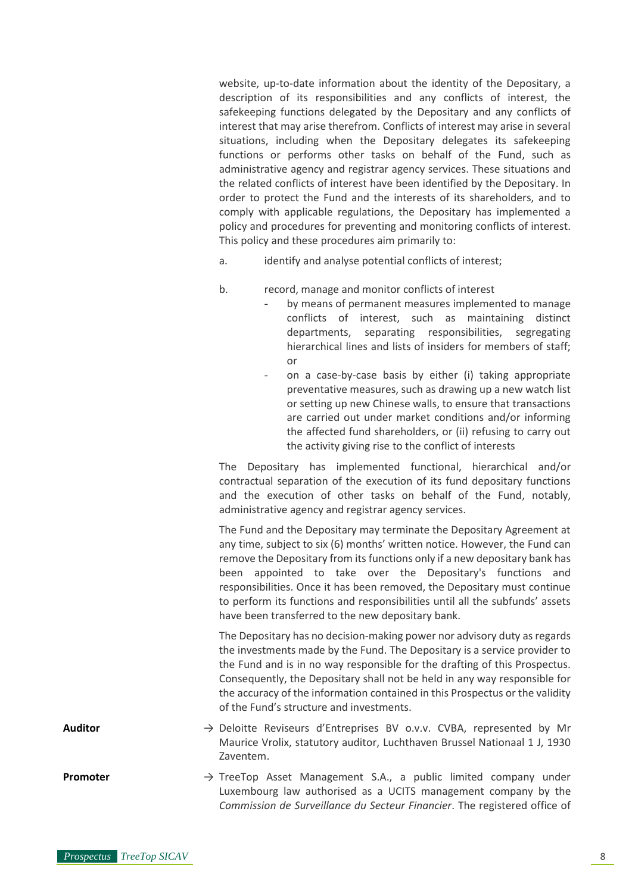website, up-to-date information about the identity of the Depositary, a description of its responsibilities and any conflicts of interest, the safekeeping functions delegated by the Depositary and any conflicts of interest that may arise therefrom. Conflicts of interest may arise in several situations, including when the Depositary delegates its safekeeping functions or performs other tasks on behalf of the Fund, such as administrative agency and registrar agency services. These situations and the related conflicts of interest have been identified by the Depositary. In order to protect the Fund and the interests of its shareholders, and to comply with applicable regulations, the Depositary has implemented a policy and procedures for preventing and monitoring conflicts of interest. This policy and these procedures aim primarily to:

a. identify and analyse potential conflicts of interest;

b. record, manage and monitor conflicts of interest
   - by means of permanent measures implemented to manage conflicts of interest, such as maintaining distinct departments, separating responsibilities, segregating hierarchical lines and lists of insiders for members of staff; or
   - on a case-by-case basis by either (i) taking appropriate preventative measures, such as drawing up a new watch list or setting up new Chinese walls, to ensure that transactions are carried out under market conditions and/or informing the affected fund shareholders, or (ii) refusing to carry out the activity giving rise to the conflict of interests

The Depositary has implemented functional, hierarchical and/or contractual separation of the execution of its fund depositary functions and the execution of other tasks on behalf of the Fund, notably, administrative agency and registrar agency services.

The Fund and the Depositary may terminate the Depositary Agreement at any time, subject to six (6) months' written notice. However, the Fund can remove the Depositary from its functions only if a new depositary bank has been appointed to take over the Depositary's functions and responsibilities. Once it has been removed, the Depositary must continue to perform its functions and responsibilities until all the subfunds' assets have been transferred to the new depositary bank.

The Depositary has no decision-making power nor advisory duty as regards the investments made by the Fund. The Depositary is a service provider to the Fund and is in no way responsible for the drafting of this Prospectus. Consequently, the Depositary shall not be held in any way responsible for the accuracy of the information contained in this Prospectus or the validity of the Fund's structure and investments.

**Auditor** → Deloitte Reviseurs d'Entreprises BV o.v.v. CVBA, represented by Mr Maurice Vrolix, statutory auditor, Luchthaven Brussel Nationaal 1 J, 1930 Zaventem.

**Promoter** → TreeTop Asset Management S.A., a public limited company under Luxembourg law authorised as a UCITS management company by the *Commission de Surveillance du Secteur Financier*. The registered office of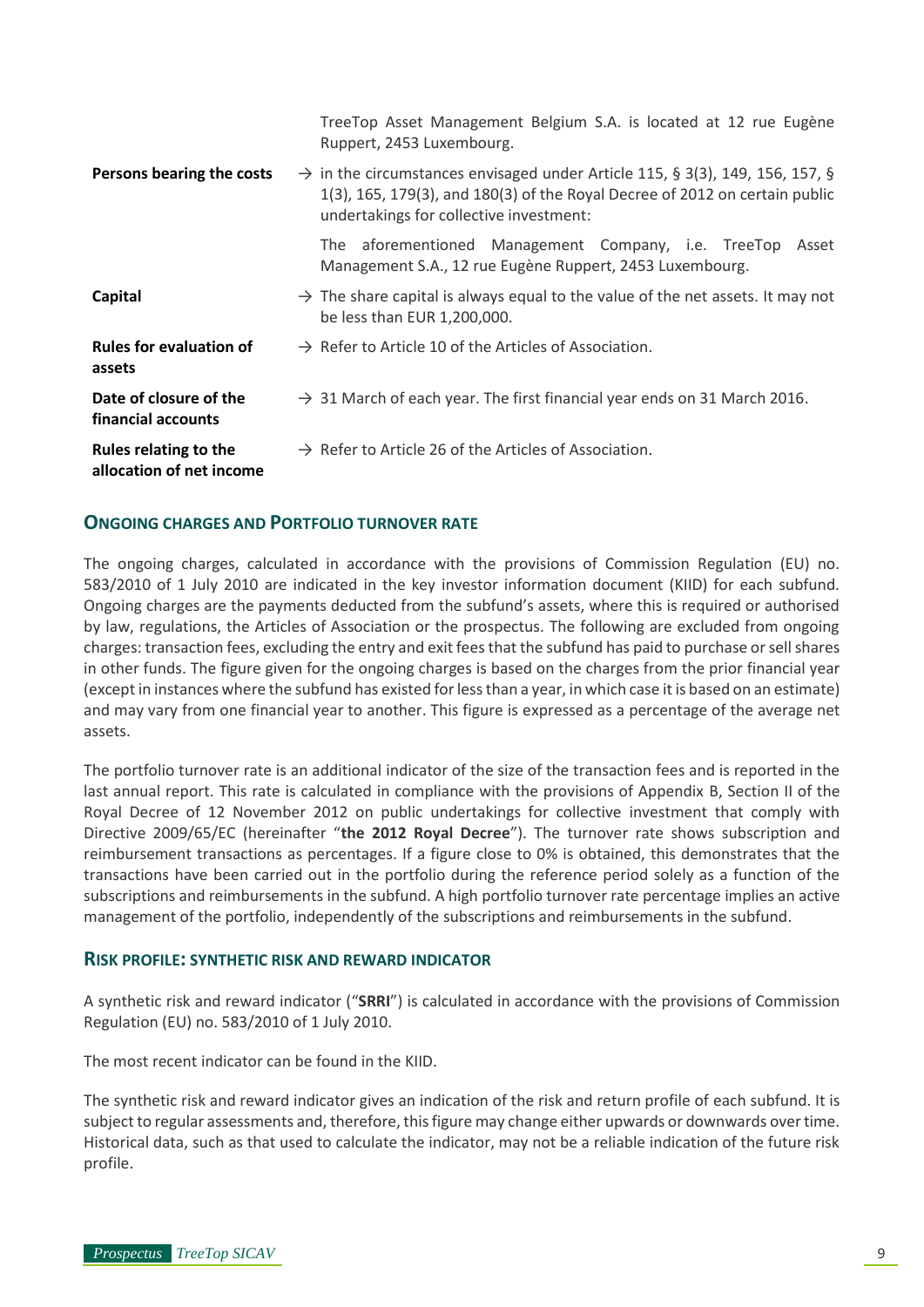|  |  |
|---|---|
|  | TreeTop Asset Management Belgium S.A. is located at 12 rue Eugène Ruppert, 2453 Luxembourg. |
| **Persons bearing the costs** | → in the circumstances envisaged under Article 115, § 3(3), 149, 156, 157, § 1(3), 165, 179(3), and 180(3) of the Royal Decree of 2012 on certain public undertakings for collective investment: |
|  | The aforementioned Management Company, i.e. TreeTop Asset Management S.A., 12 rue Eugène Ruppert, 2453 Luxembourg. |
| **Capital** | → The share capital is always equal to the value of the net assets. It may not be less than EUR 1,200,000. |
| **Rules for evaluation of assets** | → Refer to Article 10 of the Articles of Association. |
| **Date of closure of the financial accounts** | → 31 March of each year. The first financial year ends on 31 March 2016. |
| **Rules relating to the allocation of net income** | → Refer to Article 26 of the Articles of Association. |

## ONGOING CHARGES AND PORTFOLIO TURNOVER RATE

The ongoing charges, calculated in accordance with the provisions of Commission Regulation (EU) no. 583/2010 of 1 July 2010 are indicated in the key investor information document (KIID) for each subfund. Ongoing charges are the payments deducted from the subfund's assets, where this is required or authorised by law, regulations, the Articles of Association or the prospectus. The following are excluded from ongoing charges: transaction fees, excluding the entry and exit fees that the subfund has paid to purchase or sell shares in other funds. The figure given for the ongoing charges is based on the charges from the prior financial year (except in instances where the subfund has existed for less than a year, in which case it is based on an estimate) and may vary from one financial year to another. This figure is expressed as a percentage of the average net assets.

The portfolio turnover rate is an additional indicator of the size of the transaction fees and is reported in the last annual report. This rate is calculated in compliance with the provisions of Appendix B, Section II of the Royal Decree of 12 November 2012 on public undertakings for collective investment that comply with Directive 2009/65/EC (hereinafter "**the 2012 Royal Decree**"). The turnover rate shows subscription and reimbursement transactions as percentages. If a figure close to 0% is obtained, this demonstrates that the transactions have been carried out in the portfolio during the reference period solely as a function of the subscriptions and reimbursements in the subfund. A high portfolio turnover rate percentage implies an active management of the portfolio, independently of the subscriptions and reimbursements in the subfund.

## RISK PROFILE: SYNTHETIC RISK AND REWARD INDICATOR

A synthetic risk and reward indicator ("**SRRI**") is calculated in accordance with the provisions of Commission Regulation (EU) no. 583/2010 of 1 July 2010.

The most recent indicator can be found in the KIID.

The synthetic risk and reward indicator gives an indication of the risk and return profile of each subfund. It is subject to regular assessments and, therefore, this figure may change either upwards or downwards over time. Historical data, such as that used to calculate the indicator, may not be a reliable indication of the future risk profile.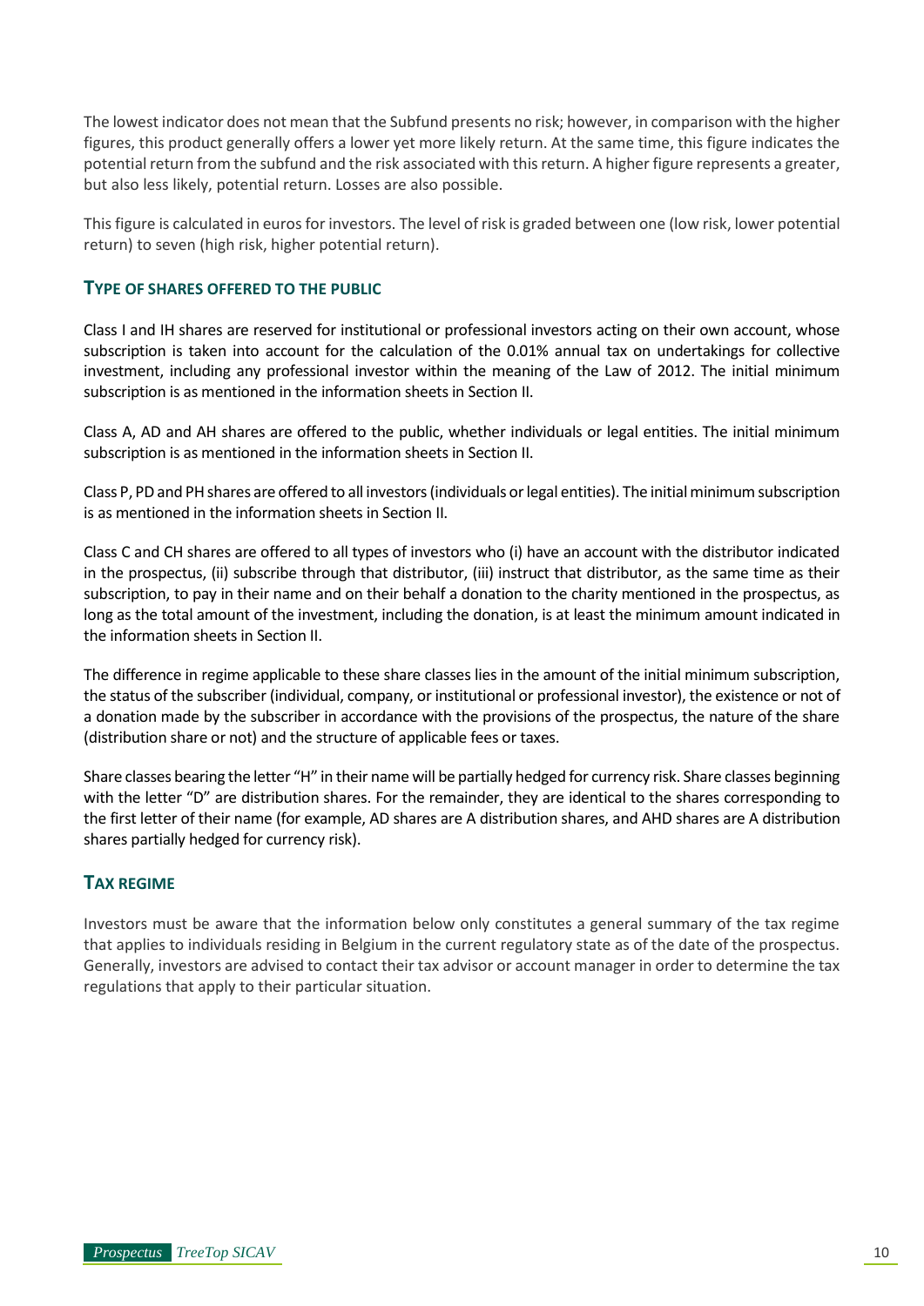The lowest indicator does not mean that the Subfund presents no risk; however, in comparison with the higher figures, this product generally offers a lower yet more likely return. At the same time, this figure indicates the potential return from the subfund and the risk associated with this return. A higher figure represents a greater, but also less likely, potential return. Losses are also possible.

This figure is calculated in euros for investors. The level of risk is graded between one (low risk, lower potential return) to seven (high risk, higher potential return).

## TYPE OF SHARES OFFERED TO THE PUBLIC

Class I and IH shares are reserved for institutional or professional investors acting on their own account, whose subscription is taken into account for the calculation of the 0.01% annual tax on undertakings for collective investment, including any professional investor within the meaning of the Law of 2012. The initial minimum subscription is as mentioned in the information sheets in Section II.

Class A, AD and AH shares are offered to the public, whether individuals or legal entities. The initial minimum subscription is as mentioned in the information sheets in Section II.

Class P, PD and PH shares are offered to all investors (individuals or legal entities). The initial minimum subscription is as mentioned in the information sheets in Section II.

Class C and CH shares are offered to all types of investors who (i) have an account with the distributor indicated in the prospectus, (ii) subscribe through that distributor, (iii) instruct that distributor, as the same time as their subscription, to pay in their name and on their behalf a donation to the charity mentioned in the prospectus, as long as the total amount of the investment, including the donation, is at least the minimum amount indicated in the information sheets in Section II.

The difference in regime applicable to these share classes lies in the amount of the initial minimum subscription, the status of the subscriber (individual, company, or institutional or professional investor), the existence or not of a donation made by the subscriber in accordance with the provisions of the prospectus, the nature of the share (distribution share or not) and the structure of applicable fees or taxes.

Share classes bearing the letter "H" in their name will be partially hedged for currency risk. Share classes beginning with the letter "D" are distribution shares. For the remainder, they are identical to the shares corresponding to the first letter of their name (for example, AD shares are A distribution shares, and AHD shares are A distribution shares partially hedged for currency risk).

## TAX REGIME

Investors must be aware that the information below only constitutes a general summary of the tax regime that applies to individuals residing in Belgium in the current regulatory state as of the date of the prospectus. Generally, investors are advised to contact their tax advisor or account manager in order to determine the tax regulations that apply to their particular situation.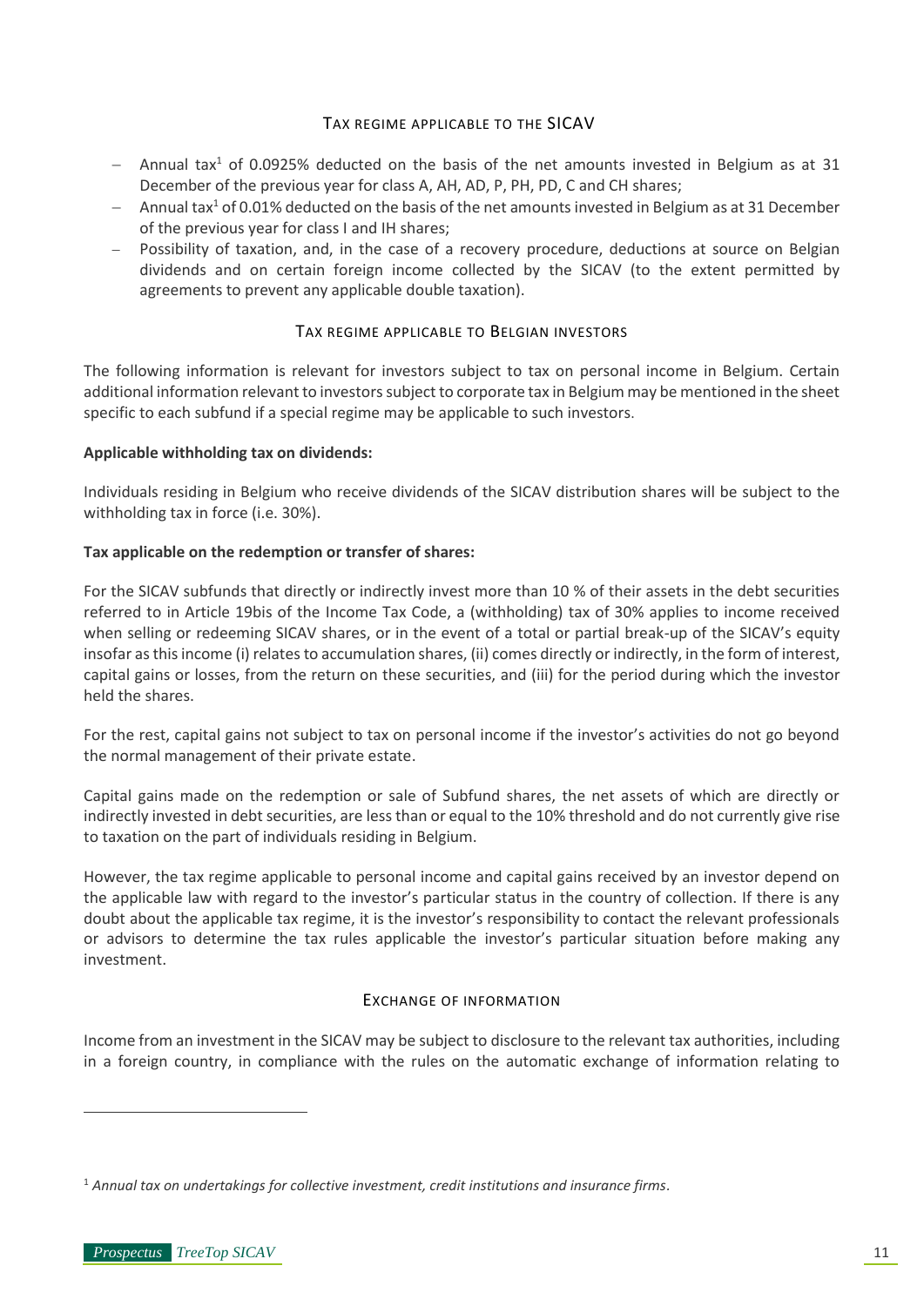## TAX REGIME APPLICABLE TO THE SICAV

- Annual tax[1] of 0.0925% deducted on the basis of the net amounts invested in Belgium as at 31 December of the previous year for class A, AH, AD, P, PH, PD, C and CH shares;
- Annual tax[1] of 0.01% deducted on the basis of the net amounts invested in Belgium as at 31 December of the previous year for class I and IH shares;
- Possibility of taxation, and, in the case of a recovery procedure, deductions at source on Belgian dividends and on certain foreign income collected by the SICAV (to the extent permitted by agreements to prevent any applicable double taxation).

## TAX REGIME APPLICABLE TO BELGIAN INVESTORS

The following information is relevant for investors subject to tax on personal income in Belgium. Certain additional information relevant to investors subject to corporate tax in Belgium may be mentioned in the sheet specific to each subfund if a special regime may be applicable to such investors.

**Applicable withholding tax on dividends:**

Individuals residing in Belgium who receive dividends of the SICAV distribution shares will be subject to the withholding tax in force (i.e. 30%).

**Tax applicable on the redemption or transfer of shares:**

For the SICAV subfunds that directly or indirectly invest more than 10 % of their assets in the debt securities referred to in Article 19bis of the Income Tax Code, a (withholding) tax of 30% applies to income received when selling or redeeming SICAV shares, or in the event of a total or partial break-up of the SICAV's equity insofar as this income (i) relates to accumulation shares, (ii) comes directly or indirectly, in the form of interest, capital gains or losses, from the return on these securities, and (iii) for the period during which the investor held the shares.

For the rest, capital gains not subject to tax on personal income if the investor's activities do not go beyond the normal management of their private estate.

Capital gains made on the redemption or sale of Subfund shares, the net assets of which are directly or indirectly invested in debt securities, are less than or equal to the 10% threshold and do not currently give rise to taxation on the part of individuals residing in Belgium.

However, the tax regime applicable to personal income and capital gains received by an investor depend on the applicable law with regard to the investor's particular status in the country of collection. If there is any doubt about the applicable tax regime, it is the investor's responsibility to contact the relevant professionals or advisors to determine the tax rules applicable the investor's particular situation before making any investment.

## EXCHANGE OF INFORMATION

Income from an investment in the SICAV may be subject to disclosure to the relevant tax authorities, including in a foreign country, in compliance with the rules on the automatic exchange of information relating to

[1] *Annual tax on undertakings for collective investment, credit institutions and insurance firms.*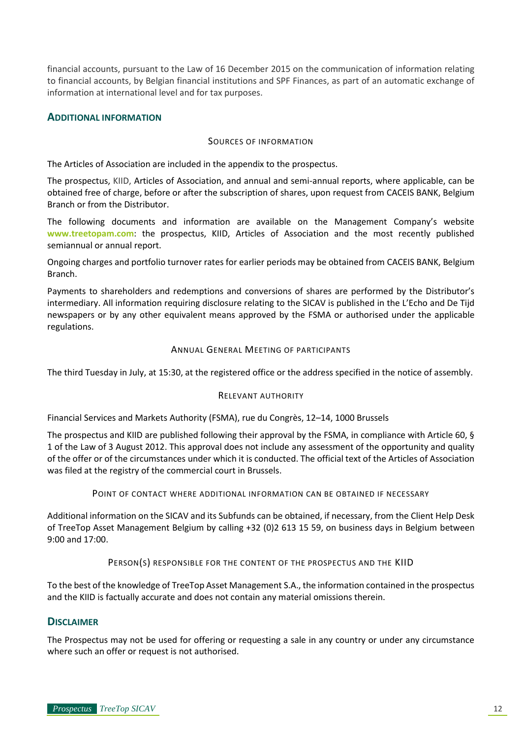financial accounts, pursuant to the Law of 16 December 2015 on the communication of information relating to financial accounts, by Belgian financial institutions and SPF Finances, as part of an automatic exchange of information at international level and for tax purposes.

## ADDITIONAL INFORMATION

### SOURCES OF INFORMATION

The Articles of Association are included in the appendix to the prospectus.

The prospectus, KIID, Articles of Association, and annual and semi-annual reports, where applicable, can be obtained free of charge, before or after the subscription of shares, upon request from CACEIS BANK, Belgium Branch or from the Distributor.

The following documents and information are available on the Management Company's website **www.treetopam.com**: the prospectus, KIID, Articles of Association and the most recently published semiannual or annual report.

Ongoing charges and portfolio turnover rates for earlier periods may be obtained from CACEIS BANK, Belgium Branch.

Payments to shareholders and redemptions and conversions of shares are performed by the Distributor's intermediary. All information requiring disclosure relating to the SICAV is published in the L'Echo and De Tijd newspapers or by any other equivalent means approved by the FSMA or authorised under the applicable regulations.

### ANNUAL GENERAL MEETING OF PARTICIPANTS

The third Tuesday in July, at 15:30, at the registered office or the address specified in the notice of assembly.

### RELEVANT AUTHORITY

Financial Services and Markets Authority (FSMA), rue du Congrès, 12–14, 1000 Brussels

The prospectus and KIID are published following their approval by the FSMA, in compliance with Article 60, § 1 of the Law of 3 August 2012. This approval does not include any assessment of the opportunity and quality of the offer or of the circumstances under which it is conducted. The official text of the Articles of Association was filed at the registry of the commercial court in Brussels.

### POINT OF CONTACT WHERE ADDITIONAL INFORMATION CAN BE OBTAINED IF NECESSARY

Additional information on the SICAV and its Subfunds can be obtained, if necessary, from the Client Help Desk of TreeTop Asset Management Belgium by calling +32 (0)2 613 15 59, on business days in Belgium between 9:00 and 17:00.

### PERSON(S) RESPONSIBLE FOR THE CONTENT OF THE PROSPECTUS AND THE KIID

To the best of the knowledge of TreeTop Asset Management S.A., the information contained in the prospectus and the KIID is factually accurate and does not contain any material omissions therein.

## DISCLAIMER

The Prospectus may not be used for offering or requesting a sale in any country or under any circumstance where such an offer or request is not authorised.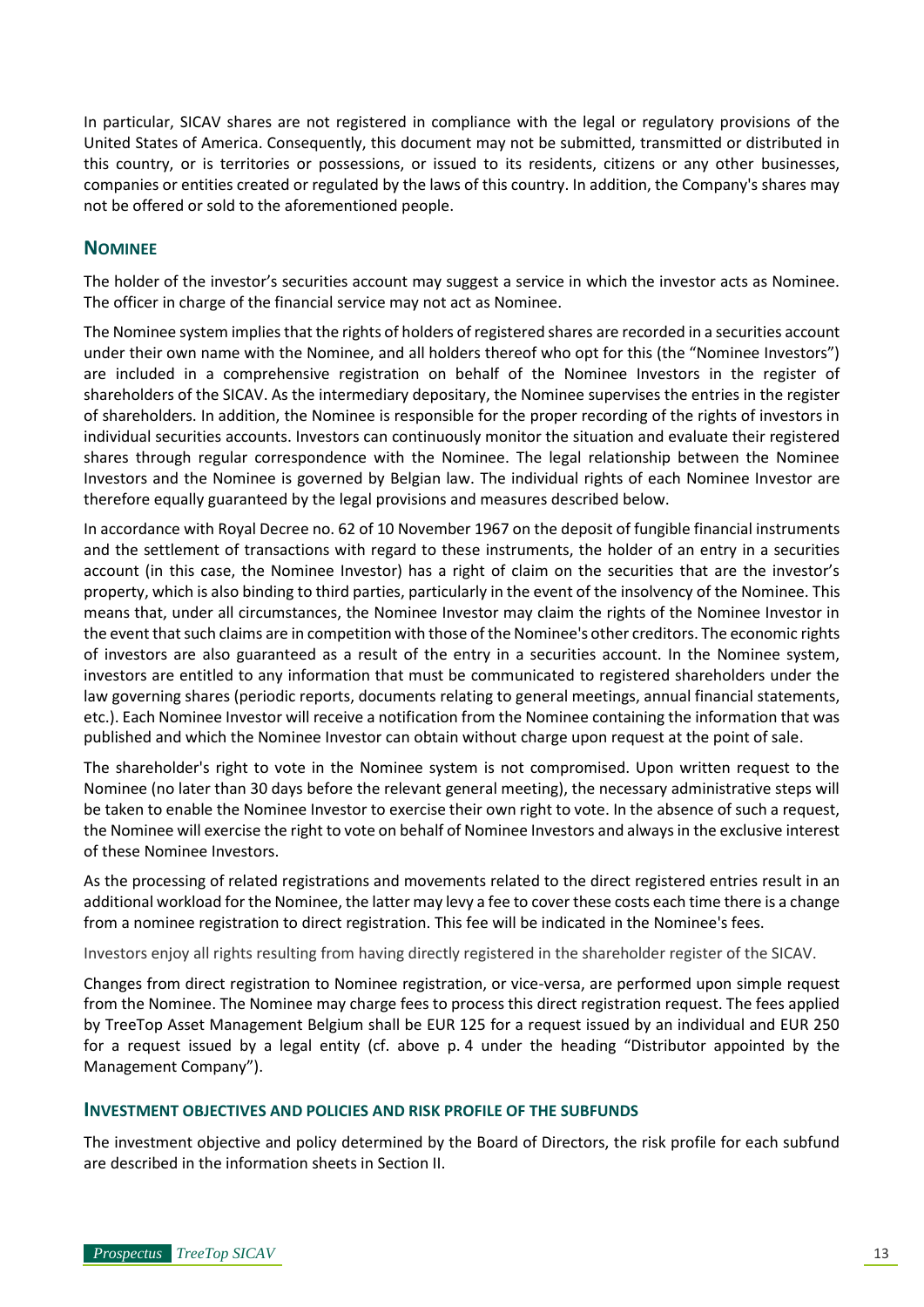In particular, SICAV shares are not registered in compliance with the legal or regulatory provisions of the United States of America. Consequently, this document may not be submitted, transmitted or distributed in this country, or is territories or possessions, or issued to its residents, citizens or any other businesses, companies or entities created or regulated by the laws of this country. In addition, the Company's shares may not be offered or sold to the aforementioned people.

## NOMINEE

The holder of the investor's securities account may suggest a service in which the investor acts as Nominee. The officer in charge of the financial service may not act as Nominee.

The Nominee system implies that the rights of holders of registered shares are recorded in a securities account under their own name with the Nominee, and all holders thereof who opt for this (the "Nominee Investors") are included in a comprehensive registration on behalf of the Nominee Investors in the register of shareholders of the SICAV. As the intermediary depositary, the Nominee supervises the entries in the register of shareholders. In addition, the Nominee is responsible for the proper recording of the rights of investors in individual securities accounts. Investors can continuously monitor the situation and evaluate their registered shares through regular correspondence with the Nominee. The legal relationship between the Nominee Investors and the Nominee is governed by Belgian law. The individual rights of each Nominee Investor are therefore equally guaranteed by the legal provisions and measures described below.

In accordance with Royal Decree no. 62 of 10 November 1967 on the deposit of fungible financial instruments and the settlement of transactions with regard to these instruments, the holder of an entry in a securities account (in this case, the Nominee Investor) has a right of claim on the securities that are the investor's property, which is also binding to third parties, particularly in the event of the insolvency of the Nominee. This means that, under all circumstances, the Nominee Investor may claim the rights of the Nominee Investor in the event that such claims are in competition with those of the Nominee's other creditors. The economic rights of investors are also guaranteed as a result of the entry in a securities account. In the Nominee system, investors are entitled to any information that must be communicated to registered shareholders under the law governing shares (periodic reports, documents relating to general meetings, annual financial statements, etc.). Each Nominee Investor will receive a notification from the Nominee containing the information that was published and which the Nominee Investor can obtain without charge upon request at the point of sale.

The shareholder's right to vote in the Nominee system is not compromised. Upon written request to the Nominee (no later than 30 days before the relevant general meeting), the necessary administrative steps will be taken to enable the Nominee Investor to exercise their own right to vote. In the absence of such a request, the Nominee will exercise the right to vote on behalf of Nominee Investors and always in the exclusive interest of these Nominee Investors.

As the processing of related registrations and movements related to the direct registered entries result in an additional workload for the Nominee, the latter may levy a fee to cover these costs each time there is a change from a nominee registration to direct registration. This fee will be indicated in the Nominee's fees.

Investors enjoy all rights resulting from having directly registered in the shareholder register of the SICAV.

Changes from direct registration to Nominee registration, or vice-versa, are performed upon simple request from the Nominee. The Nominee may charge fees to process this direct registration request. The fees applied by TreeTop Asset Management Belgium shall be EUR 125 for a request issued by an individual and EUR 250 for a request issued by a legal entity (cf. above p. 4 under the heading "Distributor appointed by the Management Company").

## INVESTMENT OBJECTIVES AND POLICIES AND RISK PROFILE OF THE SUBFUNDS

The investment objective and policy determined by the Board of Directors, the risk profile for each subfund are described in the information sheets in Section II.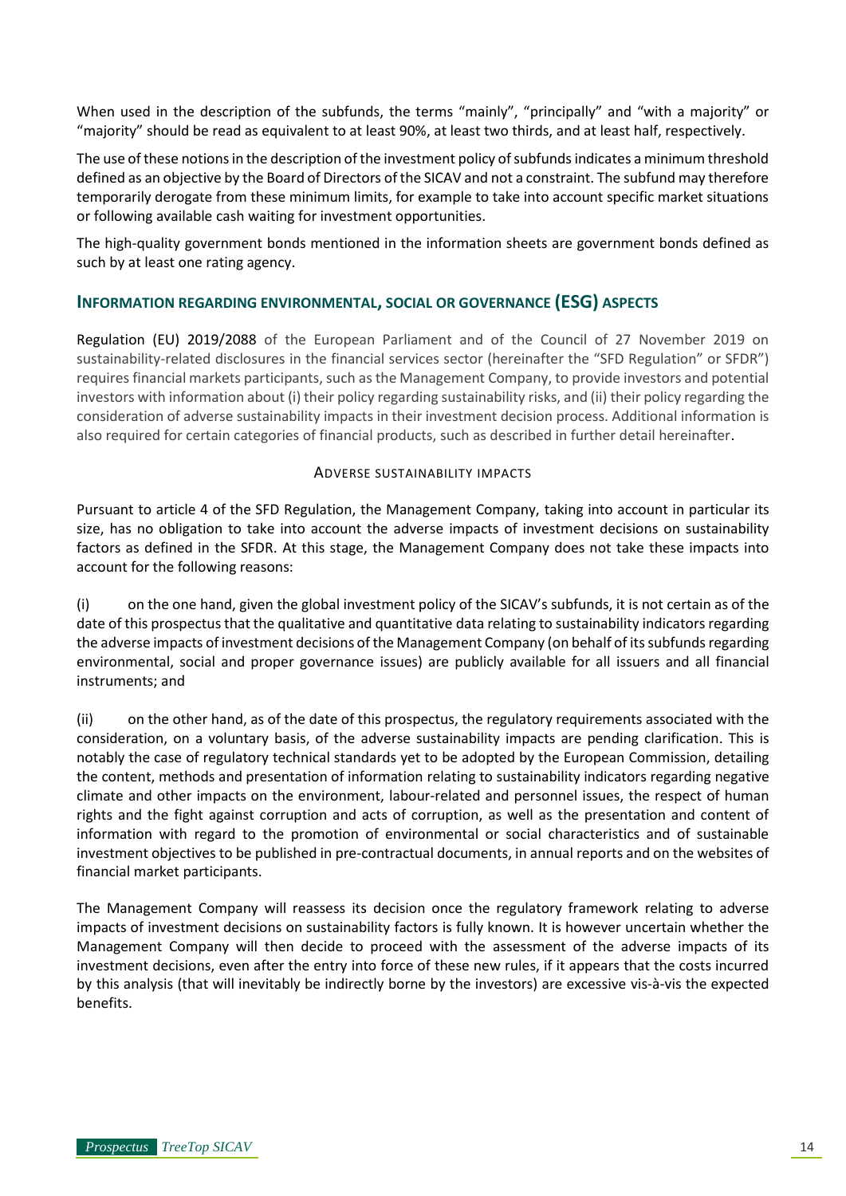When used in the description of the subfunds, the terms "mainly", "principally" and "with a majority" or "majority" should be read as equivalent to at least 90%, at least two thirds, and at least half, respectively.

The use of these notions in the description of the investment policy of subfunds indicates a minimum threshold defined as an objective by the Board of Directors of the SICAV and not a constraint. The subfund may therefore temporarily derogate from these minimum limits, for example to take into account specific market situations or following available cash waiting for investment opportunities.

The high-quality government bonds mentioned in the information sheets are government bonds defined as such by at least one rating agency.

## INFORMATION REGARDING ENVIRONMENTAL, SOCIAL OR GOVERNANCE (ESG) ASPECTS

Regulation (EU) 2019/2088 of the European Parliament and of the Council of 27 November 2019 on sustainability-related disclosures in the financial services sector (hereinafter the "SFD Regulation" or SFDR") requires financial markets participants, such as the Management Company, to provide investors and potential investors with information about (i) their policy regarding sustainability risks, and (ii) their policy regarding the consideration of adverse sustainability impacts in their investment decision process. Additional information is also required for certain categories of financial products, such as described in further detail hereinafter.

### ADVERSE SUSTAINABILITY IMPACTS

Pursuant to article 4 of the SFD Regulation, the Management Company, taking into account in particular its size, has no obligation to take into account the adverse impacts of investment decisions on sustainability factors as defined in the SFDR. At this stage, the Management Company does not take these impacts into account for the following reasons:

(i) on the one hand, given the global investment policy of the SICAV's subfunds, it is not certain as of the date of this prospectus that the qualitative and quantitative data relating to sustainability indicators regarding the adverse impacts of investment decisions of the Management Company (on behalf of its subfunds regarding environmental, social and proper governance issues) are publicly available for all issuers and all financial instruments; and

(ii) on the other hand, as of the date of this prospectus, the regulatory requirements associated with the consideration, on a voluntary basis, of the adverse sustainability impacts are pending clarification. This is notably the case of regulatory technical standards yet to be adopted by the European Commission, detailing the content, methods and presentation of information relating to sustainability indicators regarding negative climate and other impacts on the environment, labour-related and personnel issues, the respect of human rights and the fight against corruption and acts of corruption, as well as the presentation and content of information with regard to the promotion of environmental or social characteristics and of sustainable investment objectives to be published in pre-contractual documents, in annual reports and on the websites of financial market participants.

The Management Company will reassess its decision once the regulatory framework relating to adverse impacts of investment decisions on sustainability factors is fully known. It is however uncertain whether the Management Company will then decide to proceed with the assessment of the adverse impacts of its investment decisions, even after the entry into force of these new rules, if it appears that the costs incurred by this analysis (that will inevitably be indirectly borne by the investors) are excessive vis-à-vis the expected benefits.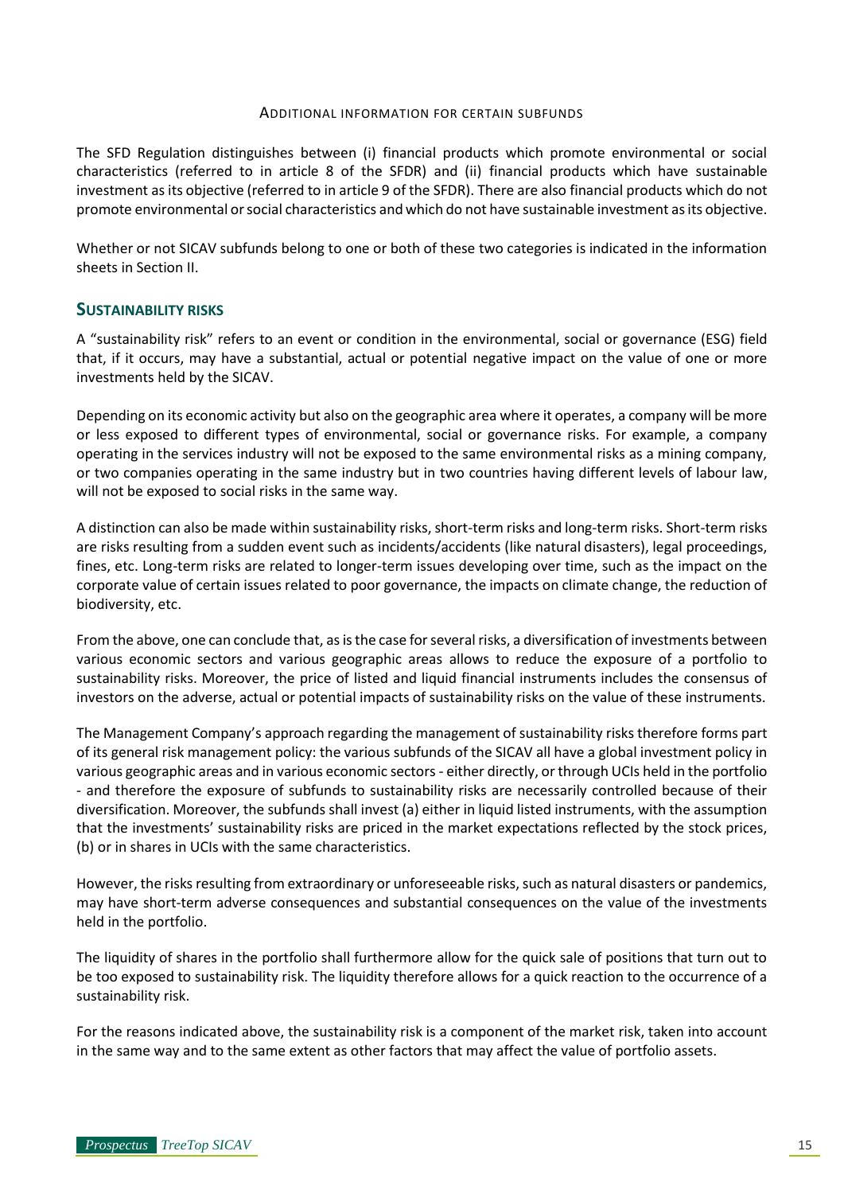ADDITIONAL INFORMATION FOR CERTAIN SUBFUNDS

The SFD Regulation distinguishes between (i) financial products which promote environmental or social characteristics (referred to in article 8 of the SFDR) and (ii) financial products which have sustainable investment as its objective (referred to in article 9 of the SFDR). There are also financial products which do not promote environmental or social characteristics and which do not have sustainable investment as its objective.

Whether or not SICAV subfunds belong to one or both of these two categories is indicated in the information sheets in Section II.

## SUSTAINABILITY RISKS

A "sustainability risk" refers to an event or condition in the environmental, social or governance (ESG) field that, if it occurs, may have a substantial, actual or potential negative impact on the value of one or more investments held by the SICAV.

Depending on its economic activity but also on the geographic area where it operates, a company will be more or less exposed to different types of environmental, social or governance risks. For example, a company operating in the services industry will not be exposed to the same environmental risks as a mining company, or two companies operating in the same industry but in two countries having different levels of labour law, will not be exposed to social risks in the same way.

A distinction can also be made within sustainability risks, short-term risks and long-term risks. Short-term risks are risks resulting from a sudden event such as incidents/accidents (like natural disasters), legal proceedings, fines, etc. Long-term risks are related to longer-term issues developing over time, such as the impact on the corporate value of certain issues related to poor governance, the impacts on climate change, the reduction of biodiversity, etc.

From the above, one can conclude that, as is the case for several risks, a diversification of investments between various economic sectors and various geographic areas allows to reduce the exposure of a portfolio to sustainability risks. Moreover, the price of listed and liquid financial instruments includes the consensus of investors on the adverse, actual or potential impacts of sustainability risks on the value of these instruments.

The Management Company's approach regarding the management of sustainability risks therefore forms part of its general risk management policy: the various subfunds of the SICAV all have a global investment policy in various geographic areas and in various economic sectors - either directly, or through UCIs held in the portfolio - and therefore the exposure of subfunds to sustainability risks are necessarily controlled because of their diversification. Moreover, the subfunds shall invest (a) either in liquid listed instruments, with the assumption that the investments' sustainability risks are priced in the market expectations reflected by the stock prices, (b) or in shares in UCIs with the same characteristics.

However, the risks resulting from extraordinary or unforeseeable risks, such as natural disasters or pandemics, may have short-term adverse consequences and substantial consequences on the value of the investments held in the portfolio.

The liquidity of shares in the portfolio shall furthermore allow for the quick sale of positions that turn out to be too exposed to sustainability risk. The liquidity therefore allows for a quick reaction to the occurrence of a sustainability risk.

For the reasons indicated above, the sustainability risk is a component of the market risk, taken into account in the same way and to the same extent as other factors that may affect the value of portfolio assets.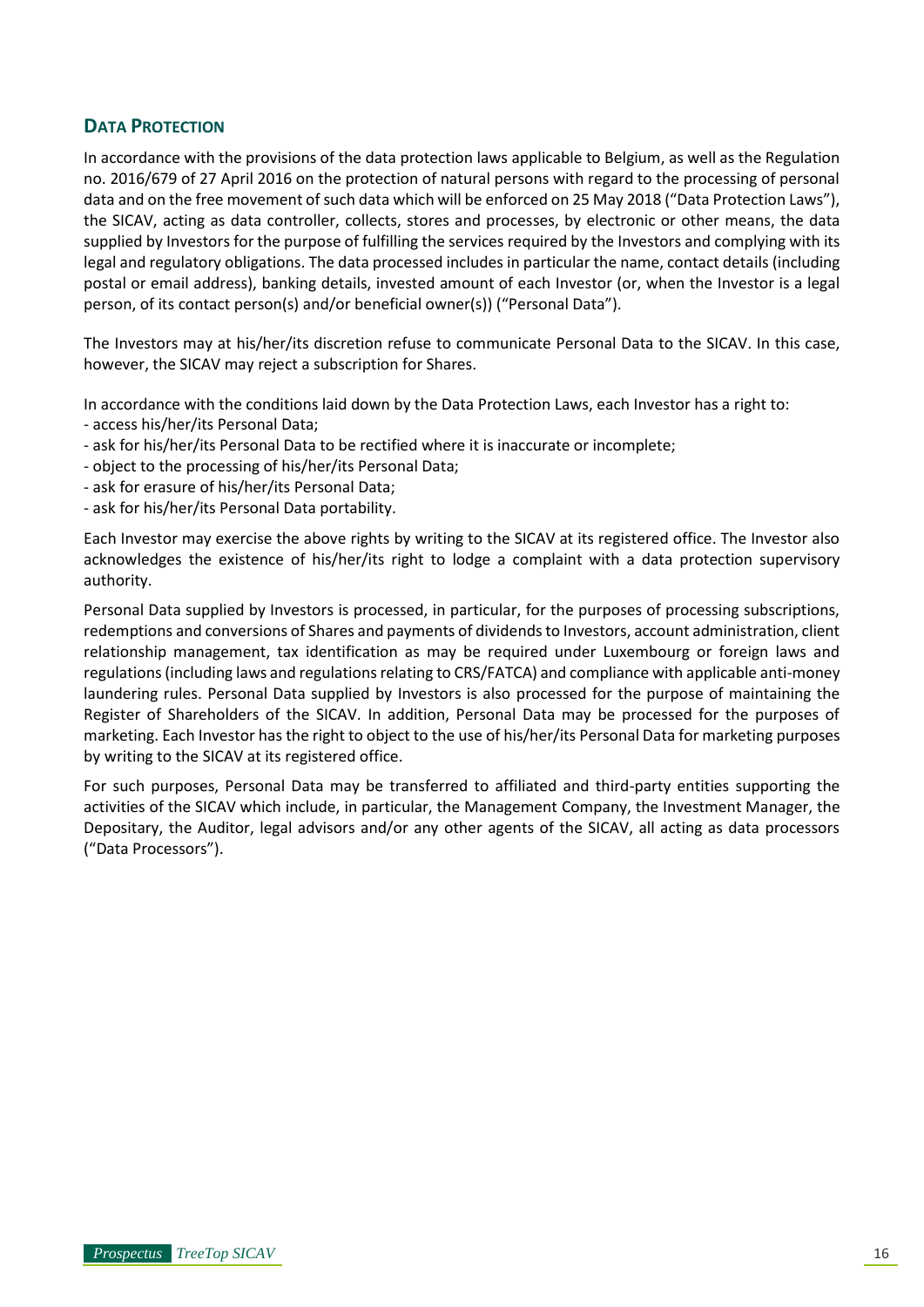## DATA PROTECTION

In accordance with the provisions of the data protection laws applicable to Belgium, as well as the Regulation no. 2016/679 of 27 April 2016 on the protection of natural persons with regard to the processing of personal data and on the free movement of such data which will be enforced on 25 May 2018 ("Data Protection Laws"), the SICAV, acting as data controller, collects, stores and processes, by electronic or other means, the data supplied by Investors for the purpose of fulfilling the services required by the Investors and complying with its legal and regulatory obligations. The data processed includes in particular the name, contact details (including postal or email address), banking details, invested amount of each Investor (or, when the Investor is a legal person, of its contact person(s) and/or beneficial owner(s)) ("Personal Data").

The Investors may at his/her/its discretion refuse to communicate Personal Data to the SICAV. In this case, however, the SICAV may reject a subscription for Shares.

In accordance with the conditions laid down by the Data Protection Laws, each Investor has a right to:

- access his/her/its Personal Data;
- ask for his/her/its Personal Data to be rectified where it is inaccurate or incomplete;
- object to the processing of his/her/its Personal Data;
- ask for erasure of his/her/its Personal Data;
- ask for his/her/its Personal Data portability.

Each Investor may exercise the above rights by writing to the SICAV at its registered office. The Investor also acknowledges the existence of his/her/its right to lodge a complaint with a data protection supervisory authority.

Personal Data supplied by Investors is processed, in particular, for the purposes of processing subscriptions, redemptions and conversions of Shares and payments of dividends to Investors, account administration, client relationship management, tax identification as may be required under Luxembourg or foreign laws and regulations (including laws and regulations relating to CRS/FATCA) and compliance with applicable anti-money laundering rules. Personal Data supplied by Investors is also processed for the purpose of maintaining the Register of Shareholders of the SICAV. In addition, Personal Data may be processed for the purposes of marketing. Each Investor has the right to object to the use of his/her/its Personal Data for marketing purposes by writing to the SICAV at its registered office.

For such purposes, Personal Data may be transferred to affiliated and third-party entities supporting the activities of the SICAV which include, in particular, the Management Company, the Investment Manager, the Depositary, the Auditor, legal advisors and/or any other agents of the SICAV, all acting as data processors ("Data Processors").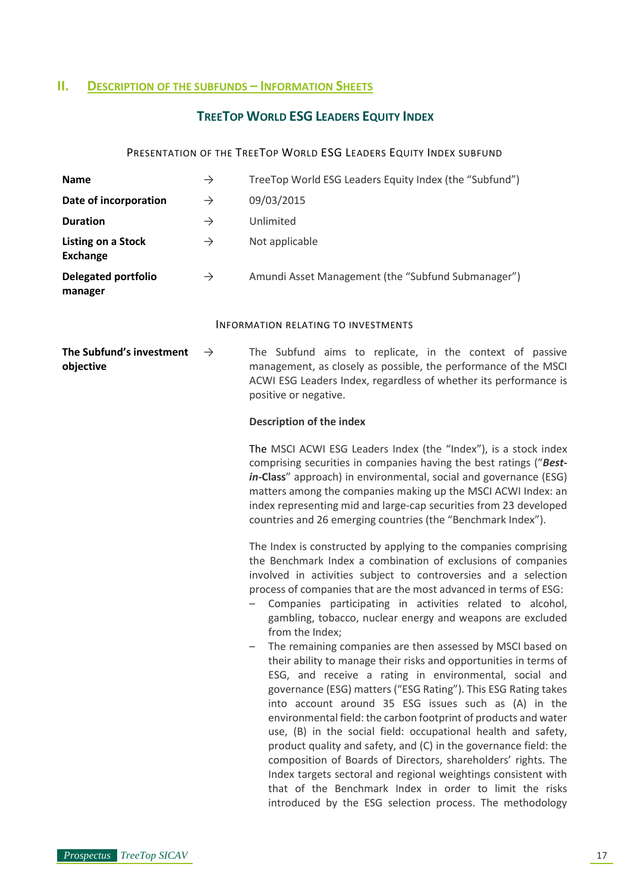## II. Description of the Subfunds – Information Sheets

### TreeTop World ESG Leaders Equity Index

#### Presentation of the TreeTop World ESG Leaders Equity Index subfund

| | | |
|---|---|---|
| **Name** | → | TreeTop World ESG Leaders Equity Index (the "Subfund") |
| **Date of incorporation** | → | 09/03/2015 |
| **Duration** | → | Unlimited |
| **Listing on a Stock Exchange** | → | Not applicable |
| **Delegated portfolio manager** | → | Amundi Asset Management (the "Subfund Submanager") |

#### Information relating to investments

**The Subfund's investment objective** →

The Subfund aims to replicate, in the context of passive management, as closely as possible, the performance of the MSCI ACWI ESG Leaders Index, regardless of whether its performance is positive or negative.

**Description of the index**

The MSCI ACWI ESG Leaders Index (the "Index"), is a stock index comprising securities in companies having the best ratings ("***Best-in*-Class**" approach) in environmental, social and governance (ESG) matters among the companies making up the MSCI ACWI Index: an index representing mid and large-cap securities from 23 developed countries and 26 emerging countries (the "Benchmark Index").

The Index is constructed by applying to the companies comprising the Benchmark Index a combination of exclusions of companies involved in activities subject to controversies and a selection process of companies that are the most advanced in terms of ESG:

- Companies participating in activities related to alcohol, gambling, tobacco, nuclear energy and weapons are excluded from the Index;
- The remaining companies are then assessed by MSCI based on their ability to manage their risks and opportunities in terms of ESG, and receive a rating in environmental, social and governance (ESG) matters ("ESG Rating"). This ESG Rating takes into account around 35 ESG issues such as (A) in the environmental field: the carbon footprint of products and water use, (B) in the social field: occupational health and safety, product quality and safety, and (C) in the governance field: the composition of Boards of Directors, shareholders' rights. The Index targets sectoral and regional weightings consistent with that of the Benchmark Index in order to limit the risks introduced by the ESG selection process. The methodology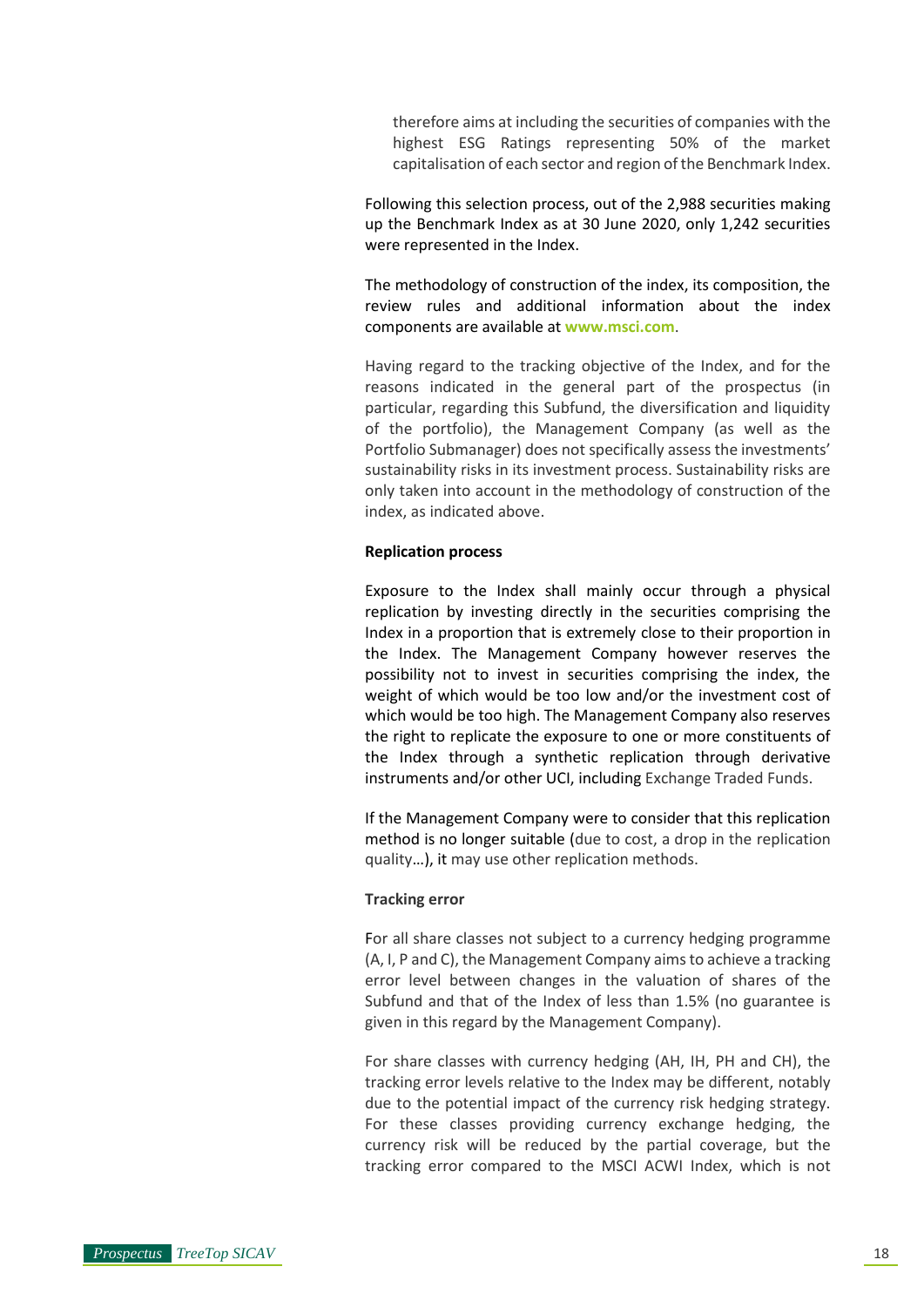therefore aims at including the securities of companies with the highest ESG Ratings representing 50% of the market capitalisation of each sector and region of the Benchmark Index.

Following this selection process, out of the 2,988 securities making up the Benchmark Index as at 30 June 2020, only 1,242 securities were represented in the Index.

The methodology of construction of the index, its composition, the review rules and additional information about the index components are available at **www.msci.com**.

Having regard to the tracking objective of the Index, and for the reasons indicated in the general part of the prospectus (in particular, regarding this Subfund, the diversification and liquidity of the portfolio), the Management Company (as well as the Portfolio Submanager) does not specifically assess the investments' sustainability risks in its investment process. Sustainability risks are only taken into account in the methodology of construction of the index, as indicated above.

**Replication process**

Exposure to the Index shall mainly occur through a physical replication by investing directly in the securities comprising the Index in a proportion that is extremely close to their proportion in the Index. The Management Company however reserves the possibility not to invest in securities comprising the index, the weight of which would be too low and/or the investment cost of which would be too high. The Management Company also reserves the right to replicate the exposure to one or more constituents of the Index through a synthetic replication through derivative instruments and/or other UCI, including Exchange Traded Funds.

If the Management Company were to consider that this replication method is no longer suitable (due to cost, a drop in the replication quality…), it may use other replication methods.

**Tracking error**

For all share classes not subject to a currency hedging programme (A, I, P and C), the Management Company aims to achieve a tracking error level between changes in the valuation of shares of the Subfund and that of the Index of less than 1.5% (no guarantee is given in this regard by the Management Company).

For share classes with currency hedging (AH, IH, PH and CH), the tracking error levels relative to the Index may be different, notably due to the potential impact of the currency risk hedging strategy. For these classes providing currency exchange hedging, the currency risk will be reduced by the partial coverage, but the tracking error compared to the MSCI ACWI Index, which is not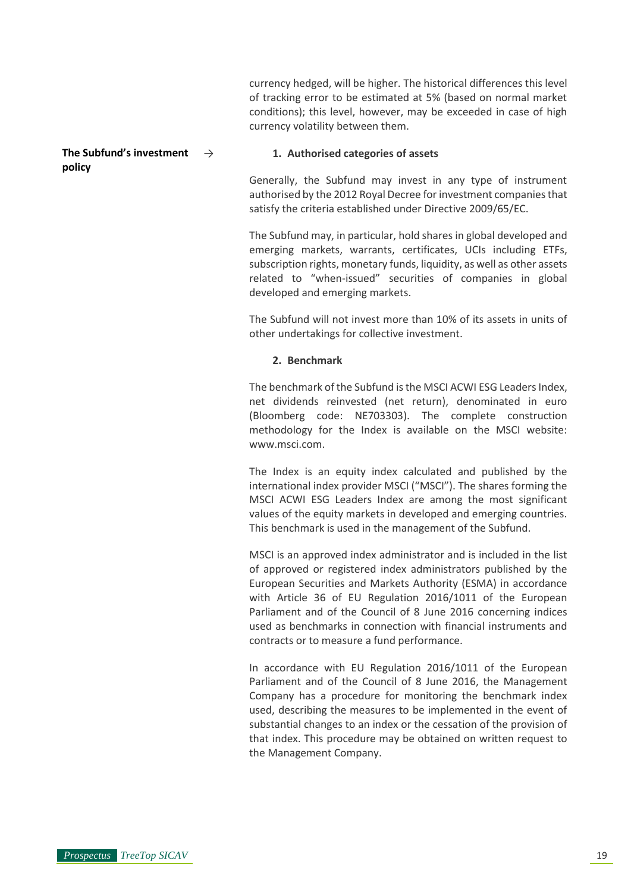currency hedged, will be higher. The historical differences this level of tracking error to be estimated at 5% (based on normal market conditions); this level, however, may be exceeded in case of high currency volatility between them.

**The Subfund's investment policy** →

**1. Authorised categories of assets**

Generally, the Subfund may invest in any type of instrument authorised by the 2012 Royal Decree for investment companies that satisfy the criteria established under Directive 2009/65/EC.

The Subfund may, in particular, hold shares in global developed and emerging markets, warrants, certificates, UCIs including ETFs, subscription rights, monetary funds, liquidity, as well as other assets related to "when-issued" securities of companies in global developed and emerging markets.

The Subfund will not invest more than 10% of its assets in units of other undertakings for collective investment.

**2. Benchmark**

The benchmark of the Subfund is the MSCI ACWI ESG Leaders Index, net dividends reinvested (net return), denominated in euro (Bloomberg code: NE703303). The complete construction methodology for the Index is available on the MSCI website: www.msci.com.

The Index is an equity index calculated and published by the international index provider MSCI ("MSCI"). The shares forming the MSCI ACWI ESG Leaders Index are among the most significant values of the equity markets in developed and emerging countries. This benchmark is used in the management of the Subfund.

MSCI is an approved index administrator and is included in the list of approved or registered index administrators published by the European Securities and Markets Authority (ESMA) in accordance with Article 36 of EU Regulation 2016/1011 of the European Parliament and of the Council of 8 June 2016 concerning indices used as benchmarks in connection with financial instruments and contracts or to measure a fund performance.

In accordance with EU Regulation 2016/1011 of the European Parliament and of the Council of 8 June 2016, the Management Company has a procedure for monitoring the benchmark index used, describing the measures to be implemented in the event of substantial changes to an index or the cessation of the provision of that index. This procedure may be obtained on written request to the Management Company.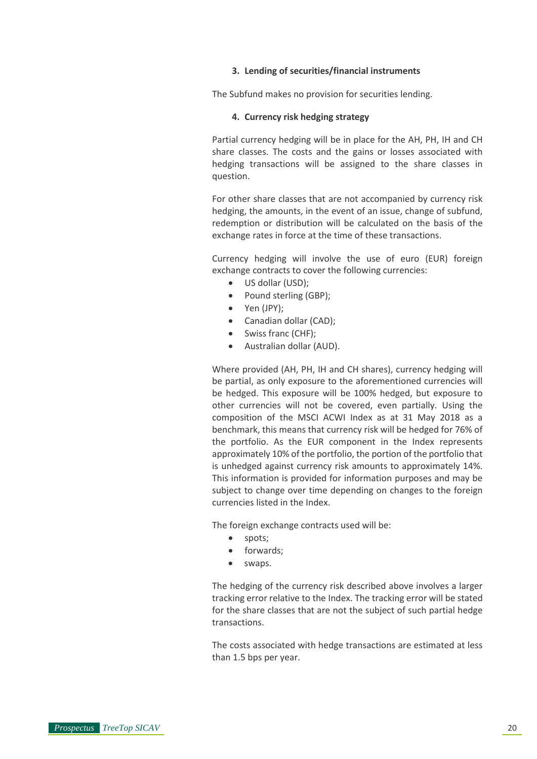### 3. Lending of securities/financial instruments

The Subfund makes no provision for securities lending.

### 4. Currency risk hedging strategy

Partial currency hedging will be in place for the AH, PH, IH and CH share classes. The costs and the gains or losses associated with hedging transactions will be assigned to the share classes in question.

For other share classes that are not accompanied by currency risk hedging, the amounts, in the event of an issue, change of subfund, redemption or distribution will be calculated on the basis of the exchange rates in force at the time of these transactions.

Currency hedging will involve the use of euro (EUR) foreign exchange contracts to cover the following currencies:

- US dollar (USD);
- Pound sterling (GBP);
- Yen (JPY);
- Canadian dollar (CAD);
- Swiss franc (CHF);
- Australian dollar (AUD).

Where provided (AH, PH, IH and CH shares), currency hedging will be partial, as only exposure to the aforementioned currencies will be hedged. This exposure will be 100% hedged, but exposure to other currencies will not be covered, even partially. Using the composition of the MSCI ACWI Index as at 31 May 2018 as a benchmark, this means that currency risk will be hedged for 76% of the portfolio. As the EUR component in the Index represents approximately 10% of the portfolio, the portion of the portfolio that is unhedged against currency risk amounts to approximately 14%. This information is provided for information purposes and may be subject to change over time depending on changes to the foreign currencies listed in the Index.

The foreign exchange contracts used will be:

- spots;
- forwards;
- swaps.

The hedging of the currency risk described above involves a larger tracking error relative to the Index. The tracking error will be stated for the share classes that are not the subject of such partial hedge transactions.

The costs associated with hedge transactions are estimated at less than 1.5 bps per year.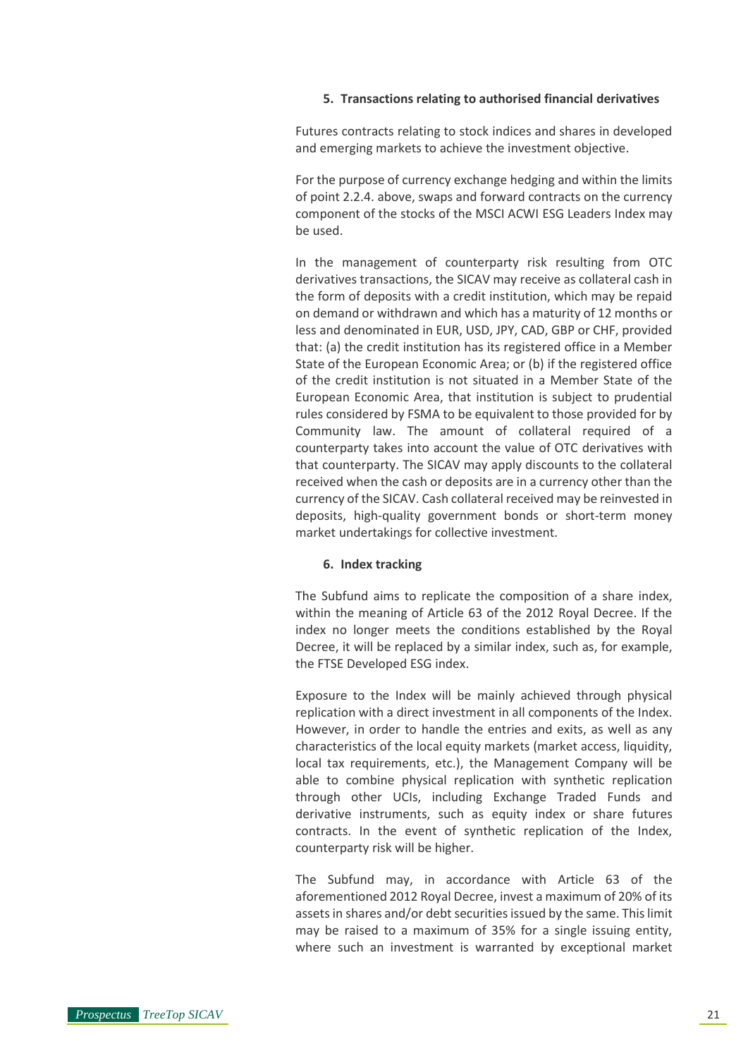### 5. Transactions relating to authorised financial derivatives

Futures contracts relating to stock indices and shares in developed and emerging markets to achieve the investment objective.

For the purpose of currency exchange hedging and within the limits of point 2.2.4. above, swaps and forward contracts on the currency component of the stocks of the MSCI ACWI ESG Leaders Index may be used.

In the management of counterparty risk resulting from OTC derivatives transactions, the SICAV may receive as collateral cash in the form of deposits with a credit institution, which may be repaid on demand or withdrawn and which has a maturity of 12 months or less and denominated in EUR, USD, JPY, CAD, GBP or CHF, provided that: (a) the credit institution has its registered office in a Member State of the European Economic Area; or (b) if the registered office of the credit institution is not situated in a Member State of the European Economic Area, that institution is subject to prudential rules considered by FSMA to be equivalent to those provided for by Community law. The amount of collateral required of a counterparty takes into account the value of OTC derivatives with that counterparty. The SICAV may apply discounts to the collateral received when the cash or deposits are in a currency other than the currency of the SICAV. Cash collateral received may be reinvested in deposits, high-quality government bonds or short-term money market undertakings for collective investment.

### 6. Index tracking

The Subfund aims to replicate the composition of a share index, within the meaning of Article 63 of the 2012 Royal Decree. If the index no longer meets the conditions established by the Royal Decree, it will be replaced by a similar index, such as, for example, the FTSE Developed ESG index.

Exposure to the Index will be mainly achieved through physical replication with a direct investment in all components of the Index. However, in order to handle the entries and exits, as well as any characteristics of the local equity markets (market access, liquidity, local tax requirements, etc.), the Management Company will be able to combine physical replication with synthetic replication through other UCIs, including Exchange Traded Funds and derivative instruments, such as equity index or share futures contracts. In the event of synthetic replication of the Index, counterparty risk will be higher.

The Subfund may, in accordance with Article 63 of the aforementioned 2012 Royal Decree, invest a maximum of 20% of its assets in shares and/or debt securities issued by the same. This limit may be raised to a maximum of 35% for a single issuing entity, where such an investment is warranted by exceptional market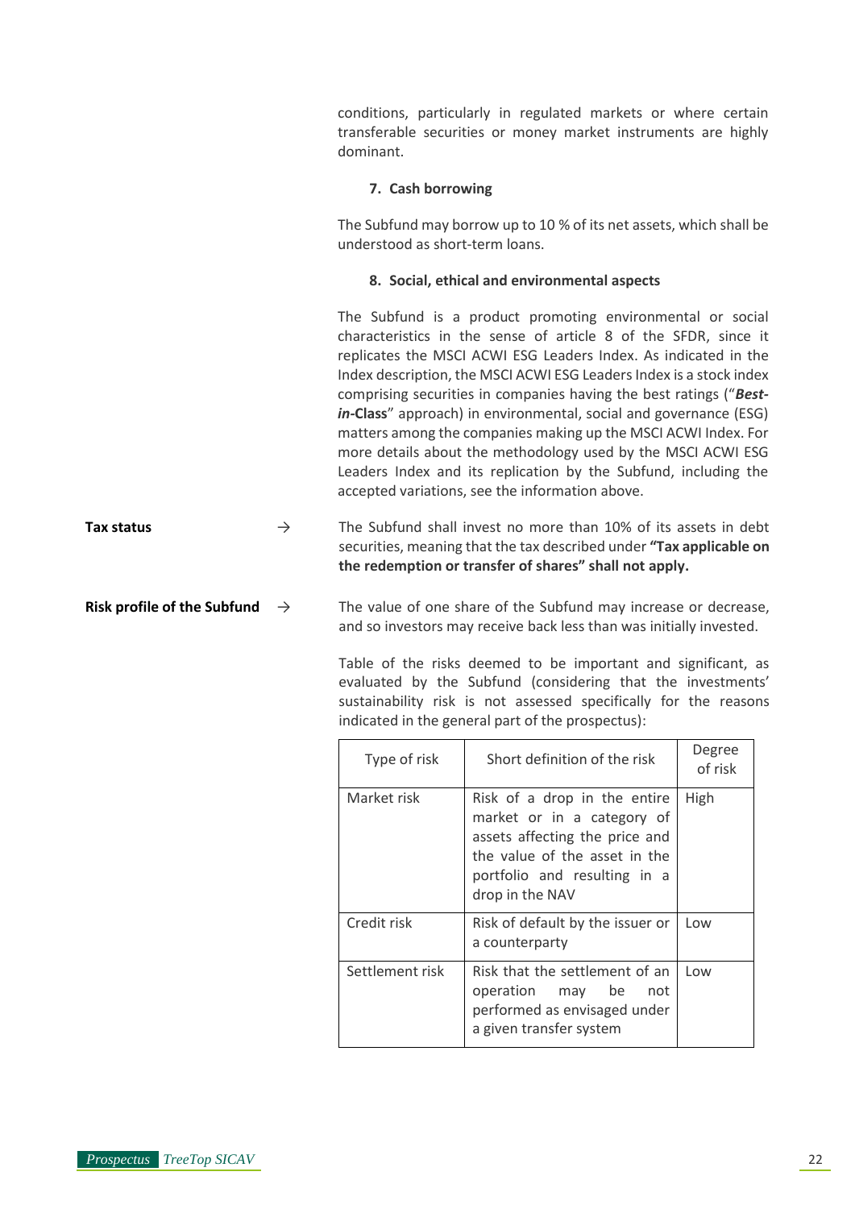conditions, particularly in regulated markets or where certain transferable securities or money market instruments are highly dominant.

**7. Cash borrowing**

The Subfund may borrow up to 10 % of its net assets, which shall be understood as short-term loans.

**8. Social, ethical and environmental aspects**

The Subfund is a product promoting environmental or social characteristics in the sense of article 8 of the SFDR, since it replicates the MSCI ACWI ESG Leaders Index. As indicated in the Index description, the MSCI ACWI ESG Leaders Index is a stock index comprising securities in companies having the best ratings ("***Best-in*-Class**" approach) in environmental, social and governance (ESG) matters among the companies making up the MSCI ACWI Index. For more details about the methodology used by the MSCI ACWI ESG Leaders Index and its replication by the Subfund, including the accepted variations, see the information above.

**Tax status** →

The Subfund shall invest no more than 10% of its assets in debt securities, meaning that the tax described under **"Tax applicable on the redemption or transfer of shares" shall not apply.**

**Risk profile of the Subfund** →

The value of one share of the Subfund may increase or decrease, and so investors may receive back less than was initially invested.

Table of the risks deemed to be important and significant, as evaluated by the Subfund (considering that the investments' sustainability risk is not assessed specifically for the reasons indicated in the general part of the prospectus):

| Type of risk | Short definition of the risk | Degree of risk |
|---|---|---|
| Market risk | Risk of a drop in the entire market or in a category of assets affecting the price and the value of the asset in the portfolio and resulting in a drop in the NAV | High |
| Credit risk | Risk of default by the issuer or a counterparty | Low |
| Settlement risk | Risk that the settlement of an operation may be not performed as envisaged under a given transfer system | Low |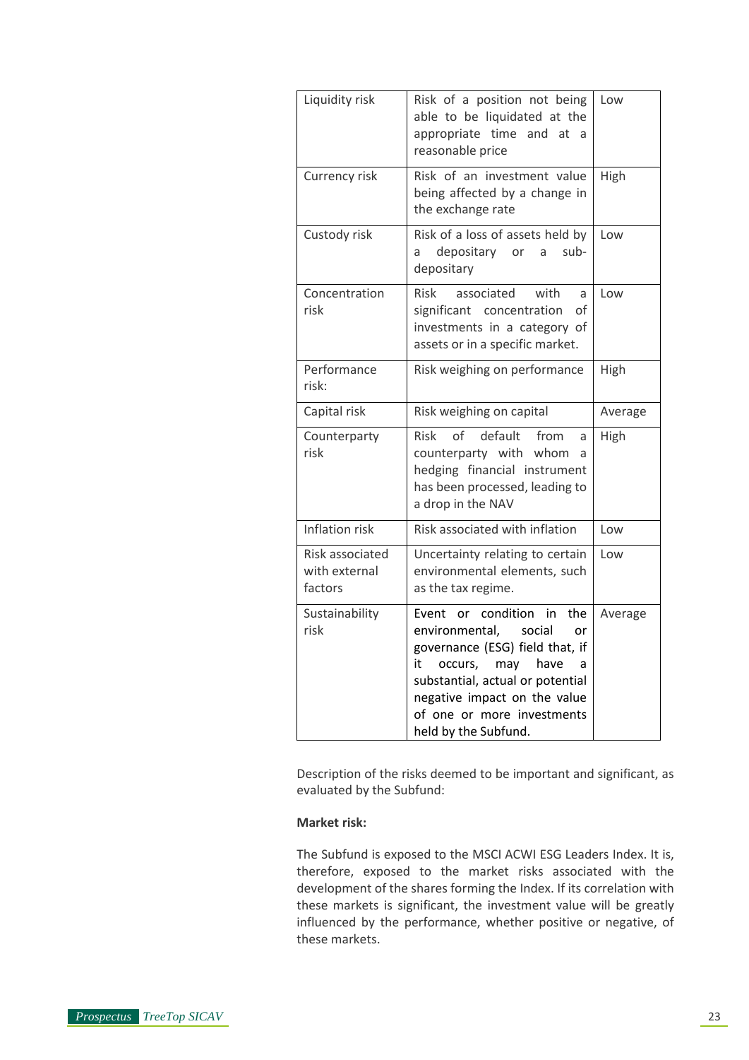| Liquidity risk | Risk of a position not being able to be liquidated at the appropriate time and at a reasonable price | Low |
|---|---|---|
| Currency risk | Risk of an investment value being affected by a change in the exchange rate | High |
| Custody risk | Risk of a loss of assets held by a depositary or a sub-depositary | Low |
| Concentration risk | Risk associated with a significant concentration of investments in a category of assets or in a specific market. | Low |
| Performance risk: | Risk weighing on performance | High |
| Capital risk | Risk weighing on capital | Average |
| Counterparty risk | Risk of default from a counterparty with whom a hedging financial instrument has been processed, leading to a drop in the NAV | High |
| Inflation risk | Risk associated with inflation | Low |
| Risk associated with external factors | Uncertainty relating to certain environmental elements, such as the tax regime. | Low |
| Sustainability risk | Event or condition in the environmental, social or governance (ESG) field that, if it occurs, may have a substantial, actual or potential negative impact on the value of one or more investments held by the Subfund. | Average |

Description of the risks deemed to be important and significant, as evaluated by the Subfund:

**Market risk:**

The Subfund is exposed to the MSCI ACWI ESG Leaders Index. It is, therefore, exposed to the market risks associated with the development of the shares forming the Index. If its correlation with these markets is significant, the investment value will be greatly influenced by the performance, whether positive or negative, of these markets.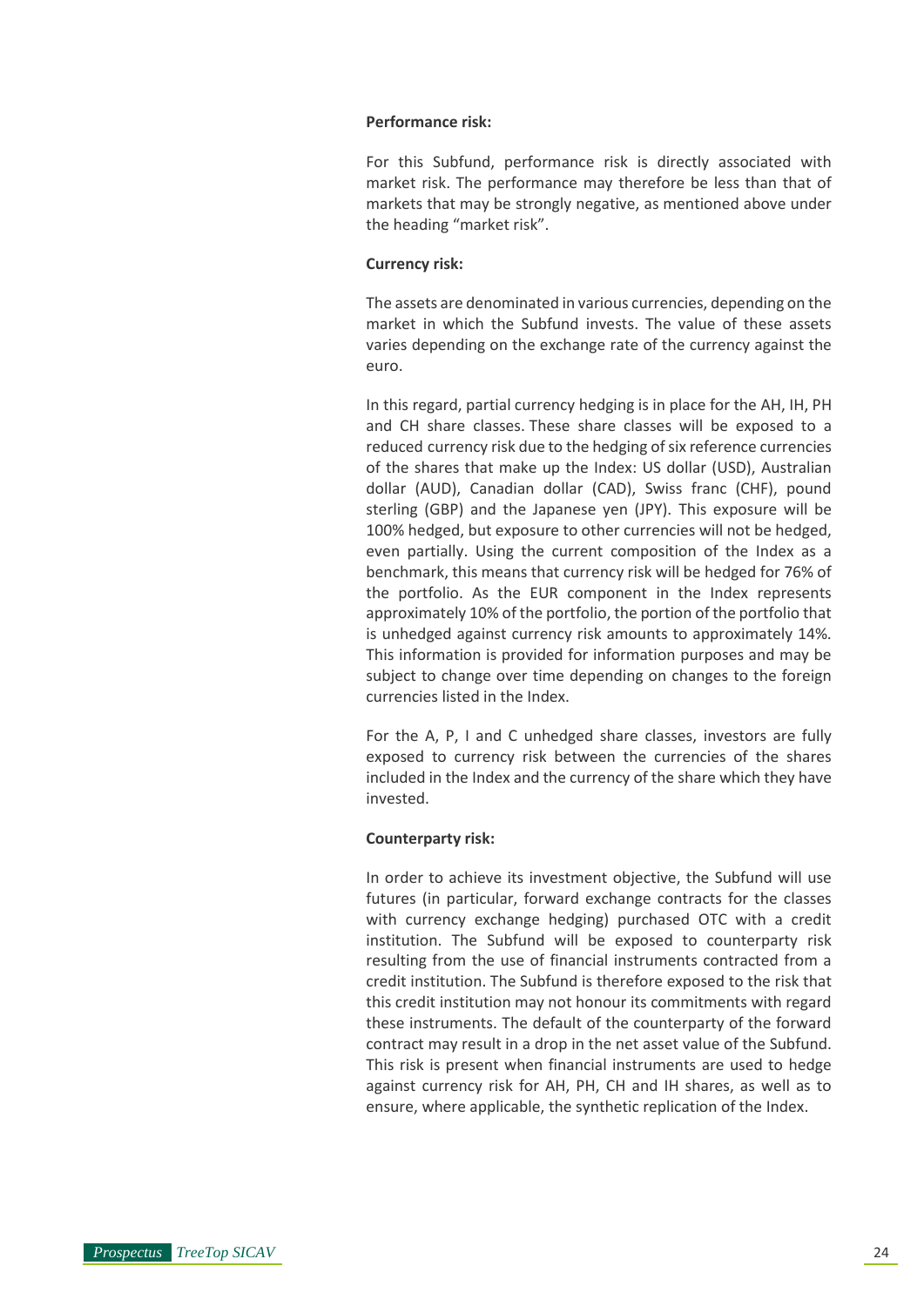**Performance risk:**

For this Subfund, performance risk is directly associated with market risk. The performance may therefore be less than that of markets that may be strongly negative, as mentioned above under the heading "market risk".

**Currency risk:**

The assets are denominated in various currencies, depending on the market in which the Subfund invests. The value of these assets varies depending on the exchange rate of the currency against the euro.

In this regard, partial currency hedging is in place for the AH, IH, PH and CH share classes. These share classes will be exposed to a reduced currency risk due to the hedging of six reference currencies of the shares that make up the Index: US dollar (USD), Australian dollar (AUD), Canadian dollar (CAD), Swiss franc (CHF), pound sterling (GBP) and the Japanese yen (JPY). This exposure will be 100% hedged, but exposure to other currencies will not be hedged, even partially. Using the current composition of the Index as a benchmark, this means that currency risk will be hedged for 76% of the portfolio. As the EUR component in the Index represents approximately 10% of the portfolio, the portion of the portfolio that is unhedged against currency risk amounts to approximately 14%. This information is provided for information purposes and may be subject to change over time depending on changes to the foreign currencies listed in the Index.

For the A, P, I and C unhedged share classes, investors are fully exposed to currency risk between the currencies of the shares included in the Index and the currency of the share which they have invested.

**Counterparty risk:**

In order to achieve its investment objective, the Subfund will use futures (in particular, forward exchange contracts for the classes with currency exchange hedging) purchased OTC with a credit institution. The Subfund will be exposed to counterparty risk resulting from the use of financial instruments contracted from a credit institution. The Subfund is therefore exposed to the risk that this credit institution may not honour its commitments with regard these instruments. The default of the counterparty of the forward contract may result in a drop in the net asset value of the Subfund. This risk is present when financial instruments are used to hedge against currency risk for AH, PH, CH and IH shares, as well as to ensure, where applicable, the synthetic replication of the Index.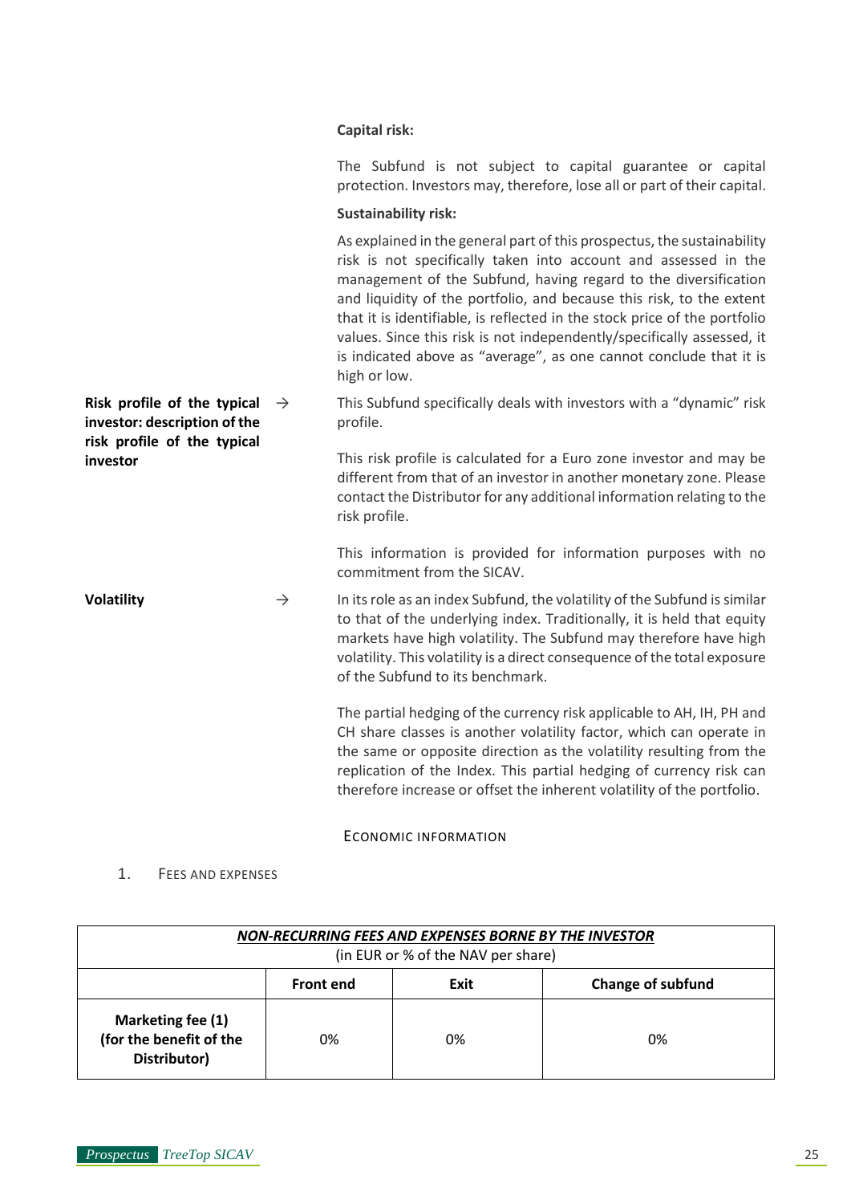**Capital risk:**

The Subfund is not subject to capital guarantee or capital protection. Investors may, therefore, lose all or part of their capital.

**Sustainability risk:**

As explained in the general part of this prospectus, the sustainability risk is not specifically taken into account and assessed in the management of the Subfund, having regard to the diversification and liquidity of the portfolio, and because this risk, to the extent that it is identifiable, is reflected in the stock price of the portfolio values. Since this risk is not independently/specifically assessed, it is indicated above as "average", as one cannot conclude that it is high or low.

**Risk profile of the typical investor: description of the risk profile of the typical investor** →

This Subfund specifically deals with investors with a "dynamic" risk profile.

This risk profile is calculated for a Euro zone investor and may be different from that of an investor in another monetary zone. Please contact the Distributor for any additional information relating to the risk profile.

This information is provided for information purposes with no commitment from the SICAV.

**Volatility** →

In its role as an index Subfund, the volatility of the Subfund is similar to that of the underlying index. Traditionally, it is held that equity markets have high volatility. The Subfund may therefore have high volatility. This volatility is a direct consequence of the total exposure of the Subfund to its benchmark.

The partial hedging of the currency risk applicable to AH, IH, PH and CH share classes is another volatility factor, which can operate in the same or opposite direction as the volatility resulting from the replication of the Index. This partial hedging of currency risk can therefore increase or offset the inherent volatility of the portfolio.

## ECONOMIC INFORMATION

### 1. FEES AND EXPENSES

| ***NON-RECURRING FEES AND EXPENSES BORNE BY THE INVESTOR*** (in EUR or % of the NAV per share) | | | |
|---|---|---|---|
| | **Front end** | **Exit** | **Change of subfund** |
| **Marketing fee (1) (for the benefit of the Distributor)** | 0% | 0% | 0% |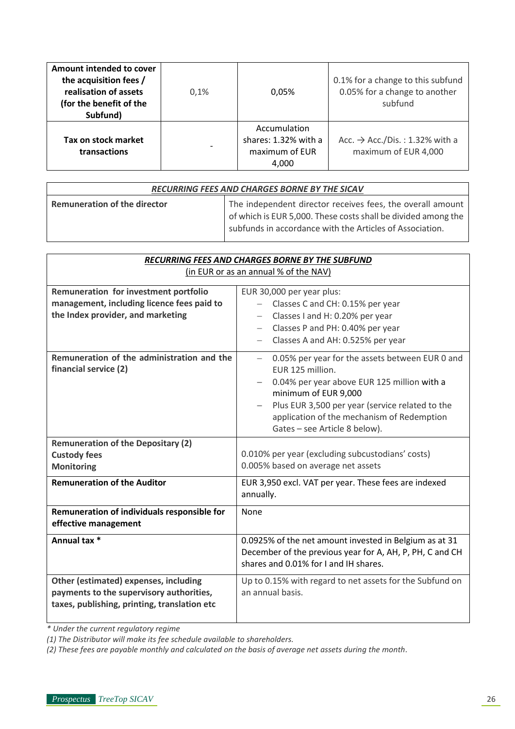| **Amount intended to cover the acquisition fees / realisation of assets (for the benefit of the Subfund)** | 0,1% | 0,05% | 0.1% for a change to this subfund<br>0.05% for a change to another subfund |
|---|---|---|---|
| **Tax on stock market transactions** | - | Accumulation shares: 1.32% with a maximum of EUR 4,000 | Acc. → Acc./Dis. : 1.32% with a maximum of EUR 4,000 |

| ***RECURRING FEES AND CHARGES BORNE BY THE SICAV*** | |
|---|---|
| **Remuneration of the director** | The independent director receives fees, the overall amount of which is EUR 5,000. These costs shall be divided among the subfunds in accordance with the Articles of Association. |

| ***RECURRING FEES AND CHARGES BORNE BY THE SUBFUND*** (in EUR or as an annual % of the NAV) | |
|---|---|
| **Remuneration for investment portfolio management, including licence fees paid to the Index provider, and marketing** | EUR 30,000 per year plus:<br>– Classes C and CH: 0.15% per year<br>– Classes I and H: 0.20% per year<br>– Classes P and PH: 0.40% per year<br>– Classes A and AH: 0.525% per year |
| **Remuneration of the administration and the financial service (2)** | – 0.05% per year for the assets between EUR 0 and EUR 125 million.<br>– 0.04% per year above EUR 125 million with a minimum of EUR 9,000<br>– Plus EUR 3,500 per year (service related to the application of the mechanism of Redemption Gates – see Article 8 below). |
| **Remuneration of the Depositary (2)**<br>**Custody fees**<br>**Monitoring** | 0.010% per year (excluding subcustodians' costs)<br>0.005% based on average net assets |
| **Remuneration of the Auditor** | EUR 3,950 excl. VAT per year. These fees are indexed annually. |
| **Remuneration of individuals responsible for effective management** | None |
| **Annual tax *** | 0.0925% of the net amount invested in Belgium as at 31 December of the previous year for A, AH, P, PH, C and CH shares and 0.01% for I and IH shares. |
| **Other (estimated) expenses, including payments to the supervisory authorities, taxes, publishing, printing, translation etc** | Up to 0.15% with regard to net assets for the Subfund on an annual basis. |

*\* Under the current regulatory regime*

*(1) The Distributor will make its fee schedule available to shareholders.*

*(2) These fees are payable monthly and calculated on the basis of average net assets during the month.*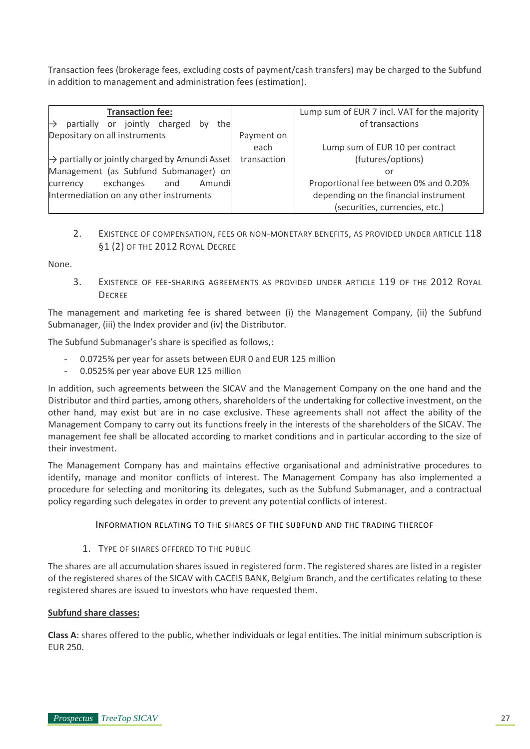Transaction fees (brokerage fees, excluding costs of payment/cash transfers) may be charged to the Subfund in addition to management and administration fees (estimation).

| **Transaction fee:** | | |
|---|---|---|
| → partially or jointly charged by the Depositary on all instruments<br><br>→ partially or jointly charged by Amundi Asset Management (as Subfund Submanager) on currency exchanges and Amundi Intermediation on any other instruments | Payment on each transaction | Lump sum of EUR 7 incl. VAT for the majority of transactions<br><br>Lump sum of EUR 10 per contract (futures/options)<br>or<br>Proportional fee between 0% and 0.20% depending on the financial instrument (securities, currencies, etc.) |

2. EXISTENCE OF COMPENSATION, FEES OR NON-MONETARY BENEFITS, AS PROVIDED UNDER ARTICLE 118 §1 (2) OF THE 2012 ROYAL DECREE

None.

3. EXISTENCE OF FEE-SHARING AGREEMENTS AS PROVIDED UNDER ARTICLE 119 OF THE 2012 ROYAL DECREE

The management and marketing fee is shared between (i) the Management Company, (ii) the Subfund Submanager, (iii) the Index provider and (iv) the Distributor.

The Subfund Submanager's share is specified as follows,:

- 0.0725% per year for assets between EUR 0 and EUR 125 million
- 0.0525% per year above EUR 125 million

In addition, such agreements between the SICAV and the Management Company on the one hand and the Distributor and third parties, among others, shareholders of the undertaking for collective investment, on the other hand, may exist but are in no case exclusive. These agreements shall not affect the ability of the Management Company to carry out its functions freely in the interests of the shareholders of the SICAV. The management fee shall be allocated according to market conditions and in particular according to the size of their investment.

The Management Company has and maintains effective organisational and administrative procedures to identify, manage and monitor conflicts of interest. The Management Company has also implemented a procedure for selecting and monitoring its delegates, such as the Subfund Submanager, and a contractual policy regarding such delegates in order to prevent any potential conflicts of interest.

INFORMATION RELATING TO THE SHARES OF THE SUBFUND AND THE TRADING THEREOF

1. TYPE OF SHARES OFFERED TO THE PUBLIC

The shares are all accumulation shares issued in registered form. The registered shares are listed in a register of the registered shares of the SICAV with CACEIS BANK, Belgium Branch, and the certificates relating to these registered shares are issued to investors who have requested them.

**Subfund share classes:**

**Class A**: shares offered to the public, whether individuals or legal entities. The initial minimum subscription is EUR 250.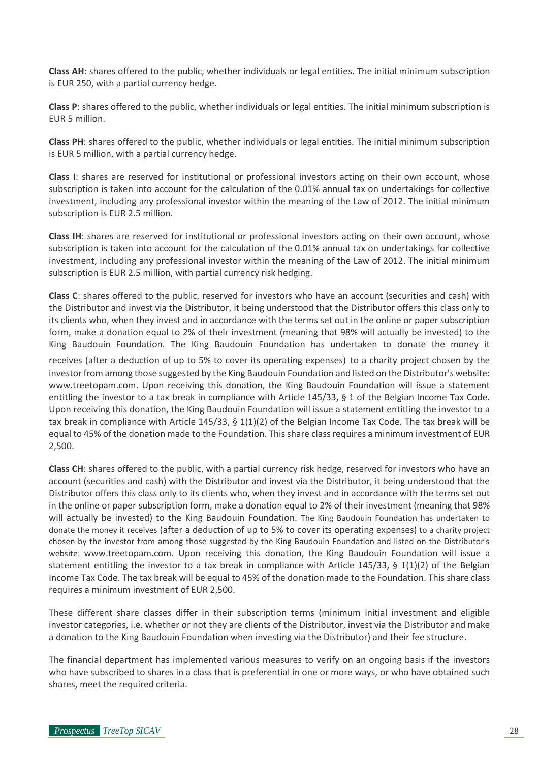**Class AH**: shares offered to the public, whether individuals or legal entities. The initial minimum subscription is EUR 250, with a partial currency hedge.

**Class P**: shares offered to the public, whether individuals or legal entities. The initial minimum subscription is EUR 5 million.

**Class PH**: shares offered to the public, whether individuals or legal entities. The initial minimum subscription is EUR 5 million, with a partial currency hedge.

**Class I**: shares are reserved for institutional or professional investors acting on their own account, whose subscription is taken into account for the calculation of the 0.01% annual tax on undertakings for collective investment, including any professional investor within the meaning of the Law of 2012. The initial minimum subscription is EUR 2.5 million.

**Class IH**: shares are reserved for institutional or professional investors acting on their own account, whose subscription is taken into account for the calculation of the 0.01% annual tax on undertakings for collective investment, including any professional investor within the meaning of the Law of 2012. The initial minimum subscription is EUR 2.5 million, with partial currency risk hedging.

**Class C**: shares offered to the public, reserved for investors who have an account (securities and cash) with the Distributor and invest via the Distributor, it being understood that the Distributor offers this class only to its clients who, when they invest and in accordance with the terms set out in the online or paper subscription form, make a donation equal to 2% of their investment (meaning that 98% will actually be invested) to the King Baudouin Foundation. The King Baudouin Foundation has undertaken to donate the money it receives (after a deduction of up to 5% to cover its operating expenses) to a charity project chosen by the investor from among those suggested by the King Baudouin Foundation and listed on the Distributor's website: www.treetopam.com. Upon receiving this donation, the King Baudouin Foundation will issue a statement entitling the investor to a tax break in compliance with Article 145/33, § 1 of the Belgian Income Tax Code. Upon receiving this donation, the King Baudouin Foundation will issue a statement entitling the investor to a tax break in compliance with Article 145/33, § 1(1)(2) of the Belgian Income Tax Code. The tax break will be equal to 45% of the donation made to the Foundation. This share class requires a minimum investment of EUR 2,500.

**Class CH**: shares offered to the public, with a partial currency risk hedge, reserved for investors who have an account (securities and cash) with the Distributor and invest via the Distributor, it being understood that the Distributor offers this class only to its clients who, when they invest and in accordance with the terms set out in the online or paper subscription form, make a donation equal to 2% of their investment (meaning that 98% will actually be invested) to the King Baudouin Foundation. The King Baudouin Foundation has undertaken to donate the money it receives (after a deduction of up to 5% to cover its operating expenses) to a charity project chosen by the investor from among those suggested by the King Baudouin Foundation and listed on the Distributor's website: www.treetopam.com. Upon receiving this donation, the King Baudouin Foundation will issue a statement entitling the investor to a tax break in compliance with Article 145/33, § 1(1)(2) of the Belgian Income Tax Code. The tax break will be equal to 45% of the donation made to the Foundation. This share class requires a minimum investment of EUR 2,500.

These different share classes differ in their subscription terms (minimum initial investment and eligible investor categories, i.e. whether or not they are clients of the Distributor, invest via the Distributor and make a donation to the King Baudouin Foundation when investing via the Distributor) and their fee structure.

The financial department has implemented various measures to verify on an ongoing basis if the investors who have subscribed to shares in a class that is preferential in one or more ways, or who have obtained such shares, meet the required criteria.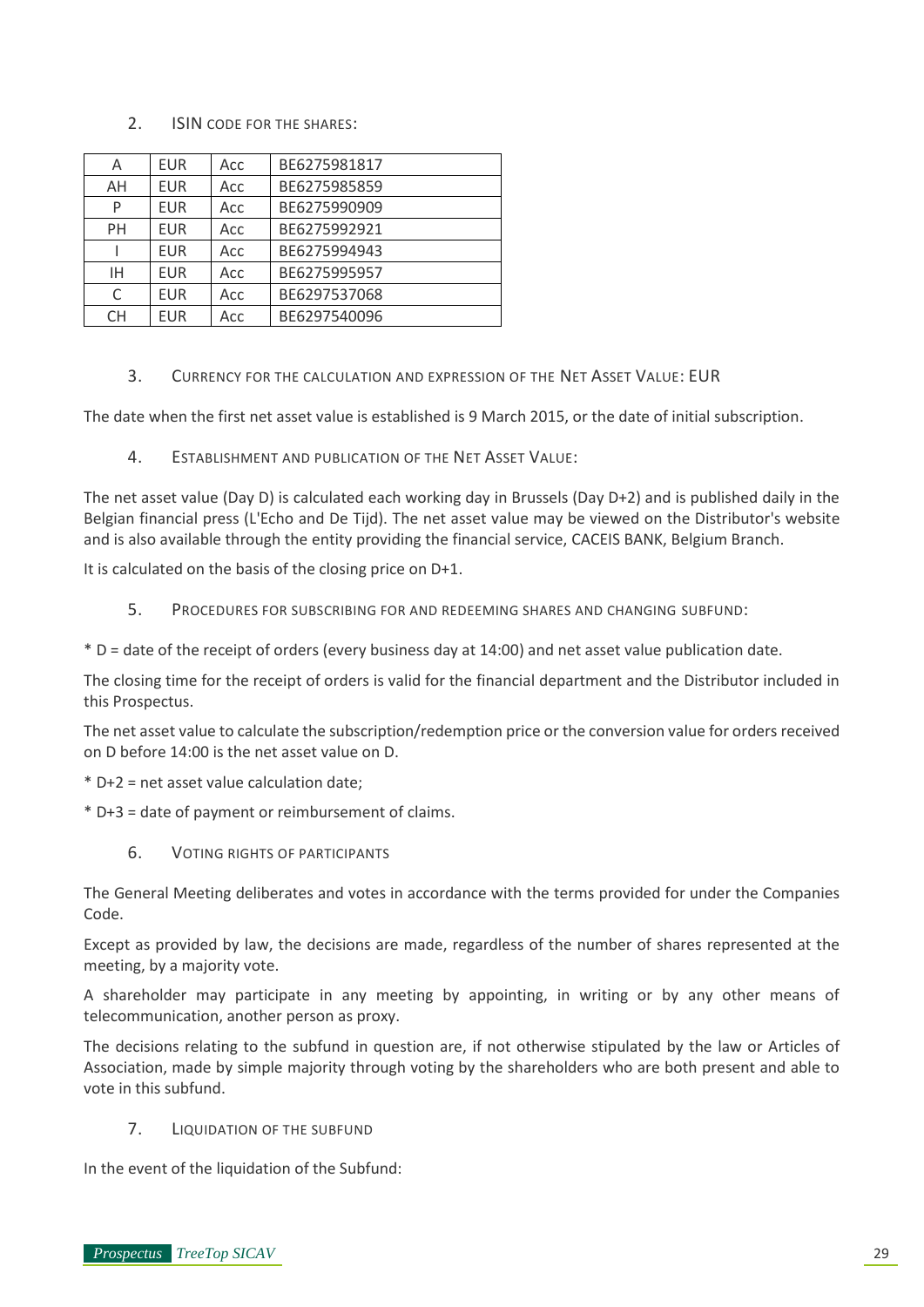## 2. ISIN CODE FOR THE SHARES:

| A | EUR | Acc | BE6275981817 |
|---|---|---|---|
| AH | EUR | Acc | BE6275985859 |
| P | EUR | Acc | BE6275990909 |
| PH | EUR | Acc | BE6275992921 |
| I | EUR | Acc | BE6275994943 |
| IH | EUR | Acc | BE6275995957 |
| C | EUR | Acc | BE6297537068 |
| CH | EUR | Acc | BE6297540096 |

## 3. CURRENCY FOR THE CALCULATION AND EXPRESSION OF THE NET ASSET VALUE: EUR

The date when the first net asset value is established is 9 March 2015, or the date of initial subscription.

## 4. ESTABLISHMENT AND PUBLICATION OF THE NET ASSET VALUE:

The net asset value (Day D) is calculated each working day in Brussels (Day D+2) and is published daily in the Belgian financial press (L'Echo and De Tijd). The net asset value may be viewed on the Distributor's website and is also available through the entity providing the financial service, CACEIS BANK, Belgium Branch.

It is calculated on the basis of the closing price on D+1.

## 5. PROCEDURES FOR SUBSCRIBING FOR AND REDEEMING SHARES AND CHANGING SUBFUND:

* D = date of the receipt of orders (every business day at 14:00) and net asset value publication date.

The closing time for the receipt of orders is valid for the financial department and the Distributor included in this Prospectus.

The net asset value to calculate the subscription/redemption price or the conversion value for orders received on D before 14:00 is the net asset value on D.

* D+2 = net asset value calculation date;

* D+3 = date of payment or reimbursement of claims.

## 6. VOTING RIGHTS OF PARTICIPANTS

The General Meeting deliberates and votes in accordance with the terms provided for under the Companies Code.

Except as provided by law, the decisions are made, regardless of the number of shares represented at the meeting, by a majority vote.

A shareholder may participate in any meeting by appointing, in writing or by any other means of telecommunication, another person as proxy.

The decisions relating to the subfund in question are, if not otherwise stipulated by the law or Articles of Association, made by simple majority through voting by the shareholders who are both present and able to vote in this subfund.

## 7. LIQUIDATION OF THE SUBFUND

In the event of the liquidation of the Subfund: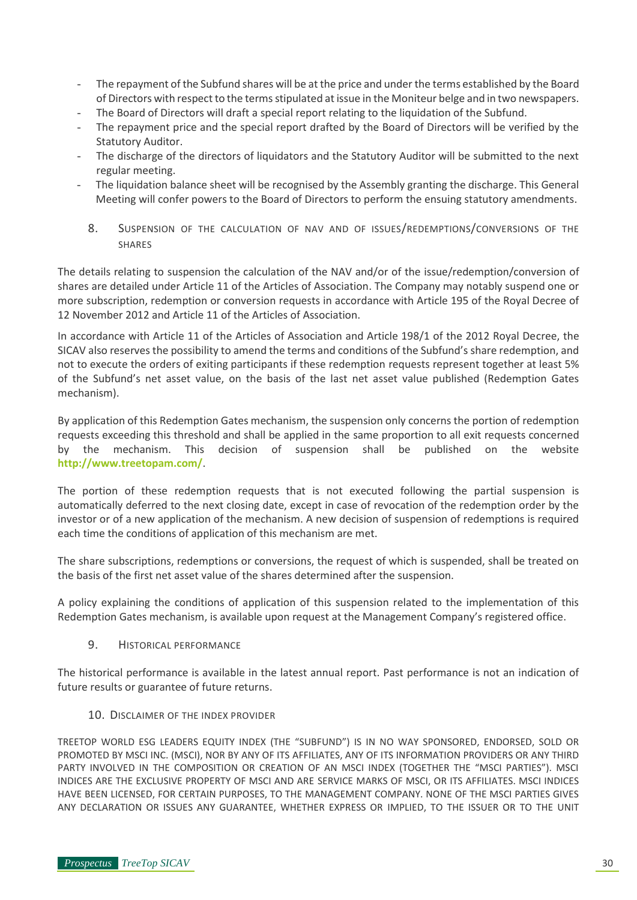- The repayment of the Subfund shares will be at the price and under the terms established by the Board of Directors with respect to the terms stipulated at issue in the Moniteur belge and in two newspapers.
- The Board of Directors will draft a special report relating to the liquidation of the Subfund.
- The repayment price and the special report drafted by the Board of Directors will be verified by the Statutory Auditor.
- The discharge of the directors of liquidators and the Statutory Auditor will be submitted to the next regular meeting.
- The liquidation balance sheet will be recognised by the Assembly granting the discharge. This General Meeting will confer powers to the Board of Directors to perform the ensuing statutory amendments.

## 8. Suspension of the calculation of NAV and of issues/redemptions/conversions of the shares

The details relating to suspension the calculation of the NAV and/or of the issue/redemption/conversion of shares are detailed under Article 11 of the Articles of Association. The Company may notably suspend one or more subscription, redemption or conversion requests in accordance with Article 195 of the Royal Decree of 12 November 2012 and Article 11 of the Articles of Association.

In accordance with Article 11 of the Articles of Association and Article 198/1 of the 2012 Royal Decree, the SICAV also reserves the possibility to amend the terms and conditions of the Subfund's share redemption, and not to execute the orders of exiting participants if these redemption requests represent together at least 5% of the Subfund's net asset value, on the basis of the last net asset value published (Redemption Gates mechanism).

By application of this Redemption Gates mechanism, the suspension only concerns the portion of redemption requests exceeding this threshold and shall be applied in the same proportion to all exit requests concerned by the mechanism. This decision of suspension shall be published on the website **http://www.treetopam.com/**.

The portion of these redemption requests that is not executed following the partial suspension is automatically deferred to the next closing date, except in case of revocation of the redemption order by the investor or of a new application of the mechanism. A new decision of suspension of redemptions is required each time the conditions of application of this mechanism are met.

The share subscriptions, redemptions or conversions, the request of which is suspended, shall be treated on the basis of the first net asset value of the shares determined after the suspension.

A policy explaining the conditions of application of this suspension related to the implementation of this Redemption Gates mechanism, is available upon request at the Management Company's registered office.

## 9. Historical performance

The historical performance is available in the latest annual report. Past performance is not an indication of future results or guarantee of future returns.

## 10. Disclaimer of the index provider

TREETOP WORLD ESG LEADERS EQUITY INDEX (THE "SUBFUND") IS IN NO WAY SPONSORED, ENDORSED, SOLD OR PROMOTED BY MSCI INC. (MSCI), NOR BY ANY OF ITS AFFILIATES, ANY OF ITS INFORMATION PROVIDERS OR ANY THIRD PARTY INVOLVED IN THE COMPOSITION OR CREATION OF AN MSCI INDEX (TOGETHER THE "MSCI PARTIES"). MSCI INDICES ARE THE EXCLUSIVE PROPERTY OF MSCI AND ARE SERVICE MARKS OF MSCI, OR ITS AFFILIATES. MSCI INDICES HAVE BEEN LICENSED, FOR CERTAIN PURPOSES, TO THE MANAGEMENT COMPANY. NONE OF THE MSCI PARTIES GIVES ANY DECLARATION OR ISSUES ANY GUARANTEE, WHETHER EXPRESS OR IMPLIED, TO THE ISSUER OR TO THE UNIT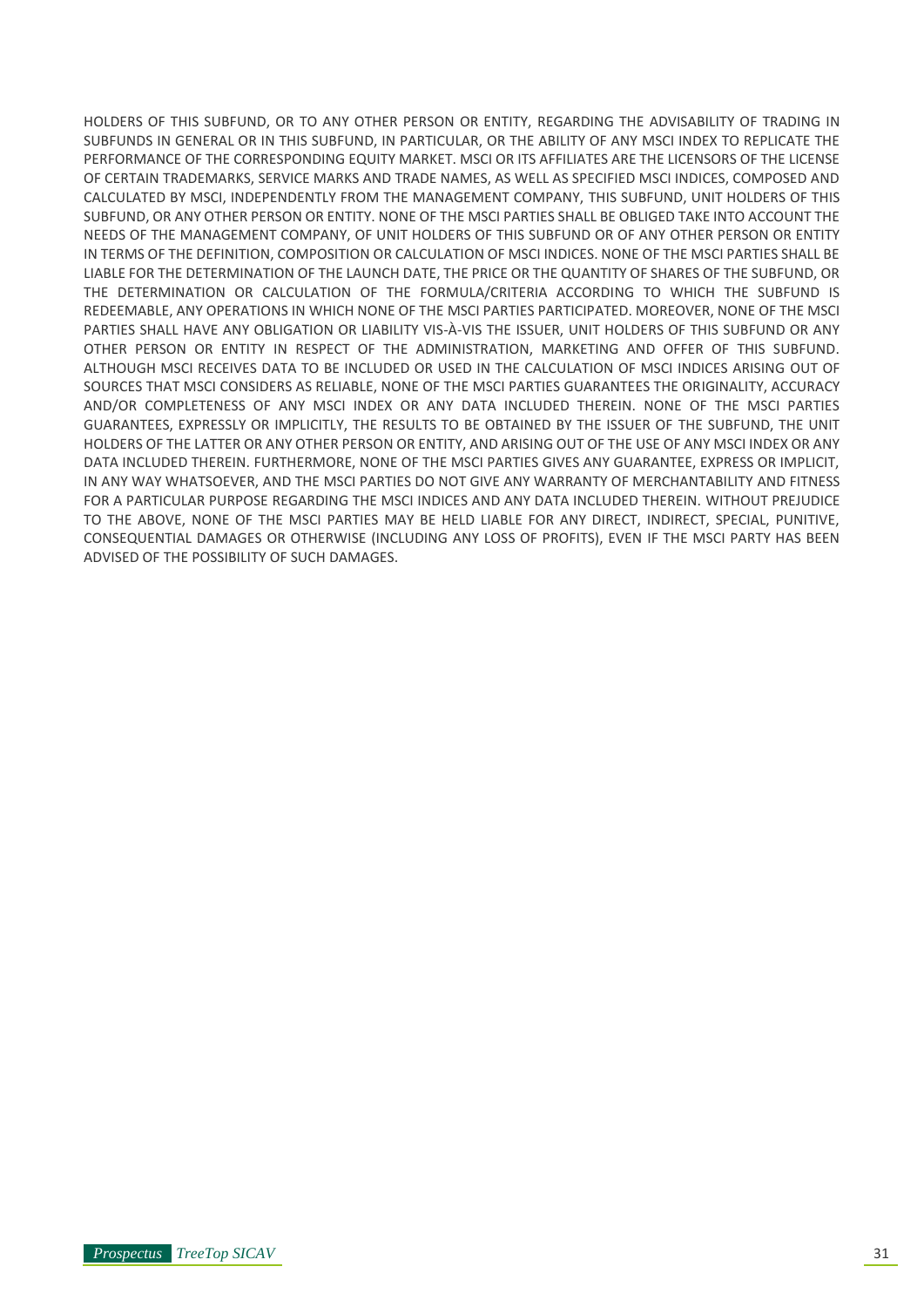HOLDERS OF THIS SUBFUND, OR TO ANY OTHER PERSON OR ENTITY, REGARDING THE ADVISABILITY OF TRADING IN SUBFUNDS IN GENERAL OR IN THIS SUBFUND, IN PARTICULAR, OR THE ABILITY OF ANY MSCI INDEX TO REPLICATE THE PERFORMANCE OF THE CORRESPONDING EQUITY MARKET. MSCI OR ITS AFFILIATES ARE THE LICENSORS OF THE LICENSE OF CERTAIN TRADEMARKS, SERVICE MARKS AND TRADE NAMES, AS WELL AS SPECIFIED MSCI INDICES, COMPOSED AND CALCULATED BY MSCI, INDEPENDENTLY FROM THE MANAGEMENT COMPANY, THIS SUBFUND, UNIT HOLDERS OF THIS SUBFUND, OR ANY OTHER PERSON OR ENTITY. NONE OF THE MSCI PARTIES SHALL BE OBLIGED TAKE INTO ACCOUNT THE NEEDS OF THE MANAGEMENT COMPANY, OF UNIT HOLDERS OF THIS SUBFUND OR OF ANY OTHER PERSON OR ENTITY IN TERMS OF THE DEFINITION, COMPOSITION OR CALCULATION OF MSCI INDICES. NONE OF THE MSCI PARTIES SHALL BE LIABLE FOR THE DETERMINATION OF THE LAUNCH DATE, THE PRICE OR THE QUANTITY OF SHARES OF THE SUBFUND, OR THE DETERMINATION OR CALCULATION OF THE FORMULA/CRITERIA ACCORDING TO WHICH THE SUBFUND IS REDEEMABLE, ANY OPERATIONS IN WHICH NONE OF THE MSCI PARTIES PARTICIPATED. MOREOVER, NONE OF THE MSCI PARTIES SHALL HAVE ANY OBLIGATION OR LIABILITY VIS-À-VIS THE ISSUER, UNIT HOLDERS OF THIS SUBFUND OR ANY OTHER PERSON OR ENTITY IN RESPECT OF THE ADMINISTRATION, MARKETING AND OFFER OF THIS SUBFUND. ALTHOUGH MSCI RECEIVES DATA TO BE INCLUDED OR USED IN THE CALCULATION OF MSCI INDICES ARISING OUT OF SOURCES THAT MSCI CONSIDERS AS RELIABLE, NONE OF THE MSCI PARTIES GUARANTEES THE ORIGINALITY, ACCURACY AND/OR COMPLETENESS OF ANY MSCI INDEX OR ANY DATA INCLUDED THEREIN. NONE OF THE MSCI PARTIES GUARANTEES, EXPRESSLY OR IMPLICITLY, THE RESULTS TO BE OBTAINED BY THE ISSUER OF THE SUBFUND, THE UNIT HOLDERS OF THE LATTER OR ANY OTHER PERSON OR ENTITY, AND ARISING OUT OF THE USE OF ANY MSCI INDEX OR ANY DATA INCLUDED THEREIN. FURTHERMORE, NONE OF THE MSCI PARTIES GIVES ANY GUARANTEE, EXPRESS OR IMPLICIT, IN ANY WAY WHATSOEVER, AND THE MSCI PARTIES DO NOT GIVE ANY WARRANTY OF MERCHANTABILITY AND FITNESS FOR A PARTICULAR PURPOSE REGARDING THE MSCI INDICES AND ANY DATA INCLUDED THEREIN. WITHOUT PREJUDICE TO THE ABOVE, NONE OF THE MSCI PARTIES MAY BE HELD LIABLE FOR ANY DIRECT, INDIRECT, SPECIAL, PUNITIVE, CONSEQUENTIAL DAMAGES OR OTHERWISE (INCLUDING ANY LOSS OF PROFITS), EVEN IF THE MSCI PARTY HAS BEEN ADVISED OF THE POSSIBILITY OF SUCH DAMAGES.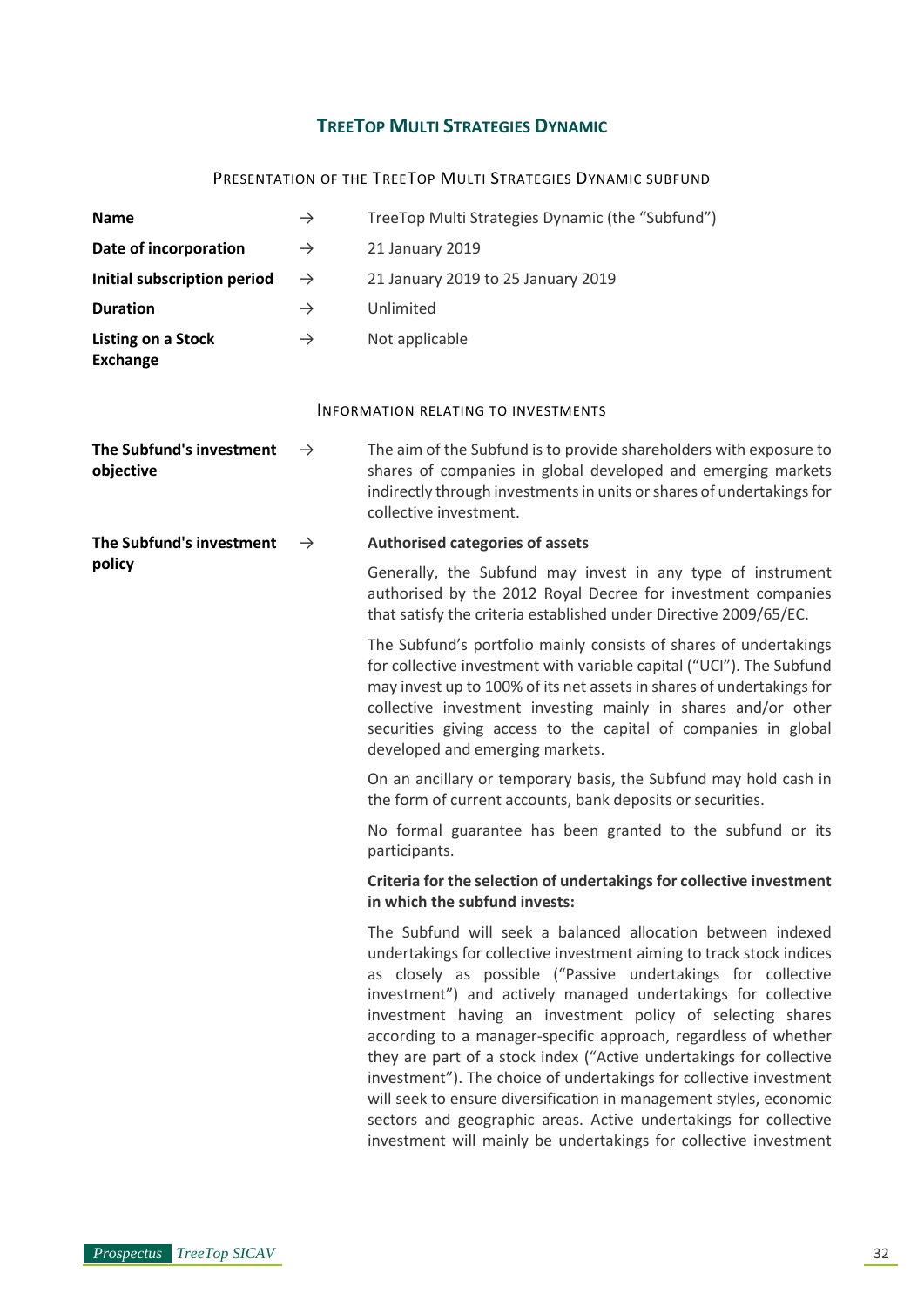## TreeTop Multi Strategies Dynamic

### Presentation of the TreeTop Multi Strategies Dynamic subfund

| | | |
|---|---|---|
| **Name** | → | TreeTop Multi Strategies Dynamic (the "Subfund") |
| **Date of incorporation** | → | 21 January 2019 |
| **Initial subscription period** | → | 21 January 2019 to 25 January 2019 |
| **Duration** | → | Unlimited |
| **Listing on a Stock Exchange** | → | Not applicable |

### Information relating to investments

**The Subfund's investment objective** →

The aim of the Subfund is to provide shareholders with exposure to shares of companies in global developed and emerging markets indirectly through investments in units or shares of undertakings for collective investment.

**The Subfund's investment policy** →

**Authorised categories of assets**

Generally, the Subfund may invest in any type of instrument authorised by the 2012 Royal Decree for investment companies that satisfy the criteria established under Directive 2009/65/EC.

The Subfund's portfolio mainly consists of shares of undertakings for collective investment with variable capital ("UCI"). The Subfund may invest up to 100% of its net assets in shares of undertakings for collective investment investing mainly in shares and/or other securities giving access to the capital of companies in global developed and emerging markets.

On an ancillary or temporary basis, the Subfund may hold cash in the form of current accounts, bank deposits or securities.

No formal guarantee has been granted to the subfund or its participants.

**Criteria for the selection of undertakings for collective investment in which the subfund invests:**

The Subfund will seek a balanced allocation between indexed undertakings for collective investment aiming to track stock indices as closely as possible ("Passive undertakings for collective investment") and actively managed undertakings for collective investment having an investment policy of selecting shares according to a manager-specific approach, regardless of whether they are part of a stock index ("Active undertakings for collective investment"). The choice of undertakings for collective investment will seek to ensure diversification in management styles, economic sectors and geographic areas. Active undertakings for collective investment will mainly be undertakings for collective investment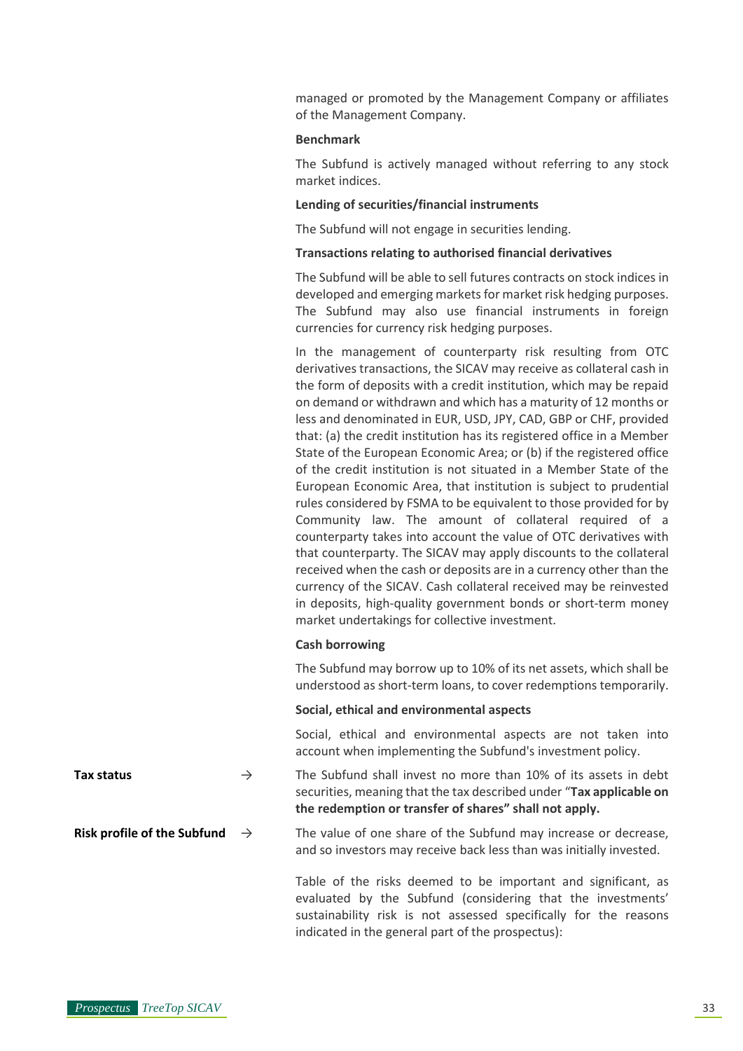managed or promoted by the Management Company or affiliates of the Management Company.

**Benchmark**

The Subfund is actively managed without referring to any stock market indices.

**Lending of securities/financial instruments**

The Subfund will not engage in securities lending.

**Transactions relating to authorised financial derivatives**

The Subfund will be able to sell futures contracts on stock indices in developed and emerging markets for market risk hedging purposes. The Subfund may also use financial instruments in foreign currencies for currency risk hedging purposes.

In the management of counterparty risk resulting from OTC derivatives transactions, the SICAV may receive as collateral cash in the form of deposits with a credit institution, which may be repaid on demand or withdrawn and which has a maturity of 12 months or less and denominated in EUR, USD, JPY, CAD, GBP or CHF, provided that: (a) the credit institution has its registered office in a Member State of the European Economic Area; or (b) if the registered office of the credit institution is not situated in a Member State of the European Economic Area, that institution is subject to prudential rules considered by FSMA to be equivalent to those provided for by Community law. The amount of collateral required of a counterparty takes into account the value of OTC derivatives with that counterparty. The SICAV may apply discounts to the collateral received when the cash or deposits are in a currency other than the currency of the SICAV. Cash collateral received may be reinvested in deposits, high-quality government bonds or short-term money market undertakings for collective investment.

**Cash borrowing**

The Subfund may borrow up to 10% of its net assets, which shall be understood as short-term loans, to cover redemptions temporarily.

**Social, ethical and environmental aspects**

Social, ethical and environmental aspects are not taken into account when implementing the Subfund's investment policy.

**Tax status** → The Subfund shall invest no more than 10% of its assets in debt securities, meaning that the tax described under "**Tax applicable on the redemption or transfer of shares" shall not apply.**

**Risk profile of the Subfund** → The value of one share of the Subfund may increase or decrease, and so investors may receive back less than was initially invested.

Table of the risks deemed to be important and significant, as evaluated by the Subfund (considering that the investments' sustainability risk is not assessed specifically for the reasons indicated in the general part of the prospectus):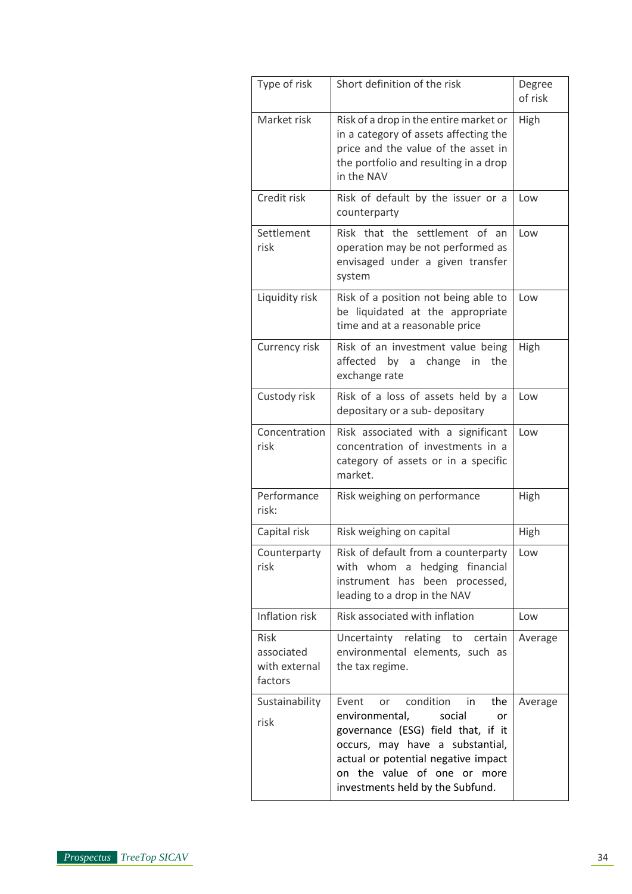| Type of risk | Short definition of the risk | Degree of risk |
|---|---|---|
| Market risk | Risk of a drop in the entire market or in a category of assets affecting the price and the value of the asset in the portfolio and resulting in a drop in the NAV | High |
| Credit risk | Risk of default by the issuer or a counterparty | Low |
| Settlement risk | Risk that the settlement of an operation may be not performed as envisaged under a given transfer system | Low |
| Liquidity risk | Risk of a position not being able to be liquidated at the appropriate time and at a reasonable price | Low |
| Currency risk | Risk of an investment value being affected by a change in the exchange rate | High |
| Custody risk | Risk of a loss of assets held by a depositary or a sub- depositary | Low |
| Concentration risk | Risk associated with a significant concentration of investments in a category of assets or in a specific market. | Low |
| Performance risk: | Risk weighing on performance | High |
| Capital risk | Risk weighing on capital | High |
| Counterparty risk | Risk of default from a counterparty with whom a hedging financial instrument has been processed, leading to a drop in the NAV | Low |
| Inflation risk | Risk associated with inflation | Low |
| Risk associated with external factors | Uncertainty relating to certain environmental elements, such as the tax regime. | Average |
| Sustainability risk | Event or condition in the environmental, social or governance (ESG) field that, if it occurs, may have a substantial, actual or potential negative impact on the value of one or more investments held by the Subfund. | Average |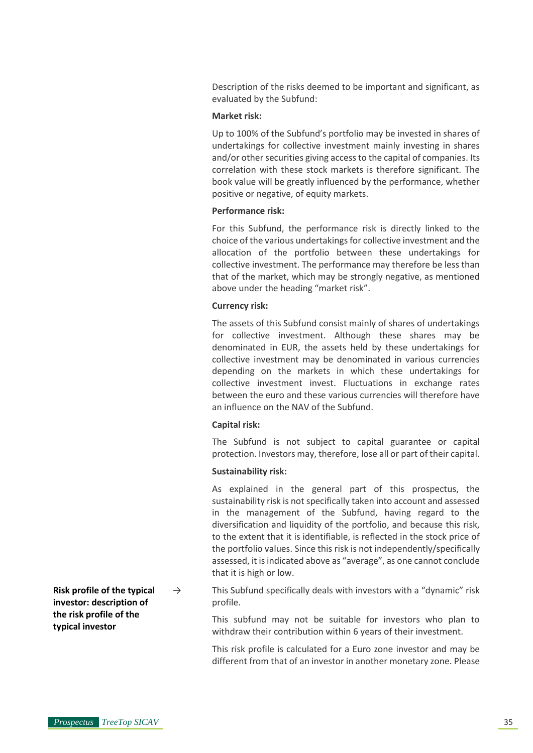Description of the risks deemed to be important and significant, as evaluated by the Subfund:

**Market risk:**

Up to 100% of the Subfund's portfolio may be invested in shares of undertakings for collective investment mainly investing in shares and/or other securities giving access to the capital of companies. Its correlation with these stock markets is therefore significant. The book value will be greatly influenced by the performance, whether positive or negative, of equity markets.

**Performance risk:**

For this Subfund, the performance risk is directly linked to the choice of the various undertakings for collective investment and the allocation of the portfolio between these undertakings for collective investment. The performance may therefore be less than that of the market, which may be strongly negative, as mentioned above under the heading "market risk".

**Currency risk:**

The assets of this Subfund consist mainly of shares of undertakings for collective investment. Although these shares may be denominated in EUR, the assets held by these undertakings for collective investment may be denominated in various currencies depending on the markets in which these undertakings for collective investment invest. Fluctuations in exchange rates between the euro and these various currencies will therefore have an influence on the NAV of the Subfund.

**Capital risk:**

The Subfund is not subject to capital guarantee or capital protection. Investors may, therefore, lose all or part of their capital.

**Sustainability risk:**

As explained in the general part of this prospectus, the sustainability risk is not specifically taken into account and assessed in the management of the Subfund, having regard to the diversification and liquidity of the portfolio, and because this risk, to the extent that it is identifiable, is reflected in the stock price of the portfolio values. Since this risk is not independently/specifically assessed, it is indicated above as "average", as one cannot conclude that it is high or low.

**Risk profile of the typical investor: description of the risk profile of the typical investor** →

This Subfund specifically deals with investors with a "dynamic" risk profile.

This subfund may not be suitable for investors who plan to withdraw their contribution within 6 years of their investment.

This risk profile is calculated for a Euro zone investor and may be different from that of an investor in another monetary zone. Please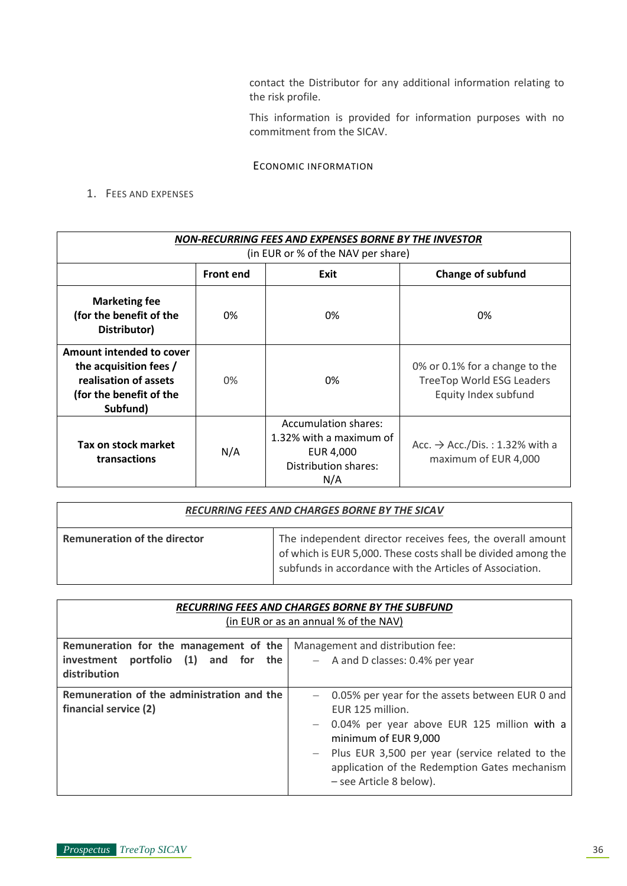contact the Distributor for any additional information relating to the risk profile.

This information is provided for information purposes with no commitment from the SICAV.

## ECONOMIC INFORMATION

### 1. FEES AND EXPENSES

| ***NON-RECURRING FEES AND EXPENSES BORNE BY THE INVESTOR*** (in EUR or % of the NAV per share) | | | |
|---|---|---|---|
| | **Front end** | **Exit** | **Change of subfund** |
| **Marketing fee (for the benefit of the Distributor)** | 0% | 0% | 0% |
| **Amount intended to cover the acquisition fees / realisation of assets (for the benefit of the Subfund)** | 0% | 0% | 0% or 0.1% for a change to the TreeTop World ESG Leaders Equity Index subfund |
| **Tax on stock market transactions** | N/A | Accumulation shares: 1.32% with a maximum of EUR 4,000<br>Distribution shares: N/A | Acc. → Acc./Dis. : 1.32% with a maximum of EUR 4,000 |

| ***RECURRING FEES AND CHARGES BORNE BY THE SICAV*** | |
|---|---|
| **Remuneration of the director** | The independent director receives fees, the overall amount of which is EUR 5,000. These costs shall be divided among the subfunds in accordance with the Articles of Association. |

| ***RECURRING FEES AND CHARGES BORNE BY THE SUBFUND*** (in EUR or as an annual % of the NAV) | |
|---|---|
| **Remuneration for the management of the investment portfolio (1) and for the distribution** | Management and distribution fee:<br>– A and D classes: 0.4% per year |
| **Remuneration of the administration and the financial service (2)** | – 0.05% per year for the assets between EUR 0 and EUR 125 million.<br>– 0.04% per year above EUR 125 million with a minimum of EUR 9,000<br>– Plus EUR 3,500 per year (service related to the application of the Redemption Gates mechanism – see Article 8 below). |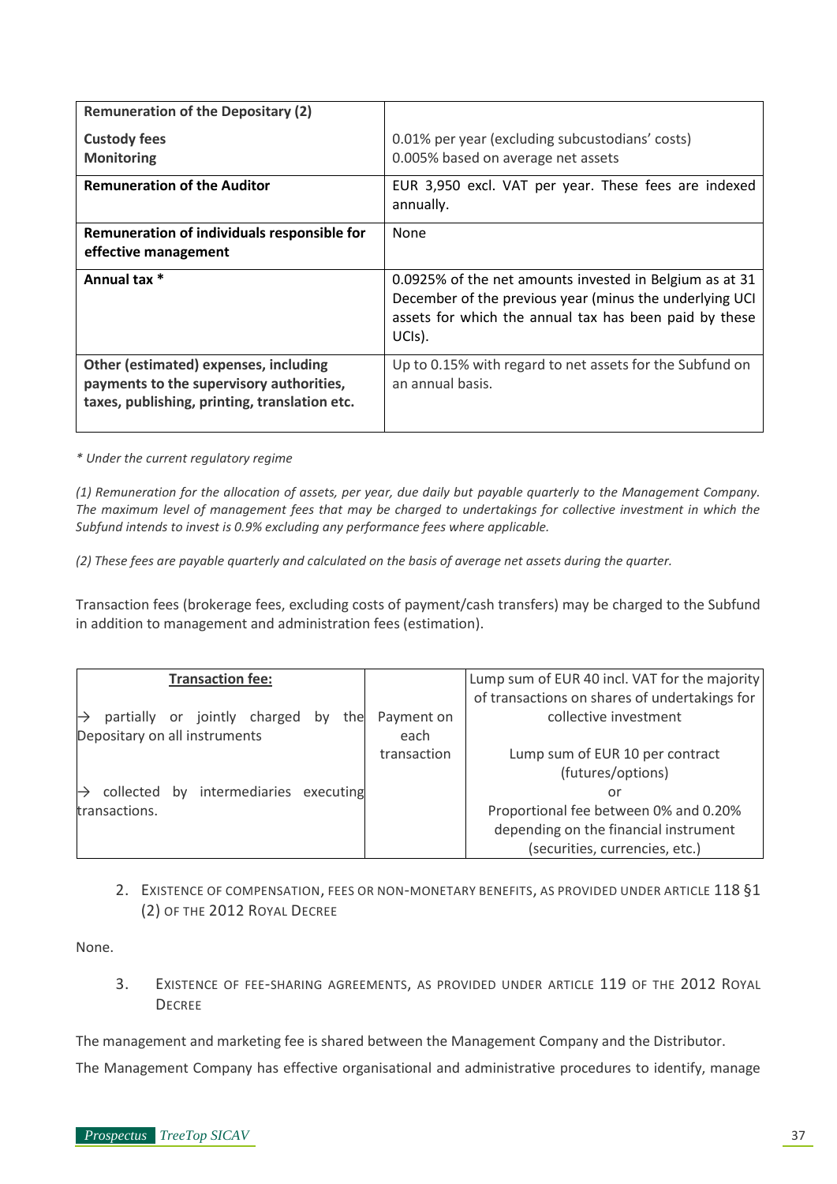| **Remuneration of the Depositary (2)** | |
|---|---|
| **Custody fees**<br>**Monitoring** | 0.01% per year (excluding subcustodians' costs)<br>0.005% based on average net assets |
| **Remuneration of the Auditor** | EUR 3,950 excl. VAT per year. These fees are indexed annually. |
| **Remuneration of individuals responsible for effective management** | None |
| **Annual tax *** | 0.0925% of the net amounts invested in Belgium as at 31 December of the previous year (minus the underlying UCI assets for which the annual tax has been paid by these UCIs). |
| **Other (estimated) expenses, including payments to the supervisory authorities, taxes, publishing, printing, translation etc.** | Up to 0.15% with regard to net assets for the Subfund on an annual basis. |

*\* Under the current regulatory regime*

*(1) Remuneration for the allocation of assets, per year, due daily but payable quarterly to the Management Company. The maximum level of management fees that may be charged to undertakings for collective investment in which the Subfund intends to invest is 0.9% excluding any performance fees where applicable.*

*(2) These fees are payable quarterly and calculated on the basis of average net assets during the quarter.*

Transaction fees (brokerage fees, excluding costs of payment/cash transfers) may be charged to the Subfund in addition to management and administration fees (estimation).

| **Transaction fee:** | | |
|---|---|---|
| → partially or jointly charged by the Depositary on all instruments<br><br>→ collected by intermediaries executing transactions. | Payment on each transaction | Lump sum of EUR 40 incl. VAT for the majority of transactions on shares of undertakings for collective investment<br><br>Lump sum of EUR 10 per contract (futures/options)<br>or<br>Proportional fee between 0% and 0.20% depending on the financial instrument (securities, currencies, etc.) |

2. EXISTENCE OF COMPENSATION, FEES OR NON-MONETARY BENEFITS, AS PROVIDED UNDER ARTICLE 118 §1 (2) OF THE 2012 ROYAL DECREE

None.

3. EXISTENCE OF FEE-SHARING AGREEMENTS, AS PROVIDED UNDER ARTICLE 119 OF THE 2012 ROYAL DECREE

The management and marketing fee is shared between the Management Company and the Distributor.

The Management Company has effective organisational and administrative procedures to identify, manage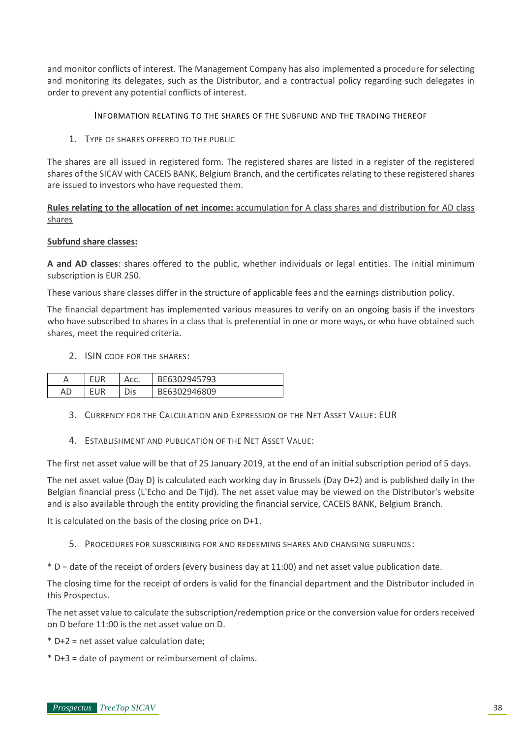and monitor conflicts of interest. The Management Company has also implemented a procedure for selecting and monitoring its delegates, such as the Distributor, and a contractual policy regarding such delegates in order to prevent any potential conflicts of interest.

## INFORMATION RELATING TO THE SHARES OF THE SUBFUND AND THE TRADING THEREOF

### 1. TYPE OF SHARES OFFERED TO THE PUBLIC

The shares are all issued in registered form. The registered shares are listed in a register of the registered shares of the SICAV with CACEIS BANK, Belgium Branch, and the certificates relating to these registered shares are issued to investors who have requested them.

**Rules relating to the allocation of net income:** accumulation for A class shares and distribution for AD class shares

**Subfund share classes:**

**A and AD classes**: shares offered to the public, whether individuals or legal entities. The initial minimum subscription is EUR 250.

These various share classes differ in the structure of applicable fees and the earnings distribution policy.

The financial department has implemented various measures to verify on an ongoing basis if the investors who have subscribed to shares in a class that is preferential in one or more ways, or who have obtained such shares, meet the required criteria.

### 2. ISIN CODE FOR THE SHARES:

| | | | |
|---|---|---|---|
| A | EUR | Acc. | BE6302945793 |
| AD | EUR | Dis | BE6302946809 |

### 3. CURRENCY FOR THE CALCULATION AND EXPRESSION OF THE NET ASSET VALUE: EUR

### 4. ESTABLISHMENT AND PUBLICATION OF THE NET ASSET VALUE:

The first net asset value will be that of 25 January 2019, at the end of an initial subscription period of 5 days.

The net asset value (Day D) is calculated each working day in Brussels (Day D+2) and is published daily in the Belgian financial press (L'Echo and De Tijd). The net asset value may be viewed on the Distributor's website and is also available through the entity providing the financial service, CACEIS BANK, Belgium Branch.

It is calculated on the basis of the closing price on D+1.

### 5. PROCEDURES FOR SUBSCRIBING FOR AND REDEEMING SHARES AND CHANGING SUBFUNDS:

* D = date of the receipt of orders (every business day at 11:00) and net asset value publication date.

The closing time for the receipt of orders is valid for the financial department and the Distributor included in this Prospectus.

The net asset value to calculate the subscription/redemption price or the conversion value for orders received on D before 11:00 is the net asset value on D.

* D+2 = net asset value calculation date;

* D+3 = date of payment or reimbursement of claims.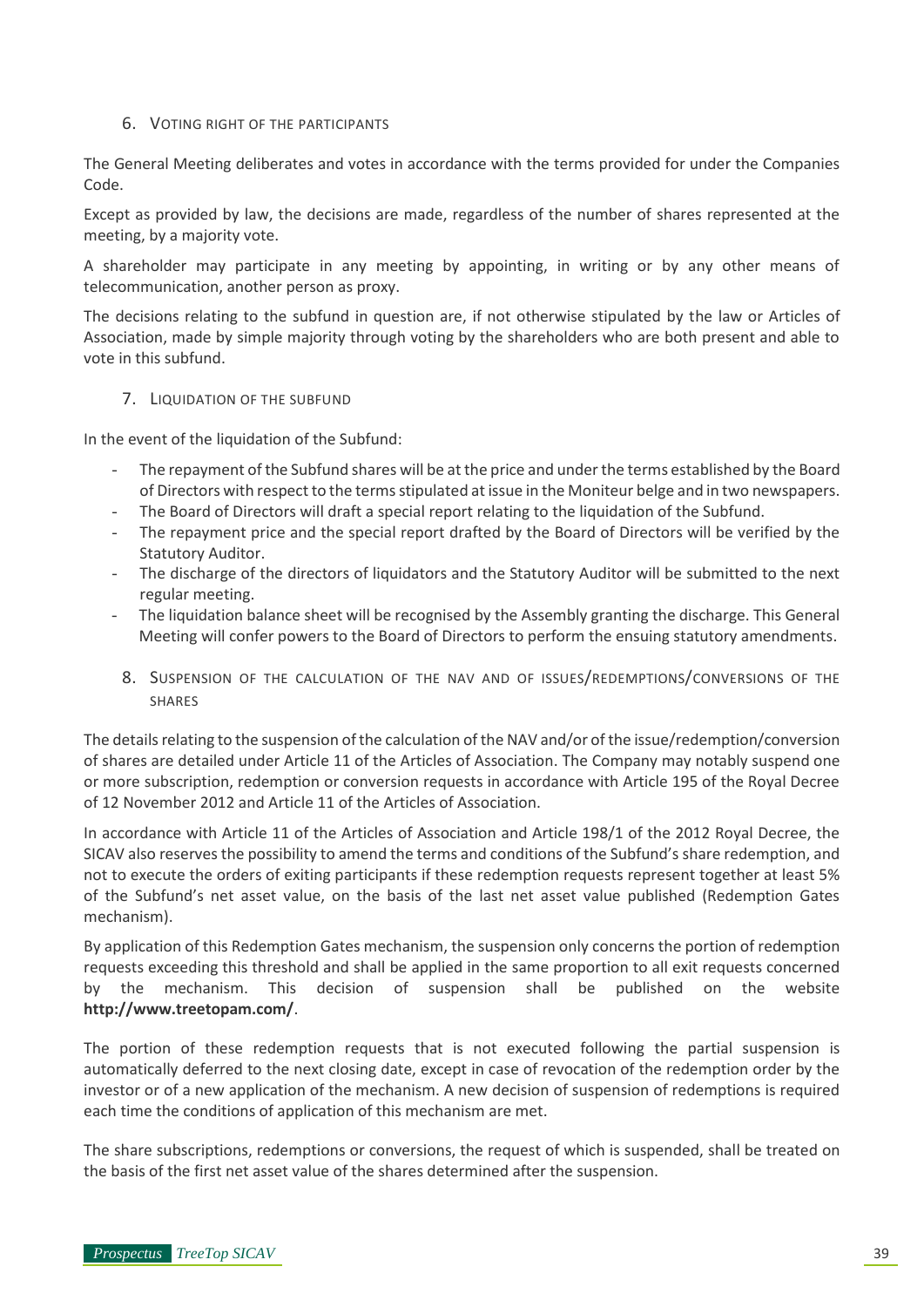### 6. Voting right of the participants

The General Meeting deliberates and votes in accordance with the terms provided for under the Companies Code.

Except as provided by law, the decisions are made, regardless of the number of shares represented at the meeting, by a majority vote.

A shareholder may participate in any meeting by appointing, in writing or by any other means of telecommunication, another person as proxy.

The decisions relating to the subfund in question are, if not otherwise stipulated by the law or Articles of Association, made by simple majority through voting by the shareholders who are both present and able to vote in this subfund.

### 7. Liquidation of the subfund

In the event of the liquidation of the Subfund:

- The repayment of the Subfund shares will be at the price and under the terms established by the Board of Directors with respect to the terms stipulated at issue in the Moniteur belge and in two newspapers.
- The Board of Directors will draft a special report relating to the liquidation of the Subfund.
- The repayment price and the special report drafted by the Board of Directors will be verified by the Statutory Auditor.
- The discharge of the directors of liquidators and the Statutory Auditor will be submitted to the next regular meeting.
- The liquidation balance sheet will be recognised by the Assembly granting the discharge. This General Meeting will confer powers to the Board of Directors to perform the ensuing statutory amendments.

### 8. Suspension of the calculation of the NAV and of issues/redemptions/conversions of the shares

The details relating to the suspension of the calculation of the NAV and/or of the issue/redemption/conversion of shares are detailed under Article 11 of the Articles of Association. The Company may notably suspend one or more subscription, redemption or conversion requests in accordance with Article 195 of the Royal Decree of 12 November 2012 and Article 11 of the Articles of Association.

In accordance with Article 11 of the Articles of Association and Article 198/1 of the 2012 Royal Decree, the SICAV also reserves the possibility to amend the terms and conditions of the Subfund's share redemption, and not to execute the orders of exiting participants if these redemption requests represent together at least 5% of the Subfund's net asset value, on the basis of the last net asset value published (Redemption Gates mechanism).

By application of this Redemption Gates mechanism, the suspension only concerns the portion of redemption requests exceeding this threshold and shall be applied in the same proportion to all exit requests concerned by the mechanism. This decision of suspension shall be published on the website **http://www.treetopam.com/**.

The portion of these redemption requests that is not executed following the partial suspension is automatically deferred to the next closing date, except in case of revocation of the redemption order by the investor or of a new application of the mechanism. A new decision of suspension of redemptions is required each time the conditions of application of this mechanism are met.

The share subscriptions, redemptions or conversions, the request of which is suspended, shall be treated on the basis of the first net asset value of the shares determined after the suspension.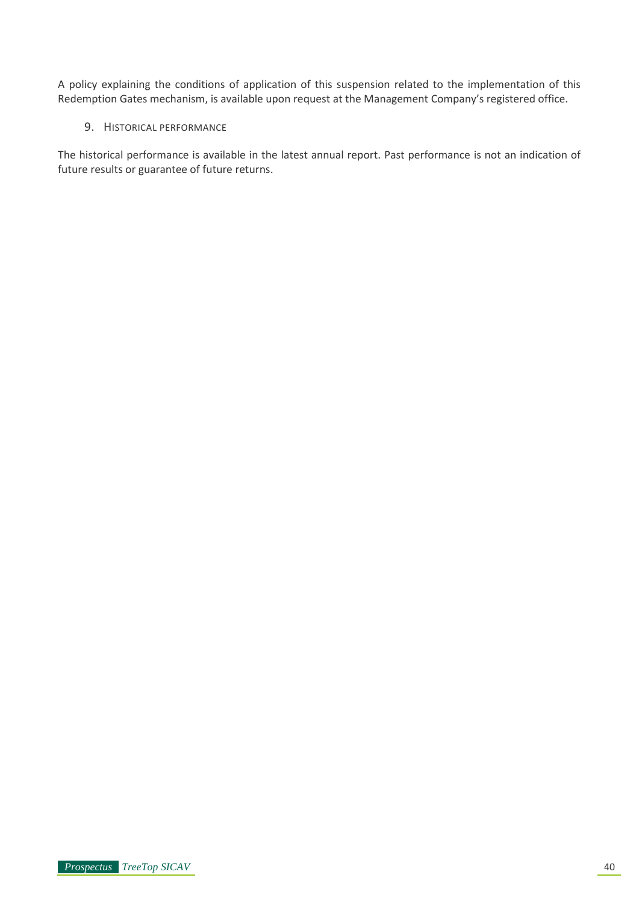A policy explaining the conditions of application of this suspension related to the implementation of this Redemption Gates mechanism, is available upon request at the Management Company's registered office.

## 9. Historical performance

The historical performance is available in the latest annual report. Past performance is not an indication of future results or guarantee of future returns.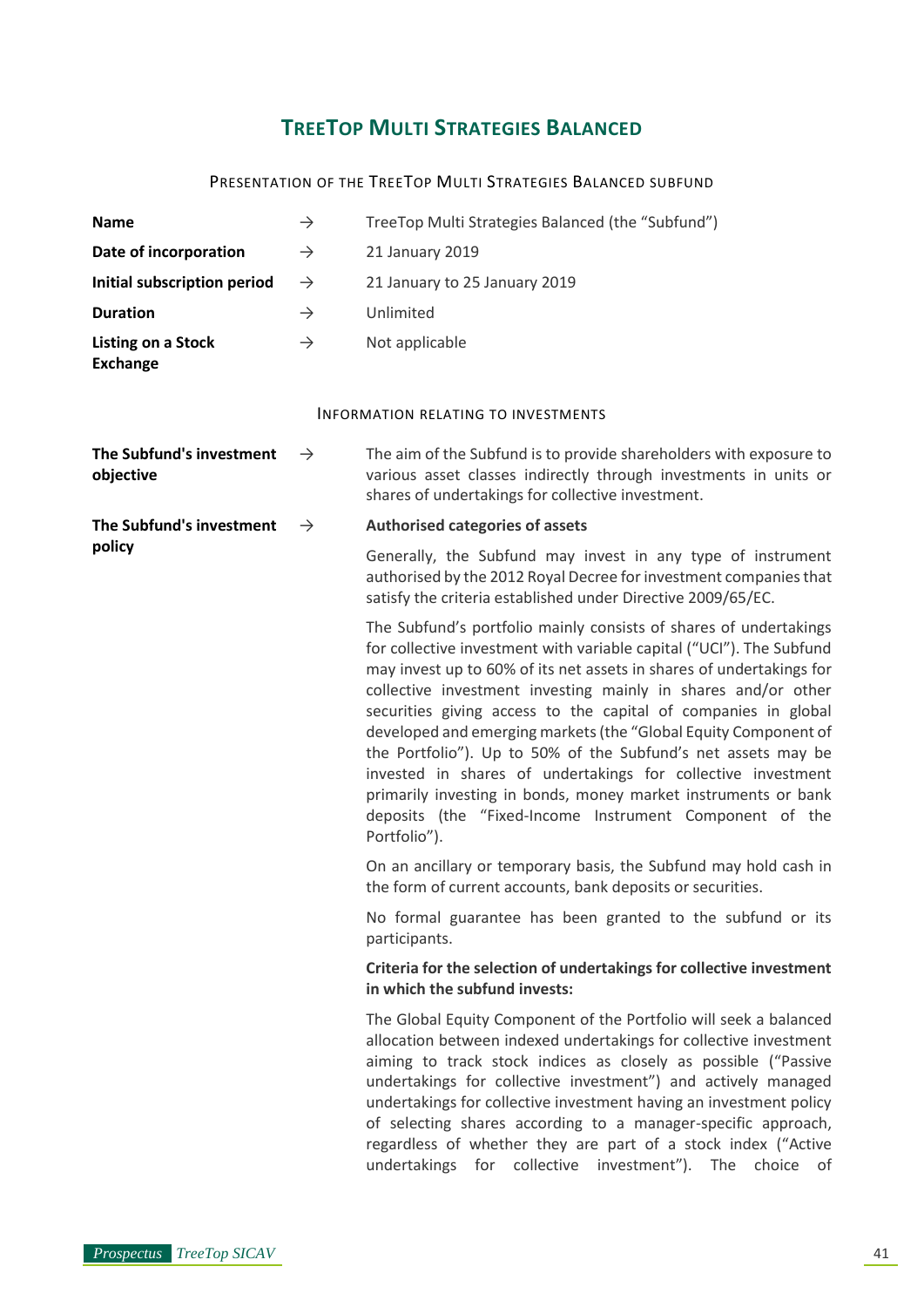# TreeTop Multi Strategies Balanced

## Presentation of the TreeTop Multi Strategies Balanced subfund

| | | |
|---|---|---|
| **Name** | → | TreeTop Multi Strategies Balanced (the "Subfund") |
| **Date of incorporation** | → | 21 January 2019 |
| **Initial subscription period** | → | 21 January to 25 January 2019 |
| **Duration** | → | Unlimited |
| **Listing on a Stock Exchange** | → | Not applicable |

## Information relating to investments

**The Subfund's investment objective** → The aim of the Subfund is to provide shareholders with exposure to various asset classes indirectly through investments in units or shares of undertakings for collective investment.

**The Subfund's investment policy** →

**Authorised categories of assets**

Generally, the Subfund may invest in any type of instrument authorised by the 2012 Royal Decree for investment companies that satisfy the criteria established under Directive 2009/65/EC.

The Subfund's portfolio mainly consists of shares of undertakings for collective investment with variable capital ("UCI"). The Subfund may invest up to 60% of its net assets in shares of undertakings for collective investment investing mainly in shares and/or other securities giving access to the capital of companies in global developed and emerging markets (the "Global Equity Component of the Portfolio"). Up to 50% of the Subfund's net assets may be invested in shares of undertakings for collective investment primarily investing in bonds, money market instruments or bank deposits (the "Fixed-Income Instrument Component of the Portfolio").

On an ancillary or temporary basis, the Subfund may hold cash in the form of current accounts, bank deposits or securities.

No formal guarantee has been granted to the subfund or its participants.

**Criteria for the selection of undertakings for collective investment in which the subfund invests:**

The Global Equity Component of the Portfolio will seek a balanced allocation between indexed undertakings for collective investment aiming to track stock indices as closely as possible ("Passive undertakings for collective investment") and actively managed undertakings for collective investment having an investment policy of selecting shares according to a manager-specific approach, regardless of whether they are part of a stock index ("Active undertakings for collective investment"). The choice of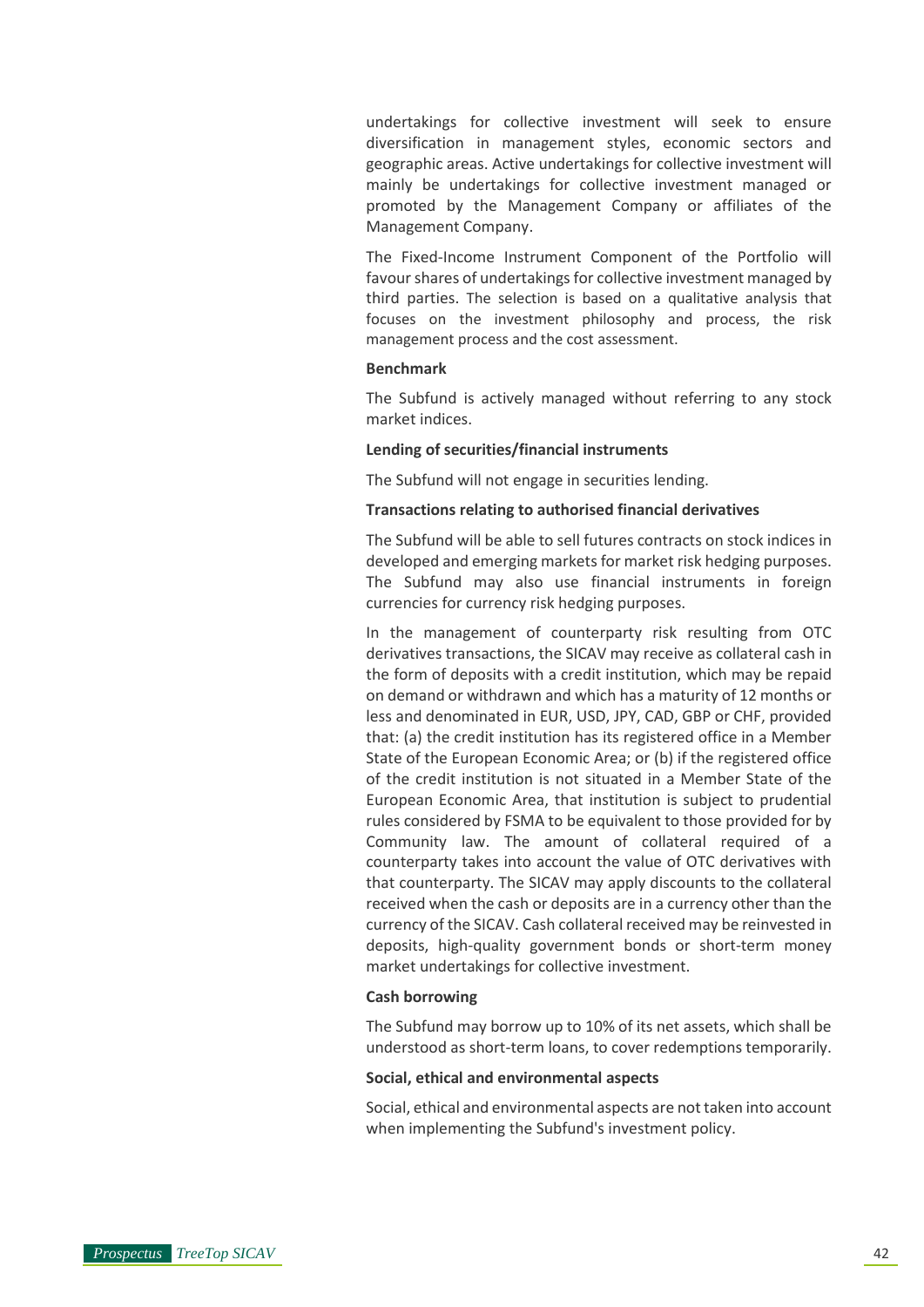undertakings for collective investment will seek to ensure diversification in management styles, economic sectors and geographic areas. Active undertakings for collective investment will mainly be undertakings for collective investment managed or promoted by the Management Company or affiliates of the Management Company.

The Fixed-Income Instrument Component of the Portfolio will favour shares of undertakings for collective investment managed by third parties. The selection is based on a qualitative analysis that focuses on the investment philosophy and process, the risk management process and the cost assessment.

**Benchmark**

The Subfund is actively managed without referring to any stock market indices.

**Lending of securities/financial instruments**

The Subfund will not engage in securities lending.

**Transactions relating to authorised financial derivatives**

The Subfund will be able to sell futures contracts on stock indices in developed and emerging markets for market risk hedging purposes. The Subfund may also use financial instruments in foreign currencies for currency risk hedging purposes.

In the management of counterparty risk resulting from OTC derivatives transactions, the SICAV may receive as collateral cash in the form of deposits with a credit institution, which may be repaid on demand or withdrawn and which has a maturity of 12 months or less and denominated in EUR, USD, JPY, CAD, GBP or CHF, provided that: (a) the credit institution has its registered office in a Member State of the European Economic Area; or (b) if the registered office of the credit institution is not situated in a Member State of the European Economic Area, that institution is subject to prudential rules considered by FSMA to be equivalent to those provided for by Community law. The amount of collateral required of a counterparty takes into account the value of OTC derivatives with that counterparty. The SICAV may apply discounts to the collateral received when the cash or deposits are in a currency other than the currency of the SICAV. Cash collateral received may be reinvested in deposits, high-quality government bonds or short-term money market undertakings for collective investment.

**Cash borrowing**

The Subfund may borrow up to 10% of its net assets, which shall be understood as short-term loans, to cover redemptions temporarily.

**Social, ethical and environmental aspects**

Social, ethical and environmental aspects are not taken into account when implementing the Subfund's investment policy.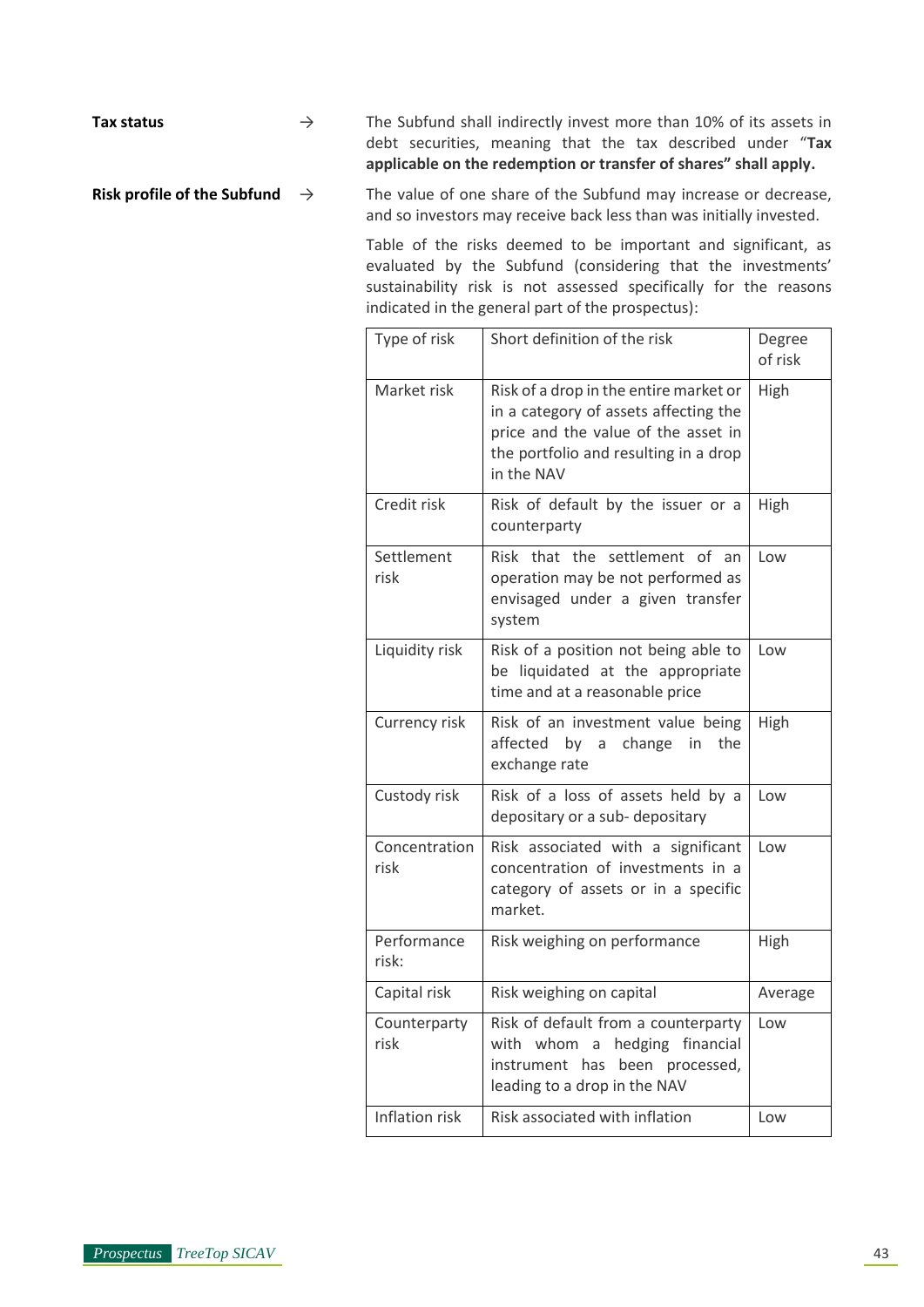**Tax status** → The Subfund shall indirectly invest more than 10% of its assets in debt securities, meaning that the tax described under "**Tax applicable on the redemption or transfer of shares" shall apply.**

**Risk profile of the Subfund** → The value of one share of the Subfund may increase or decrease, and so investors may receive back less than was initially invested.

Table of the risks deemed to be important and significant, as evaluated by the Subfund (considering that the investments' sustainability risk is not assessed specifically for the reasons indicated in the general part of the prospectus):

| Type of risk | Short definition of the risk | Degree of risk |
|---|---|---|
| Market risk | Risk of a drop in the entire market or in a category of assets affecting the price and the value of the asset in the portfolio and resulting in a drop in the NAV | High |
| Credit risk | Risk of default by the issuer or a counterparty | High |
| Settlement risk | Risk that the settlement of an operation may be not performed as envisaged under a given transfer system | Low |
| Liquidity risk | Risk of a position not being able to be liquidated at the appropriate time and at a reasonable price | Low |
| Currency risk | Risk of an investment value being affected by a change in the exchange rate | High |
| Custody risk | Risk of a loss of assets held by a depositary or a sub- depositary | Low |
| Concentration risk | Risk associated with a significant concentration of investments in a category of assets or in a specific market. | Low |
| Performance risk: | Risk weighing on performance | High |
| Capital risk | Risk weighing on capital | Average |
| Counterparty risk | Risk of default from a counterparty with whom a hedging financial instrument has been processed, leading to a drop in the NAV | Low |
| Inflation risk | Risk associated with inflation | Low |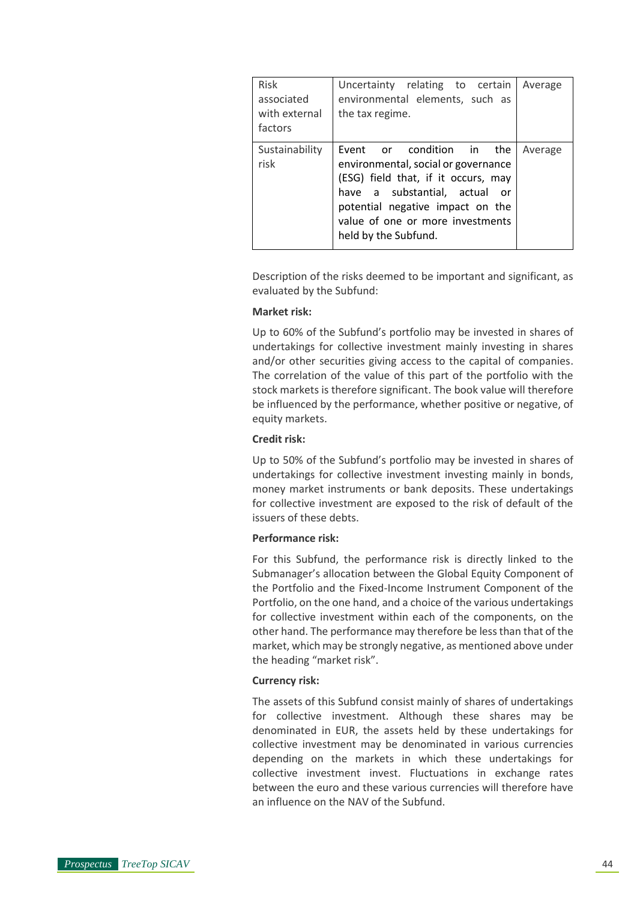| Risk associated with external factors | Uncertainty relating to certain environmental elements, such as the tax regime. | Average |
|---|---|---|
| Sustainability risk | Event or condition in the environmental, social or governance (ESG) field that, if it occurs, may have a substantial, actual or potential negative impact on the value of one or more investments held by the Subfund. | Average |

Description of the risks deemed to be important and significant, as evaluated by the Subfund:

**Market risk:**

Up to 60% of the Subfund's portfolio may be invested in shares of undertakings for collective investment mainly investing in shares and/or other securities giving access to the capital of companies. The correlation of the value of this part of the portfolio with the stock markets is therefore significant. The book value will therefore be influenced by the performance, whether positive or negative, of equity markets.

**Credit risk:**

Up to 50% of the Subfund's portfolio may be invested in shares of undertakings for collective investment investing mainly in bonds, money market instruments or bank deposits. These undertakings for collective investment are exposed to the risk of default of the issuers of these debts.

**Performance risk:**

For this Subfund, the performance risk is directly linked to the Submanager's allocation between the Global Equity Component of the Portfolio and the Fixed-Income Instrument Component of the Portfolio, on the one hand, and a choice of the various undertakings for collective investment within each of the components, on the other hand. The performance may therefore be less than that of the market, which may be strongly negative, as mentioned above under the heading "market risk".

**Currency risk:**

The assets of this Subfund consist mainly of shares of undertakings for collective investment. Although these shares may be denominated in EUR, the assets held by these undertakings for collective investment may be denominated in various currencies depending on the markets in which these undertakings for collective investment invest. Fluctuations in exchange rates between the euro and these various currencies will therefore have an influence on the NAV of the Subfund.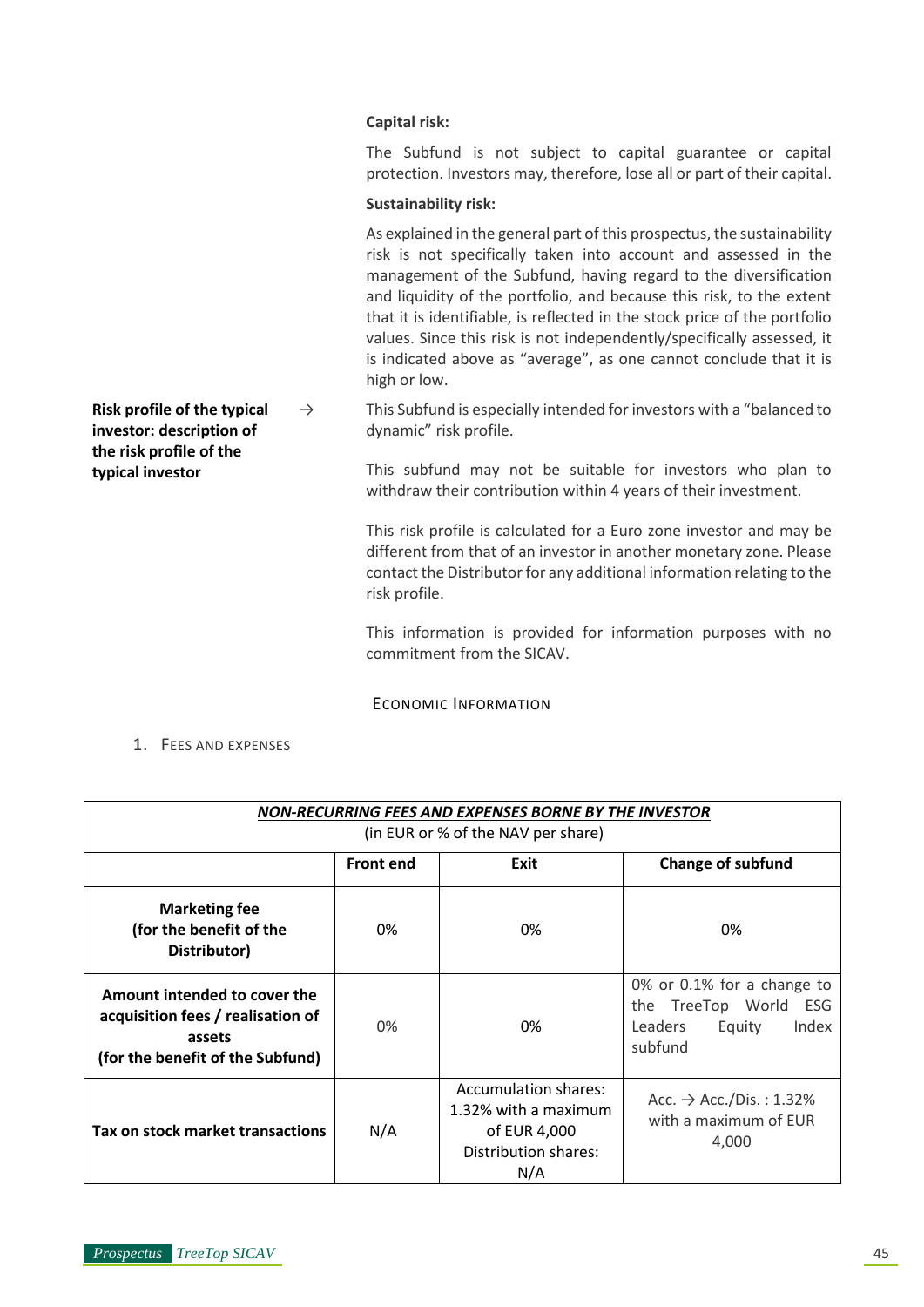**Capital risk:**

The Subfund is not subject to capital guarantee or capital protection. Investors may, therefore, lose all or part of their capital.

**Sustainability risk:**

As explained in the general part of this prospectus, the sustainability risk is not specifically taken into account and assessed in the management of the Subfund, having regard to the diversification and liquidity of the portfolio, and because this risk, to the extent that it is identifiable, is reflected in the stock price of the portfolio values. Since this risk is not independently/specifically assessed, it is indicated above as "average", as one cannot conclude that it is high or low.

**Risk profile of the typical investor: description of the risk profile of the typical investor** → This Subfund is especially intended for investors with a "balanced to dynamic" risk profile.

This subfund may not be suitable for investors who plan to withdraw their contribution within 4 years of their investment.

This risk profile is calculated for a Euro zone investor and may be different from that of an investor in another monetary zone. Please contact the Distributor for any additional information relating to the risk profile.

This information is provided for information purposes with no commitment from the SICAV.

## ECONOMIC INFORMATION

1. FEES AND EXPENSES

| ***NON-RECURRING FEES AND EXPENSES BORNE BY THE INVESTOR*** (in EUR or % of the NAV per share) | | | |
|---|---|---|---|
| | **Front end** | **Exit** | **Change of subfund** |
| **Marketing fee (for the benefit of the Distributor)** | 0% | 0% | 0% |
| **Amount intended to cover the acquisition fees / realisation of assets (for the benefit of the Subfund)** | 0% | 0% | 0% or 0.1% for a change to the TreeTop World ESG Leaders Equity Index subfund |
| **Tax on stock market transactions** | N/A | Accumulation shares: 1.32% with a maximum of EUR 4,000 Distribution shares: N/A | Acc. → Acc./Dis. : 1.32% with a maximum of EUR 4,000 |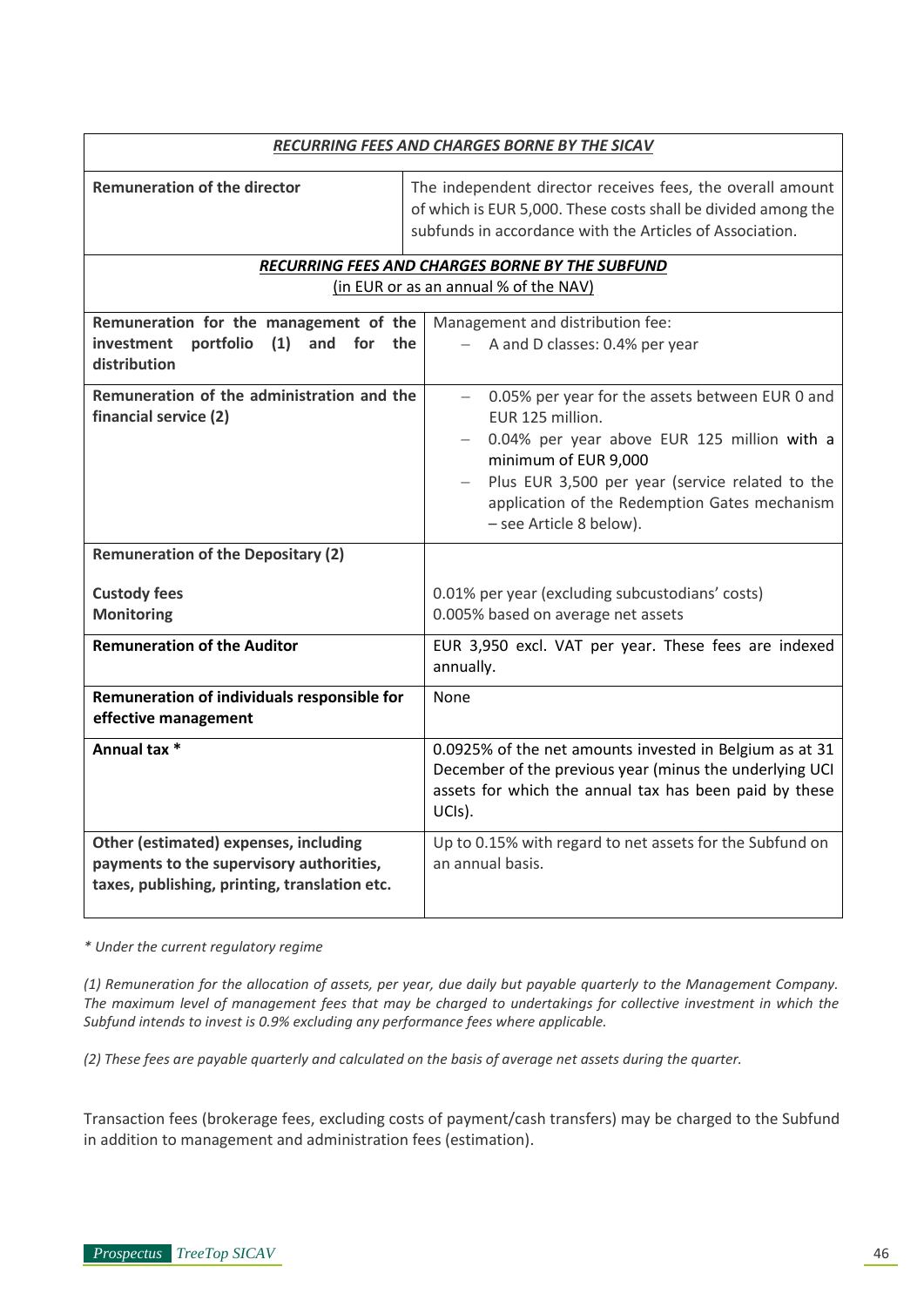| ***RECURRING FEES AND CHARGES BORNE BY THE SICAV*** | |
|---|---|
| **Remuneration of the director** | The independent director receives fees, the overall amount of which is EUR 5,000. These costs shall be divided among the subfunds in accordance with the Articles of Association. |
| ***RECURRING FEES AND CHARGES BORNE BY THE SUBFUND*** (in EUR or as an annual % of the NAV) | |
| **Remuneration for the management of the investment portfolio (1) and for the distribution** | Management and distribution fee: <br> – A and D classes: 0.4% per year |
| **Remuneration of the administration and the financial service (2)** | – 0.05% per year for the assets between EUR 0 and EUR 125 million. <br> – 0.04% per year above EUR 125 million with a minimum of EUR 9,000 <br> – Plus EUR 3,500 per year (service related to the application of the Redemption Gates mechanism – see Article 8 below). |
| **Remuneration of the Depositary (2)** <br><br> **Custody fees** <br> **Monitoring** | <br><br> 0.01% per year (excluding subcustodians' costs) <br> 0.005% based on average net assets |
| **Remuneration of the Auditor** | EUR 3,950 excl. VAT per year. These fees are indexed annually. |
| **Remuneration of individuals responsible for effective management** | None |
| **Annual tax *** | 0.0925% of the net amounts invested in Belgium as at 31 December of the previous year (minus the underlying UCI assets for which the annual tax has been paid by these UCIs). |
| **Other (estimated) expenses, including payments to the supervisory authorities, taxes, publishing, printing, translation etc.** | Up to 0.15% with regard to net assets for the Subfund on an annual basis. |

*\* Under the current regulatory regime*

*(1) Remuneration for the allocation of assets, per year, due daily but payable quarterly to the Management Company. The maximum level of management fees that may be charged to undertakings for collective investment in which the Subfund intends to invest is 0.9% excluding any performance fees where applicable.*

*(2) These fees are payable quarterly and calculated on the basis of average net assets during the quarter.*

Transaction fees (brokerage fees, excluding costs of payment/cash transfers) may be charged to the Subfund in addition to management and administration fees (estimation).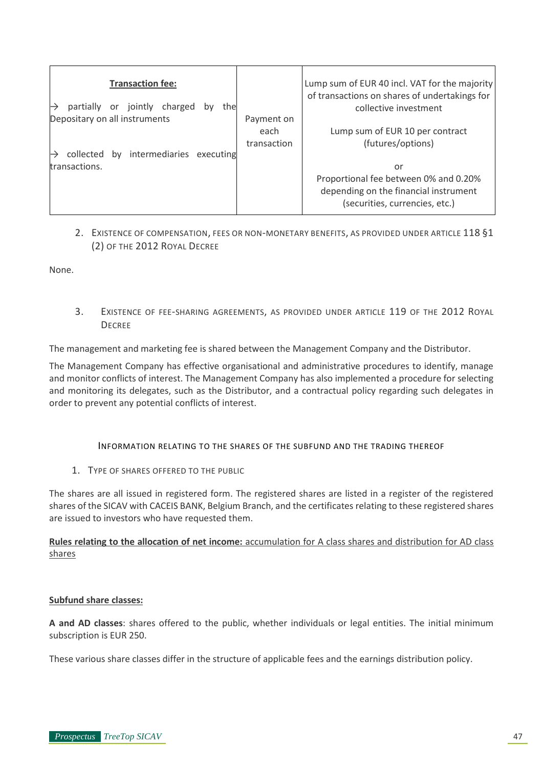| **Transcription fee:** → partially or jointly charged by the Depositary on all instruments → collected by intermediaries executing transactions. | Payment on each transaction | Lump sum of EUR 40 incl. VAT for the majority of transactions on shares of undertakings for collective investment<br><br>Lump sum of EUR 10 per contract (futures/options)<br><br>or<br>Proportional fee between 0% and 0.20% depending on the financial instrument (securities, currencies, etc.) |
|---|---|---|

2. EXISTENCE OF COMPENSATION, FEES OR NON-MONETARY BENEFITS, AS PROVIDED UNDER ARTICLE 118 §1 (2) OF THE 2012 ROYAL DECREE

None.

3. EXISTENCE OF FEE-SHARING AGREEMENTS, AS PROVIDED UNDER ARTICLE 119 OF THE 2012 ROYAL DECREE

The management and marketing fee is shared between the Management Company and the Distributor.

The Management Company has effective organisational and administrative procedures to identify, manage and monitor conflicts of interest. The Management Company has also implemented a procedure for selecting and monitoring its delegates, such as the Distributor, and a contractual policy regarding such delegates in order to prevent any potential conflicts of interest.

## INFORMATION RELATING TO THE SHARES OF THE SUBFUND AND THE TRADING THEREOF

1. TYPE OF SHARES OFFERED TO THE PUBLIC

The shares are all issued in registered form. The registered shares are listed in a register of the registered shares of the SICAV with CACEIS BANK, Belgium Branch, and the certificates relating to these registered shares are issued to investors who have requested them.

**Rules relating to the allocation of net income:** accumulation for A class shares and distribution for AD class shares

**Subfund share classes:**

**A and AD classes**: shares offered to the public, whether individuals or legal entities. The initial minimum subscription is EUR 250.

These various share classes differ in the structure of applicable fees and the earnings distribution policy.

| **Transaction fee:**<br>→ partially or jointly charged by the Depositary on all instruments<br>→ collected by intermediaries executing transactions. | Payment on each transaction | Lump sum of EUR 40 incl. VAT for the majority of transactions on shares of undertakings for collective investment<br><br>Lump sum of EUR 10 per contract (futures/options)<br><br>or<br>Proportional fee between 0% and 0.20% depending on the financial instrument (securities, currencies, etc.) |
|---|---|---|

2. EXISTENCE OF COMPENSATION, FEES OR NON-MONETARY BENEFITS, AS PROVIDED UNDER ARTICLE 118 §1 (2) OF THE 2012 ROYAL DECREE

None.

3. EXISTENCE OF FEE-SHARING AGREEMENTS, AS PROVIDED UNDER ARTICLE 119 OF THE 2012 ROYAL DECREE

The management and marketing fee is shared between the Management Company and the Distributor.

The Management Company has effective organisational and administrative procedures to identify, manage and monitor conflicts of interest. The Management Company has also implemented a procedure for selecting and monitoring its delegates, such as the Distributor, and a contractual policy regarding such delegates in order to prevent any potential conflicts of interest.

## INFORMATION RELATING TO THE SHARES OF THE SUBFUND AND THE TRADING THEREOF

1. TYPE OF SHARES OFFERED TO THE PUBLIC

The shares are all issued in registered form. The registered shares are listed in a register of the registered shares of the SICAV with CACEIS BANK, Belgium Branch, and the certificates relating to these registered shares are issued to investors who have requested them.

**Rules relating to the allocation of net income:** accumulation for A class shares and distribution for AD class shares

**Subfund share classes:**

**A and AD classes**: shares offered to the public, whether individuals or legal entities. The initial minimum subscription is EUR 250.

These various share classes differ in the structure of applicable fees and the earnings distribution policy.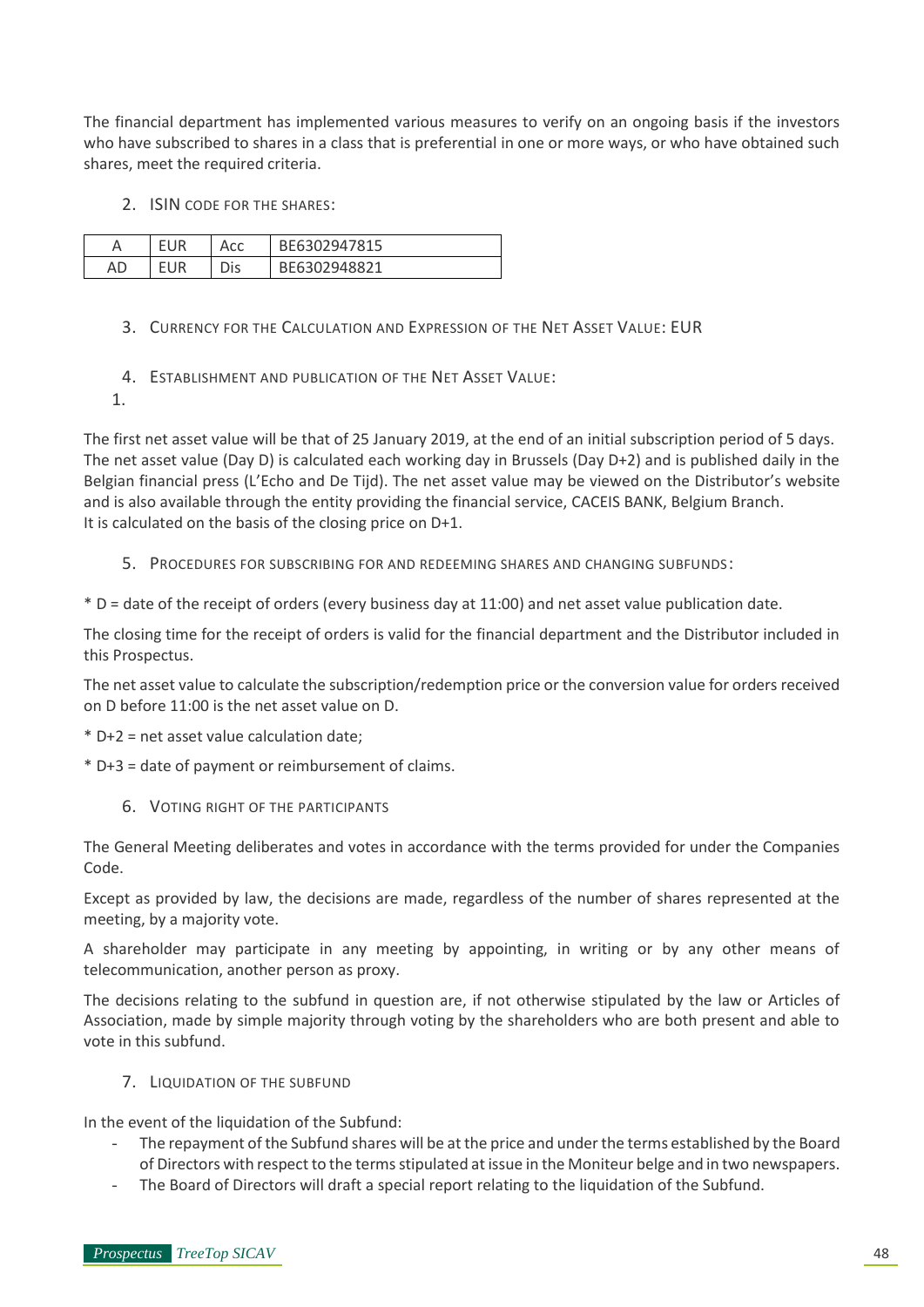The financial department has implemented various measures to verify on an ongoing basis if the investors who have subscribed to shares in a class that is preferential in one or more ways, or who have obtained such shares, meet the required criteria.

2. ISIN CODE FOR THE SHARES:

| A | EUR | Acc | BE6302947815 |
|---|---|---|---|
| AD | EUR | Dis | BE6302948821 |

3. CURRENCY FOR THE CALCULATION AND EXPRESSION OF THE NET ASSET VALUE: EUR

4. ESTABLISHMENT AND PUBLICATION OF THE NET ASSET VALUE:

1.

The first net asset value will be that of 25 January 2019, at the end of an initial subscription period of 5 days. The net asset value (Day D) is calculated each working day in Brussels (Day D+2) and is published daily in the Belgian financial press (L'Echo and De Tijd). The net asset value may be viewed on the Distributor's website and is also available through the entity providing the financial service, CACEIS BANK, Belgium Branch.
It is calculated on the basis of the closing price on D+1.

5. PROCEDURES FOR SUBSCRIBING FOR AND REDEEMING SHARES AND CHANGING SUBFUNDS:

* D = date of the receipt of orders (every business day at 11:00) and net asset value publication date.

The closing time for the receipt of orders is valid for the financial department and the Distributor included in this Prospectus.

The net asset value to calculate the subscription/redemption price or the conversion value for orders received on D before 11:00 is the net asset value on D.

* D+2 = net asset value calculation date;

* D+3 = date of payment or reimbursement of claims.

6. VOTING RIGHT OF THE PARTICIPANTS

The General Meeting deliberates and votes in accordance with the terms provided for under the Companies Code.

Except as provided by law, the decisions are made, regardless of the number of shares represented at the meeting, by a majority vote.

A shareholder may participate in any meeting by appointing, in writing or by any other means of telecommunication, another person as proxy.

The decisions relating to the subfund in question are, if not otherwise stipulated by the law or Articles of Association, made by simple majority through voting by the shareholders who are both present and able to vote in this subfund.

7. LIQUIDATION OF THE SUBFUND

In the event of the liquidation of the Subfund:

- The repayment of the Subfund shares will be at the price and under the terms established by the Board of Directors with respect to the terms stipulated at issue in the Moniteur belge and in two newspapers.
- The Board of Directors will draft a special report relating to the liquidation of the Subfund.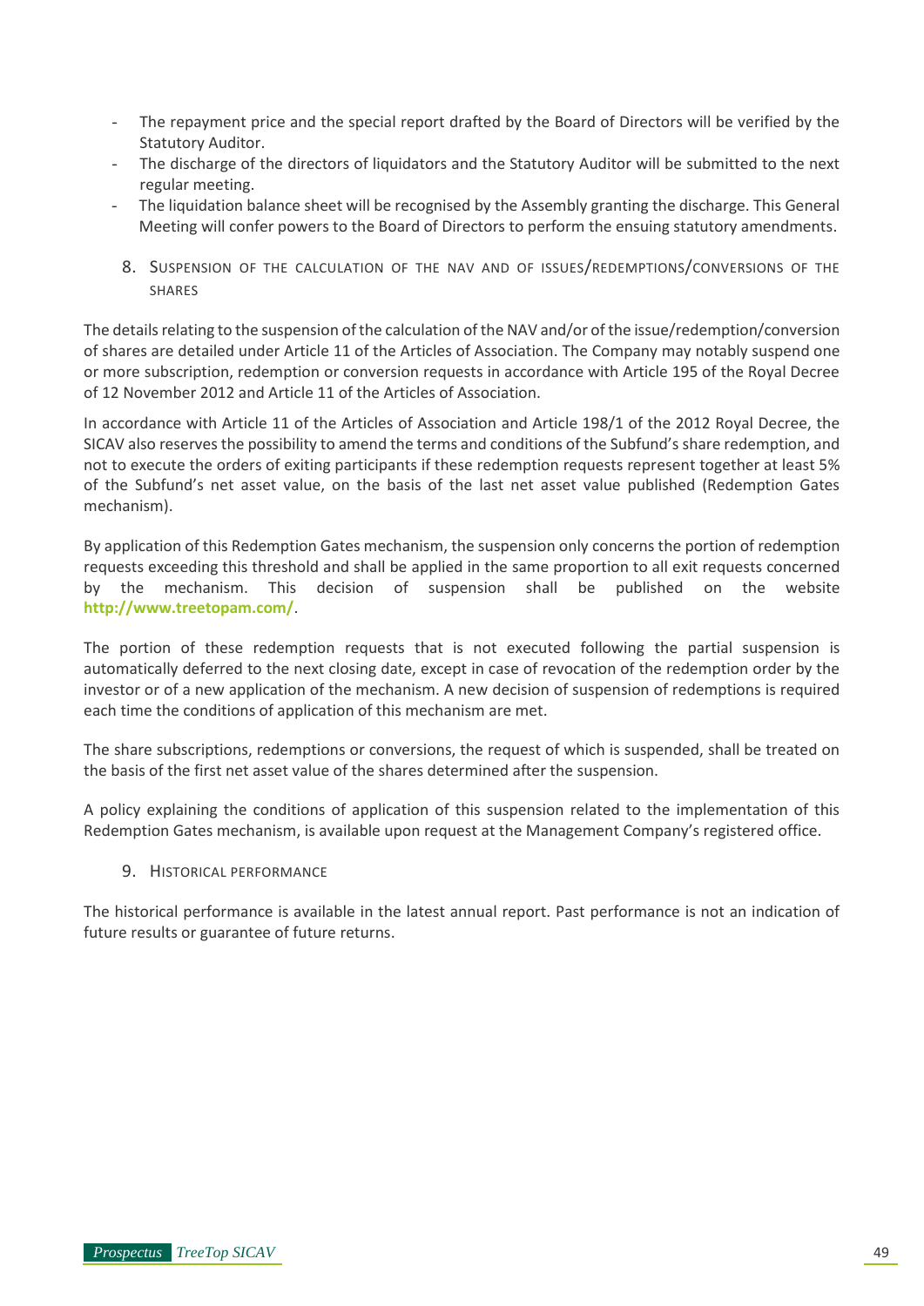- The repayment price and the special report drafted by the Board of Directors will be verified by the Statutory Auditor.
- The discharge of the directors of liquidators and the Statutory Auditor will be submitted to the next regular meeting.
- The liquidation balance sheet will be recognised by the Assembly granting the discharge. This General Meeting will confer powers to the Board of Directors to perform the ensuing statutory amendments.

## 8. Suspension of the calculation of the NAV and of issues/redemptions/conversions of the shares

The details relating to the suspension of the calculation of the NAV and/or of the issue/redemption/conversion of shares are detailed under Article 11 of the Articles of Association. The Company may notably suspend one or more subscription, redemption or conversion requests in accordance with Article 195 of the Royal Decree of 12 November 2012 and Article 11 of the Articles of Association.

In accordance with Article 11 of the Articles of Association and Article 198/1 of the 2012 Royal Decree, the SICAV also reserves the possibility to amend the terms and conditions of the Subfund's share redemption, and not to execute the orders of exiting participants if these redemption requests represent together at least 5% of the Subfund's net asset value, on the basis of the last net asset value published (Redemption Gates mechanism).

By application of this Redemption Gates mechanism, the suspension only concerns the portion of redemption requests exceeding this threshold and shall be applied in the same proportion to all exit requests concerned by the mechanism. This decision of suspension shall be published on the website **http://www.treetopam.com/**.

The portion of these redemption requests that is not executed following the partial suspension is automatically deferred to the next closing date, except in case of revocation of the redemption order by the investor or of a new application of the mechanism. A new decision of suspension of redemptions is required each time the conditions of application of this mechanism are met.

The share subscriptions, redemptions or conversions, the request of which is suspended, shall be treated on the basis of the first net asset value of the shares determined after the suspension.

A policy explaining the conditions of application of this suspension related to the implementation of this Redemption Gates mechanism, is available upon request at the Management Company's registered office.

## 9. Historical performance

The historical performance is available in the latest annual report. Past performance is not an indication of future results or guarantee of future returns.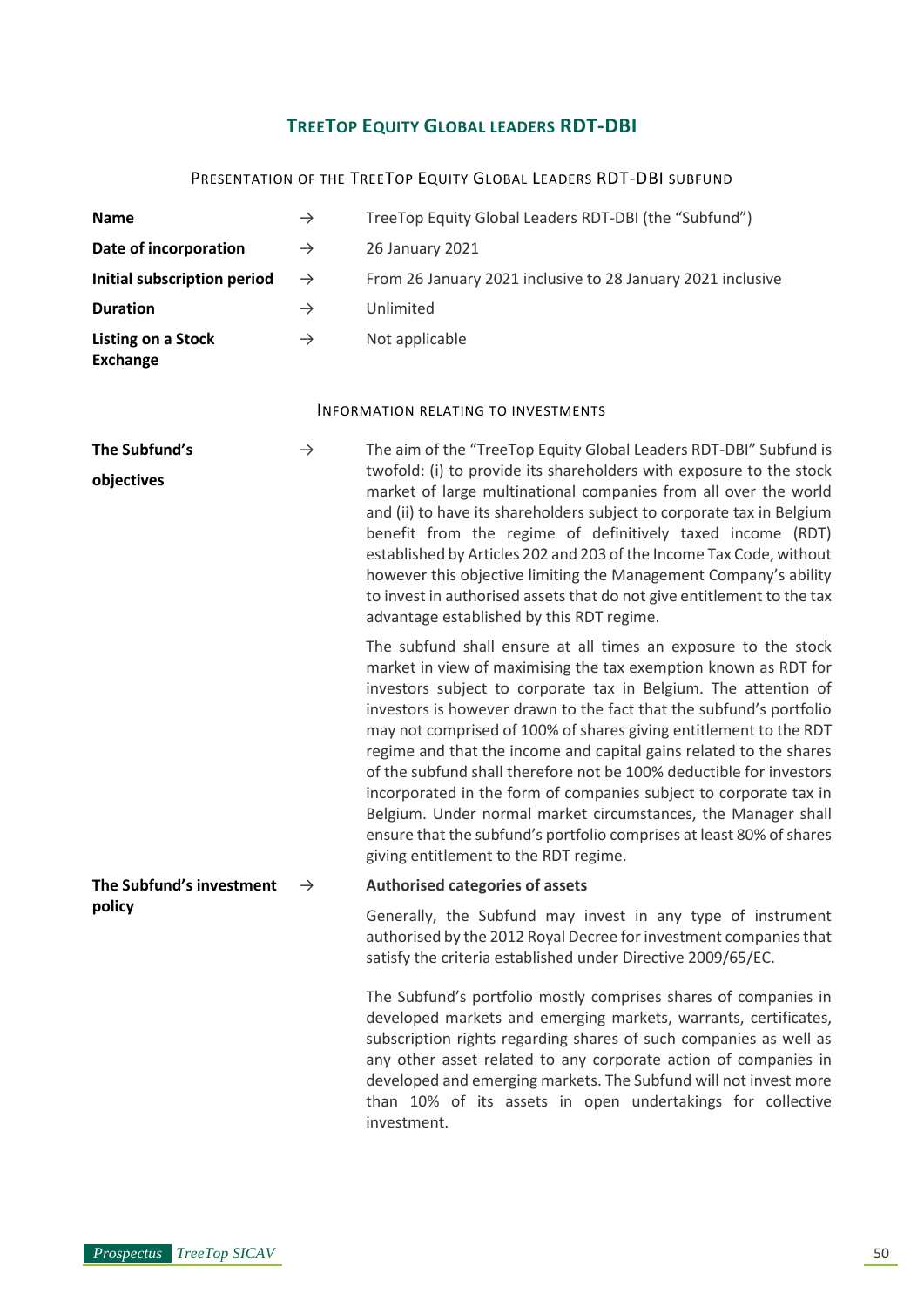# TreeTop Equity Global leaders RDT-DBI

## Presentation of the TreeTop Equity Global Leaders RDT-DBI subfund

| | | |
|---|---|---|
| **Name** | → | TreeTop Equity Global Leaders RDT-DBI (the "Subfund") |
| **Date of incorporation** | → | 26 January 2021 |
| **Initial subscription period** | → | From 26 January 2021 inclusive to 28 January 2021 inclusive |
| **Duration** | → | Unlimited |
| **Listing on a Stock Exchange** | → | Not applicable |

## Information relating to investments

**The Subfund's objectives** →

The aim of the "TreeTop Equity Global Leaders RDT-DBI" Subfund is twofold: (i) to provide its shareholders with exposure to the stock market of large multinational companies from all over the world and (ii) to have its shareholders subject to corporate tax in Belgium benefit from the regime of definitively taxed income (RDT) established by Articles 202 and 203 of the Income Tax Code, without however this objective limiting the Management Company's ability to invest in authorised assets that do not give entitlement to the tax advantage established by this RDT regime.

The subfund shall ensure at all times an exposure to the stock market in view of maximising the tax exemption known as RDT for investors subject to corporate tax in Belgium. The attention of investors is however drawn to the fact that the subfund's portfolio may not comprised of 100% of shares giving entitlement to the RDT regime and that the income and capital gains related to the shares of the subfund shall therefore not be 100% deductible for investors incorporated in the form of companies subject to corporate tax in Belgium. Under normal market circumstances, the Manager shall ensure that the subfund's portfolio comprises at least 80% of shares giving entitlement to the RDT regime.

**The Subfund's investment policy** →

**Authorised categories of assets**

Generally, the Subfund may invest in any type of instrument authorised by the 2012 Royal Decree for investment companies that satisfy the criteria established under Directive 2009/65/EC.

The Subfund's portfolio mostly comprises shares of companies in developed markets and emerging markets, warrants, certificates, subscription rights regarding shares of such companies as well as any other asset related to any corporate action of companies in developed and emerging markets. The Subfund will not invest more than 10% of its assets in open undertakings for collective investment.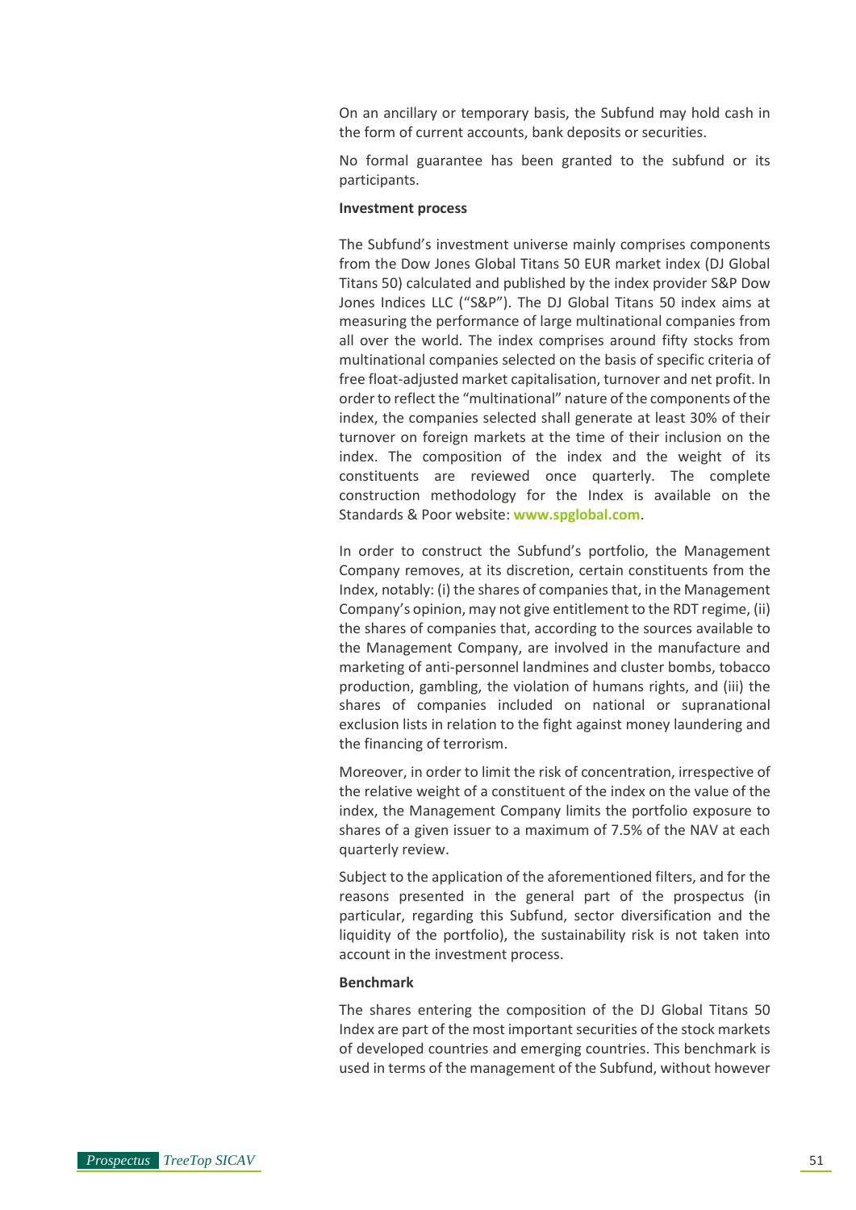On an ancillary or temporary basis, the Subfund may hold cash in the form of current accounts, bank deposits or securities.

No formal guarantee has been granted to the subfund or its participants.

**Investment process**

The Subfund's investment universe mainly comprises components from the Dow Jones Global Titans 50 EUR market index (DJ Global Titans 50) calculated and published by the index provider S&P Dow Jones Indices LLC ("S&P"). The DJ Global Titans 50 index aims at measuring the performance of large multinational companies from all over the world. The index comprises around fifty stocks from multinational companies selected on the basis of specific criteria of free float-adjusted market capitalisation, turnover and net profit. In order to reflect the "multinational" nature of the components of the index, the companies selected shall generate at least 30% of their turnover on foreign markets at the time of their inclusion on the index. The composition of the index and the weight of its constituents are reviewed once quarterly. The complete construction methodology for the Index is available on the Standards & Poor website: **www.spglobal.com**.

In order to construct the Subfund's portfolio, the Management Company removes, at its discretion, certain constituents from the Index, notably: (i) the shares of companies that, in the Management Company's opinion, may not give entitlement to the RDT regime, (ii) the shares of companies that, according to the sources available to the Management Company, are involved in the manufacture and marketing of anti-personnel landmines and cluster bombs, tobacco production, gambling, the violation of humans rights, and (iii) the shares of companies included on national or supranational exclusion lists in relation to the fight against money laundering and the financing of terrorism.

Moreover, in order to limit the risk of concentration, irrespective of the relative weight of a constituent of the index on the value of the index, the Management Company limits the portfolio exposure to shares of a given issuer to a maximum of 7.5% of the NAV at each quarterly review.

Subject to the application of the aforementioned filters, and for the reasons presented in the general part of the prospectus (in particular, regarding this Subfund, sector diversification and the liquidity of the portfolio), the sustainability risk is not taken into account in the investment process.

**Benchmark**

The shares entering the composition of the DJ Global Titans 50 Index are part of the most important securities of the stock markets of developed countries and emerging countries. This benchmark is used in terms of the management of the Subfund, without however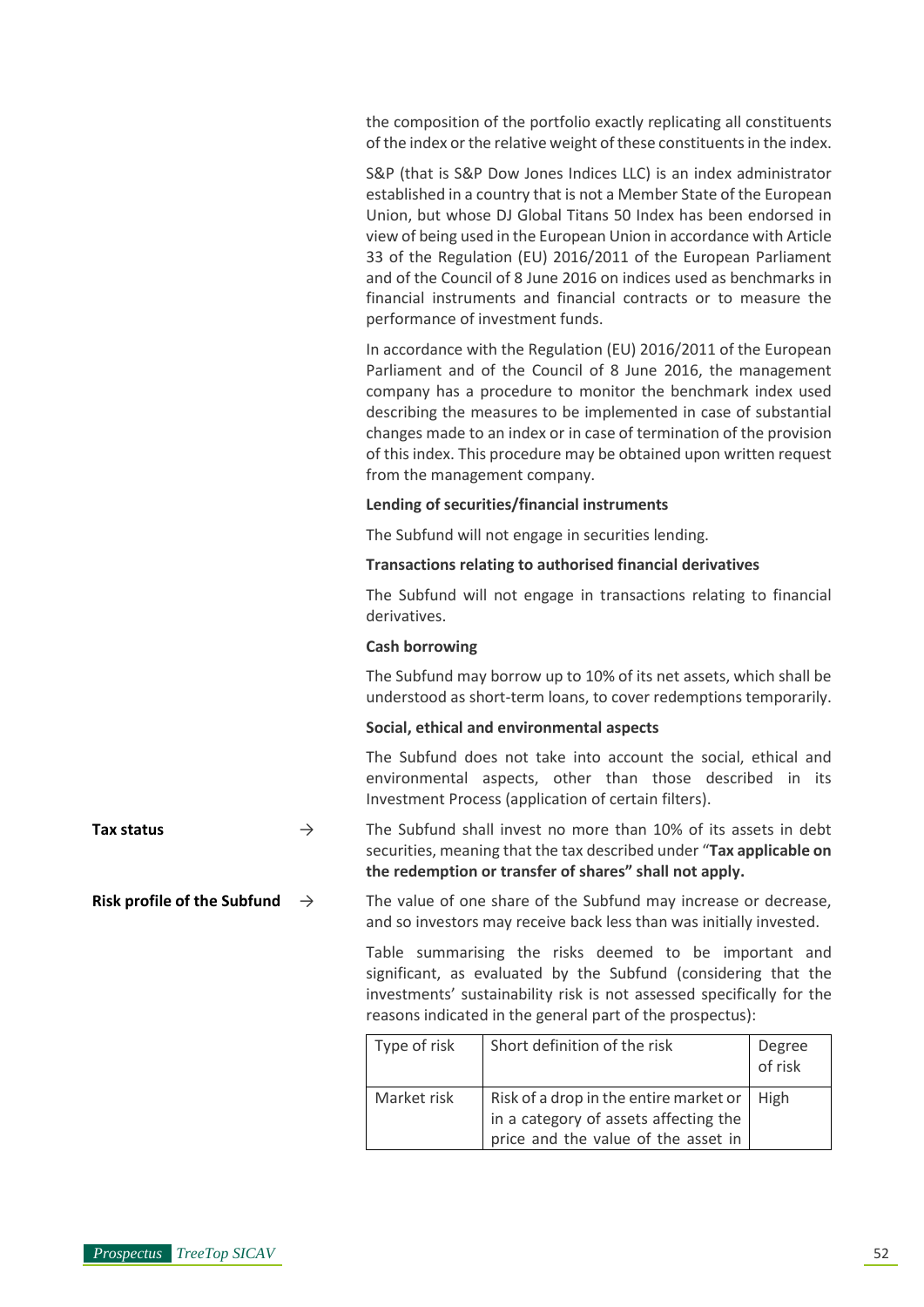the composition of the portfolio exactly replicating all constituents of the index or the relative weight of these constituents in the index.

S&P (that is S&P Dow Jones Indices LLC) is an index administrator established in a country that is not a Member State of the European Union, but whose DJ Global Titans 50 Index has been endorsed in view of being used in the European Union in accordance with Article 33 of the Regulation (EU) 2016/2011 of the European Parliament and of the Council of 8 June 2016 on indices used as benchmarks in financial instruments and financial contracts or to measure the performance of investment funds.

In accordance with the Regulation (EU) 2016/2011 of the European Parliament and of the Council of 8 June 2016, the management company has a procedure to monitor the benchmark index used describing the measures to be implemented in case of substantial changes made to an index or in case of termination of the provision of this index. This procedure may be obtained upon written request from the management company.

**Lending of securities/financial instruments**

The Subfund will not engage in securities lending.

**Transactions relating to authorised financial derivatives**

The Subfund will not engage in transactions relating to financial derivatives.

**Cash borrowing**

The Subfund may borrow up to 10% of its net assets, which shall be understood as short-term loans, to cover redemptions temporarily.

**Social, ethical and environmental aspects**

The Subfund does not take into account the social, ethical and environmental aspects, other than those described in its Investment Process (application of certain filters).

**Tax status** →

The Subfund shall invest no more than 10% of its assets in debt securities, meaning that the tax described under "**Tax applicable on the redemption or transfer of shares" shall not apply.**

**Risk profile of the Subfund** →

The value of one share of the Subfund may increase or decrease, and so investors may receive back less than was initially invested.

Table summarising the risks deemed to be important and significant, as evaluated by the Subfund (considering that the investments' sustainability risk is not assessed specifically for the reasons indicated in the general part of the prospectus):

| Type of risk | Short definition of the risk | Degree of risk |
|---|---|---|
| Market risk | Risk of a drop in the entire market or in a category of assets affecting the price and the value of the asset in | High |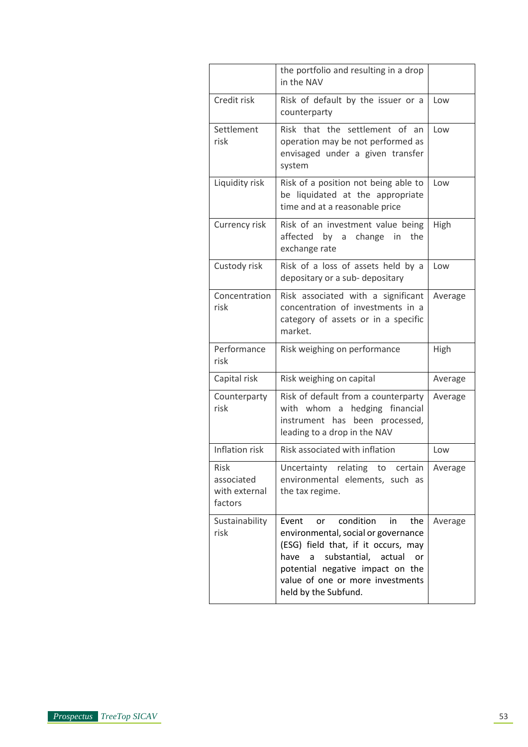| | | |
|---|---|---|
| | the portfolio and resulting in a drop in the NAV | |
| Credit risk | Risk of default by the issuer or a counterparty | Low |
| Settlement risk | Risk that the settlement of an operation may be not performed as envisaged under a given transfer system | Low |
| Liquidity risk | Risk of a position not being able to be liquidated at the appropriate time and at a reasonable price | Low |
| Currency risk | Risk of an investment value being affected by a change in the exchange rate | High |
| Custody risk | Risk of a loss of assets held by a depositary or a sub- depositary | Low |
| Concentration risk | Risk associated with a significant concentration of investments in a category of assets or in a specific market. | Average |
| Performance risk | Risk weighing on performance | High |
| Capital risk | Risk weighing on capital | Average |
| Counterparty risk | Risk of default from a counterparty with whom a hedging financial instrument has been processed, leading to a drop in the NAV | Average |
| Inflation risk | Risk associated with inflation | Low |
| Risk associated with external factors | Uncertainty relating to certain environmental elements, such as the tax regime. | Average |
| Sustainability risk | Event or condition in the environmental, social or governance (ESG) field that, if it occurs, may have a substantial, actual or potential negative impact on the value of one or more investments held by the Subfund. | Average |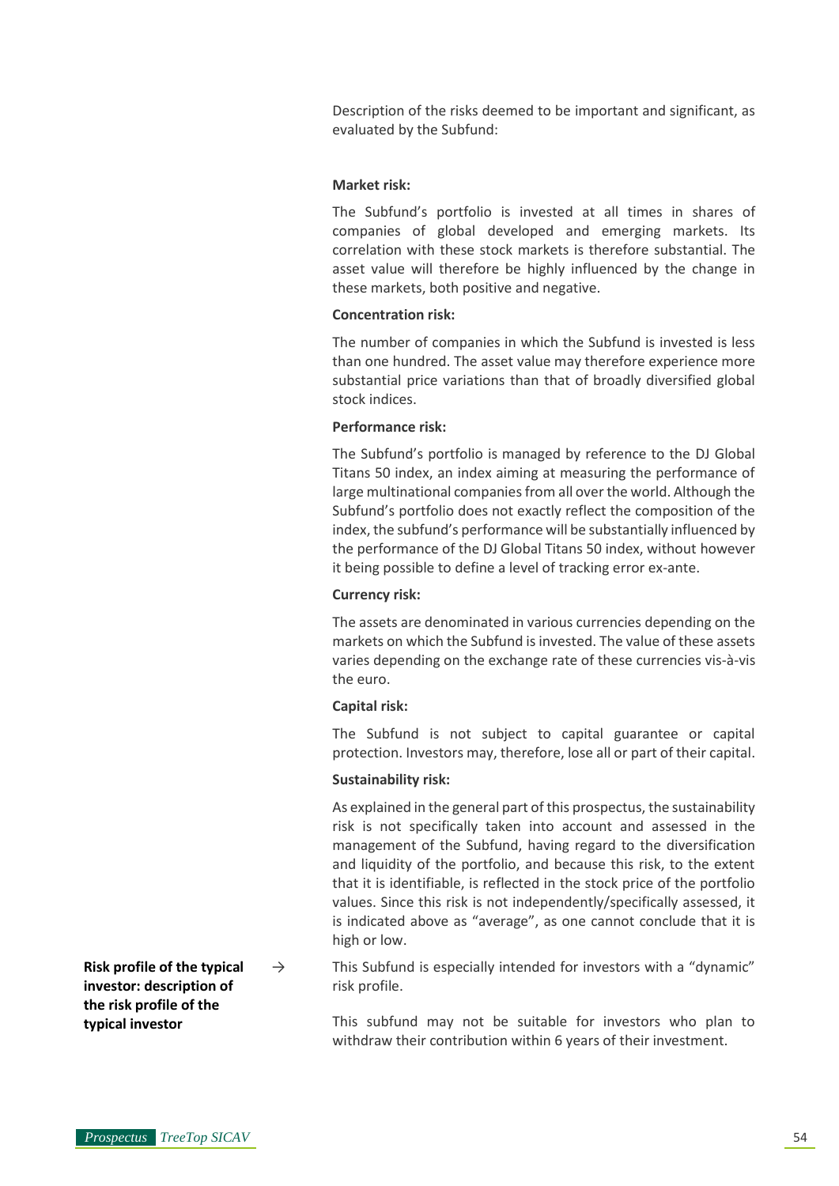Description of the risks deemed to be important and significant, as evaluated by the Subfund:

**Market risk:**

The Subfund's portfolio is invested at all times in shares of companies of global developed and emerging markets. Its correlation with these stock markets is therefore substantial. The asset value will therefore be highly influenced by the change in these markets, both positive and negative.

**Concentration risk:**

The number of companies in which the Subfund is invested is less than one hundred. The asset value may therefore experience more substantial price variations than that of broadly diversified global stock indices.

**Performance risk:**

The Subfund's portfolio is managed by reference to the DJ Global Titans 50 index, an index aiming at measuring the performance of large multinational companies from all over the world. Although the Subfund's portfolio does not exactly reflect the composition of the index, the subfund's performance will be substantially influenced by the performance of the DJ Global Titans 50 index, without however it being possible to define a level of tracking error ex-ante.

**Currency risk:**

The assets are denominated in various currencies depending on the markets on which the Subfund is invested. The value of these assets varies depending on the exchange rate of these currencies vis-à-vis the euro.

**Capital risk:**

The Subfund is not subject to capital guarantee or capital protection. Investors may, therefore, lose all or part of their capital.

**Sustainability risk:**

As explained in the general part of this prospectus, the sustainability risk is not specifically taken into account and assessed in the management of the Subfund, having regard to the diversification and liquidity of the portfolio, and because this risk, to the extent that it is identifiable, is reflected in the stock price of the portfolio values. Since this risk is not independently/specifically assessed, it is indicated above as "average", as one cannot conclude that it is high or low.

**Risk profile of the typical investor: description of the risk profile of the typical investor** →

This Subfund is especially intended for investors with a "dynamic" risk profile.

This subfund may not be suitable for investors who plan to withdraw their contribution within 6 years of their investment.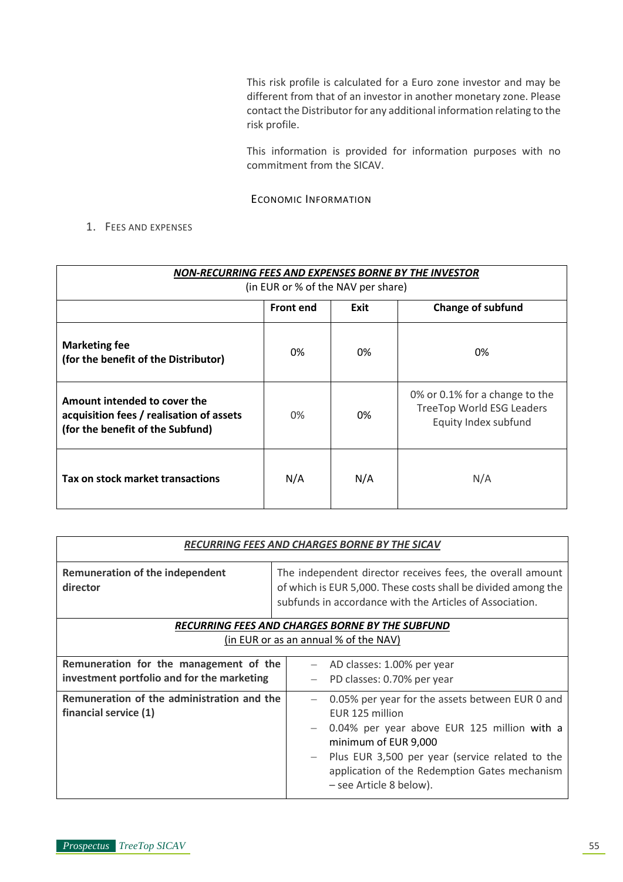This risk profile is calculated for a Euro zone investor and may be different from that of an investor in another monetary zone. Please contact the Distributor for any additional information relating to the risk profile.

This information is provided for information purposes with no commitment from the SICAV.

## Economic Information

### 1. Fees and expenses

| ***NON-RECURRING FEES AND EXPENSES BORNE BY THE INVESTOR*** (in EUR or % of the NAV per share) | | | |
|---|---|---|---|
| | **Front end** | **Exit** | **Change of subfund** |
| **Marketing fee (for the benefit of the Distributor)** | 0% | 0% | 0% |
| **Amount intended to cover the acquisition fees / realisation of assets (for the benefit of the Subfund)** | 0% | 0% | 0% or 0.1% for a change to the TreeTop World ESG Leaders Equity Index subfund |
| **Tax on stock market transactions** | N/A | N/A | N/A |

| ***RECURRING FEES AND CHARGES BORNE BY THE SICAV*** | |
|---|---|
| **Remuneration of the independent director** | The independent director receives fees, the overall amount of which is EUR 5,000. These costs shall be divided among the subfunds in accordance with the Articles of Association. |

| ***RECURRING FEES AND CHARGES BORNE BY THE SUBFUND*** (in EUR or as an annual % of the NAV) | |
|---|---|
| **Remuneration for the management of the investment portfolio and for the marketing** | – AD classes: 1.00% per year<br>– PD classes: 0.70% per year |
| **Remuneration of the administration and the financial service (1)** | – 0.05% per year for the assets between EUR 0 and EUR 125 million<br>– 0.04% per year above EUR 125 million with a minimum of EUR 9,000<br>– Plus EUR 3,500 per year (service related to the application of the Redemption Gates mechanism – see Article 8 below). |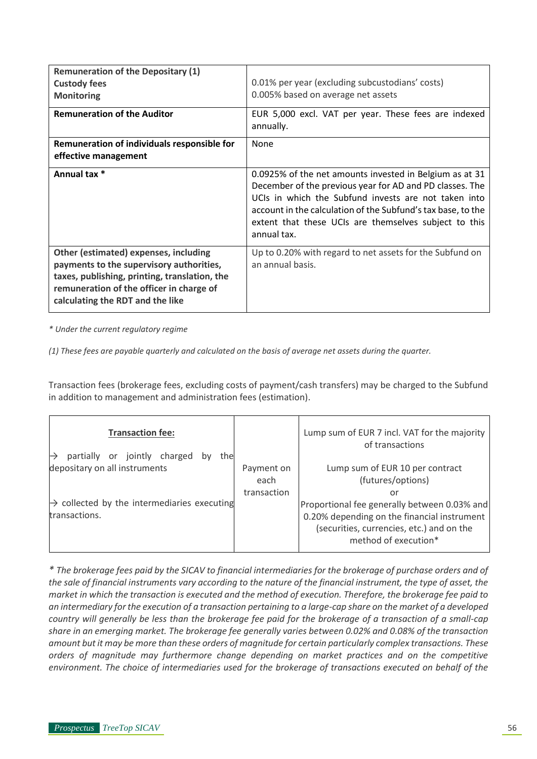| **Remuneration of the Depositary (1)**<br>**Custody fees**<br>**Monitoring** | 0.01% per year (excluding subcustodians' costs)<br>0.005% based on average net assets |
|---|---|
| **Remuneration of the Auditor** | EUR 5,000 excl. VAT per year. These fees are indexed annually. |
| **Remuneration of individuals responsible for effective management** | None |
| **Annual tax *** | 0.0925% of the net amounts invested in Belgium as at 31 December of the previous year for AD and PD classes. The UCIs in which the Subfund invests are not taken into account in the calculation of the Subfund's tax base, to the extent that these UCIs are themselves subject to this annual tax. |
| **Other (estimated) expenses, including payments to the supervisory authorities, taxes, publishing, printing, translation, the remuneration of the officer in charge of calculating the RDT and the like** | Up to 0.20% with regard to net assets for the Subfund on an annual basis. |

*\* Under the current regulatory regime*

*(1) These fees are payable quarterly and calculated on the basis of average net assets during the quarter.*

Transaction fees (brokerage fees, excluding costs of payment/cash transfers) may be charged to the Subfund in addition to management and administration fees (estimation).

| <u>**Transaction fee:**</u><br><br>→ partially or jointly charged by the depositary on all instruments<br><br>→ collected by the intermediaries executing transactions. | Payment on each transaction | Lump sum of EUR 7 incl. VAT for the majority of transactions<br><br>Lump sum of EUR 10 per contract (futures/options)<br>or<br>Proportional fee generally between 0.03% and 0.20% depending on the financial instrument (securities, currencies, etc.) and on the method of execution* |
|---|---|---|

*\* The brokerage fees paid by the SICAV to financial intermediaries for the brokerage of purchase orders and of the sale of financial instruments vary according to the nature of the financial instrument, the type of asset, the market in which the transaction is executed and the method of execution. Therefore, the brokerage fee paid to an intermediary for the execution of a transaction pertaining to a large-cap share on the market of a developed country will generally be less than the brokerage fee paid for the brokerage of a transaction of a small-cap share in an emerging market. The brokerage fee generally varies between 0.02% and 0.08% of the transaction amount but it may be more than these orders of magnitude for certain particularly complex transactions. These orders of magnitude may furthermore change depending on market practices and on the competitive environment. The choice of intermediaries used for the brokerage of transactions executed on behalf of the*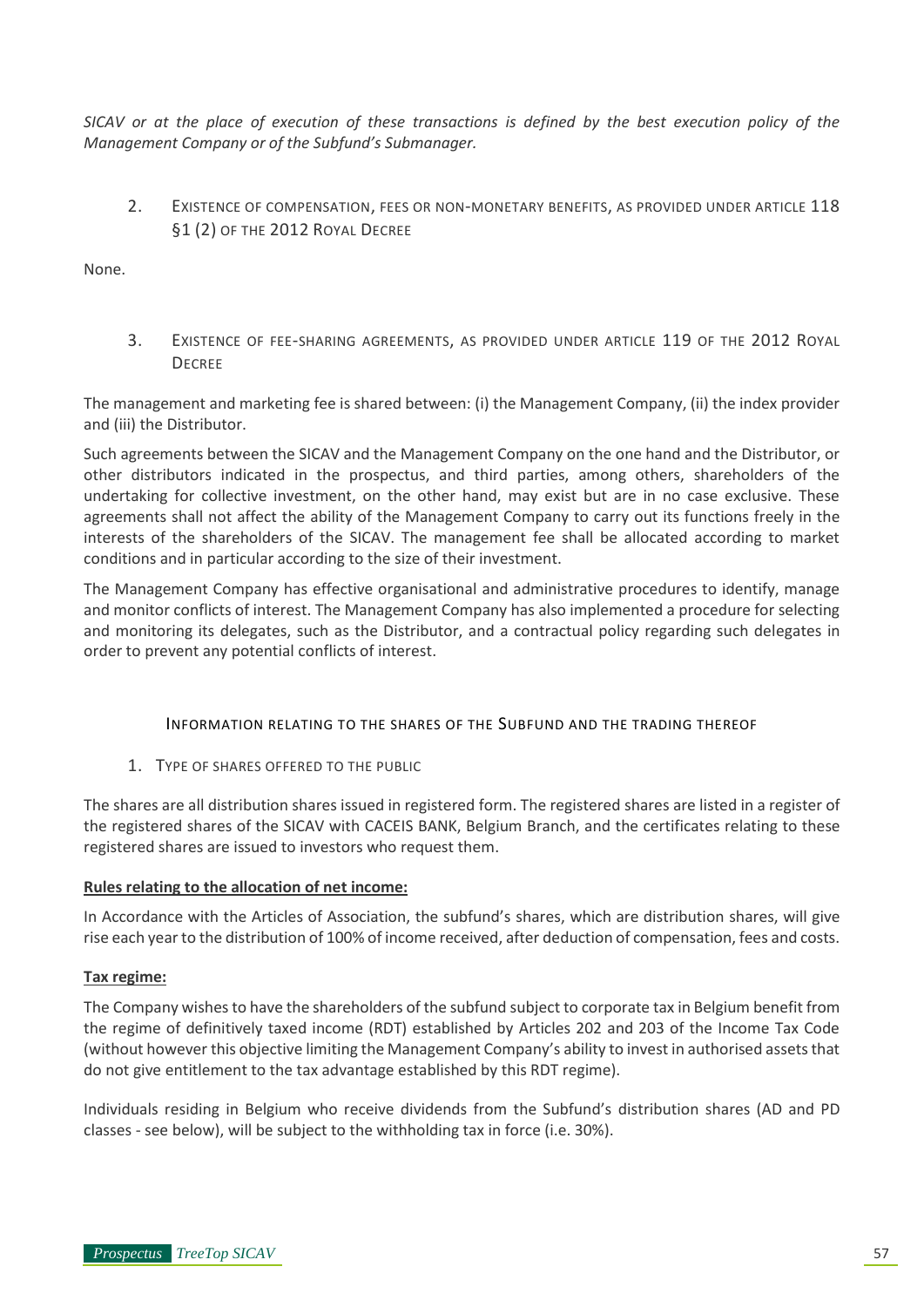*SICAV or at the place of execution of these transactions is defined by the best execution policy of the Management Company or of the Subfund's Submanager.*

2. EXISTENCE OF COMPENSATION, FEES OR NON-MONETARY BENEFITS, AS PROVIDED UNDER ARTICLE 118 §1 (2) OF THE 2012 ROYAL DECREE

None.

3. EXISTENCE OF FEE-SHARING AGREEMENTS, AS PROVIDED UNDER ARTICLE 119 OF THE 2012 ROYAL DECREE

The management and marketing fee is shared between: (i) the Management Company, (ii) the index provider and (iii) the Distributor.

Such agreements between the SICAV and the Management Company on the one hand and the Distributor, or other distributors indicated in the prospectus, and third parties, among others, shareholders of the undertaking for collective investment, on the other hand, may exist but are in no case exclusive. These agreements shall not affect the ability of the Management Company to carry out its functions freely in the interests of the shareholders of the SICAV. The management fee shall be allocated according to market conditions and in particular according to the size of their investment.

The Management Company has effective organisational and administrative procedures to identify, manage and monitor conflicts of interest. The Management Company has also implemented a procedure for selecting and monitoring its delegates, such as the Distributor, and a contractual policy regarding such delegates in order to prevent any potential conflicts of interest.

## INFORMATION RELATING TO THE SHARES OF THE SUBFUND AND THE TRADING THEREOF

1. TYPE OF SHARES OFFERED TO THE PUBLIC

The shares are all distribution shares issued in registered form. The registered shares are listed in a register of the registered shares of the SICAV with CACEIS BANK, Belgium Branch, and the certificates relating to these registered shares are issued to investors who request them.

**Rules relating to the allocation of net income:**

In Accordance with the Articles of Association, the subfund's shares, which are distribution shares, will give rise each year to the distribution of 100% of income received, after deduction of compensation, fees and costs.

**Tax regime:**

The Company wishes to have the shareholders of the subfund subject to corporate tax in Belgium benefit from the regime of definitively taxed income (RDT) established by Articles 202 and 203 of the Income Tax Code (without however this objective limiting the Management Company's ability to invest in authorised assets that do not give entitlement to the tax advantage established by this RDT regime).

Individuals residing in Belgium who receive dividends from the Subfund's distribution shares (AD and PD classes - see below), will be subject to the withholding tax in force (i.e. 30%).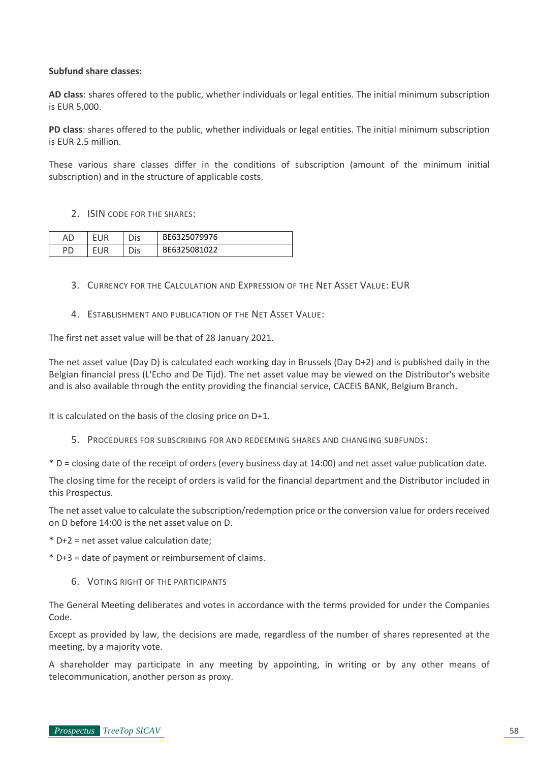**Subfund share classes:**

**AD class**: shares offered to the public, whether individuals or legal entities. The initial minimum subscription is EUR 5,000.

**PD class**: shares offered to the public, whether individuals or legal entities. The initial minimum subscription is EUR 2.5 million.

These various share classes differ in the conditions of subscription (amount of the minimum initial subscription) and in the structure of applicable costs.

2. ISIN CODE FOR THE SHARES:

| | | | |
|---|---|---|---|
| AD | EUR | Dis | BE6325079976 |
| PD | EUR | Dis | BE6325081022 |

3. CURRENCY FOR THE CALCULATION AND EXPRESSION OF THE NET ASSET VALUE: EUR

4. ESTABLISHMENT AND PUBLICATION OF THE NET ASSET VALUE:

The first net asset value will be that of 28 January 2021.

The net asset value (Day D) is calculated each working day in Brussels (Day D+2) and is published daily in the Belgian financial press (L'Echo and De Tijd). The net asset value may be viewed on the Distributor's website and is also available through the entity providing the financial service, CACEIS BANK, Belgium Branch.

It is calculated on the basis of the closing price on D+1.

5. PROCEDURES FOR SUBSCRIBING FOR AND REDEEMING SHARES AND CHANGING SUBFUNDS:

* D = closing date of the receipt of orders (every business day at 14:00) and net asset value publication date.

The closing time for the receipt of orders is valid for the financial department and the Distributor included in this Prospectus.

The net asset value to calculate the subscription/redemption price or the conversion value for orders received on D before 14:00 is the net asset value on D.

* D+2 = net asset value calculation date;

* D+3 = date of payment or reimbursement of claims.

6. VOTING RIGHT OF THE PARTICIPANTS

The General Meeting deliberates and votes in accordance with the terms provided for under the Companies Code.

Except as provided by law, the decisions are made, regardless of the number of shares represented at the meeting, by a majority vote.

A shareholder may participate in any meeting by appointing, in writing or by any other means of telecommunication, another person as proxy.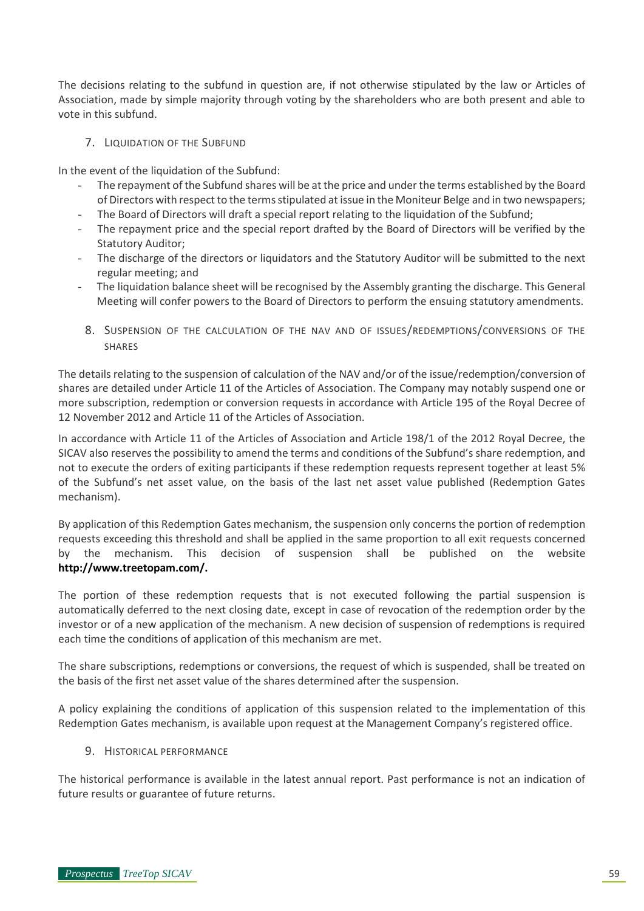The decisions relating to the subfund in question are, if not otherwise stipulated by the law or Articles of Association, made by simple majority through voting by the shareholders who are both present and able to vote in this subfund.

### 7. Liquidation of the Subfund

In the event of the liquidation of the Subfund:

- The repayment of the Subfund shares will be at the price and under the terms established by the Board of Directors with respect to the terms stipulated at issue in the Moniteur Belge and in two newspapers;
- The Board of Directors will draft a special report relating to the liquidation of the Subfund;
- The repayment price and the special report drafted by the Board of Directors will be verified by the Statutory Auditor;
- The discharge of the directors or liquidators and the Statutory Auditor will be submitted to the next regular meeting; and
- The liquidation balance sheet will be recognised by the Assembly granting the discharge. This General Meeting will confer powers to the Board of Directors to perform the ensuing statutory amendments.

### 8. Suspension of the calculation of the NAV and of issues/redemptions/conversions of the shares

The details relating to the suspension of calculation of the NAV and/or of the issue/redemption/conversion of shares are detailed under Article 11 of the Articles of Association. The Company may notably suspend one or more subscription, redemption or conversion requests in accordance with Article 195 of the Royal Decree of 12 November 2012 and Article 11 of the Articles of Association.

In accordance with Article 11 of the Articles of Association and Article 198/1 of the 2012 Royal Decree, the SICAV also reserves the possibility to amend the terms and conditions of the Subfund's share redemption, and not to execute the orders of exiting participants if these redemption requests represent together at least 5% of the Subfund's net asset value, on the basis of the last net asset value published (Redemption Gates mechanism).

By application of this Redemption Gates mechanism, the suspension only concerns the portion of redemption requests exceeding this threshold and shall be applied in the same proportion to all exit requests concerned by the mechanism. This decision of suspension shall be published on the website **http://www.treetopam.com/.**

The portion of these redemption requests that is not executed following the partial suspension is automatically deferred to the next closing date, except in case of revocation of the redemption order by the investor or of a new application of the mechanism. A new decision of suspension of redemptions is required each time the conditions of application of this mechanism are met.

The share subscriptions, redemptions or conversions, the request of which is suspended, shall be treated on the basis of the first net asset value of the shares determined after the suspension.

A policy explaining the conditions of application of this suspension related to the implementation of this Redemption Gates mechanism, is available upon request at the Management Company's registered office.

### 9. Historical performance

The historical performance is available in the latest annual report. Past performance is not an indication of future results or guarantee of future returns.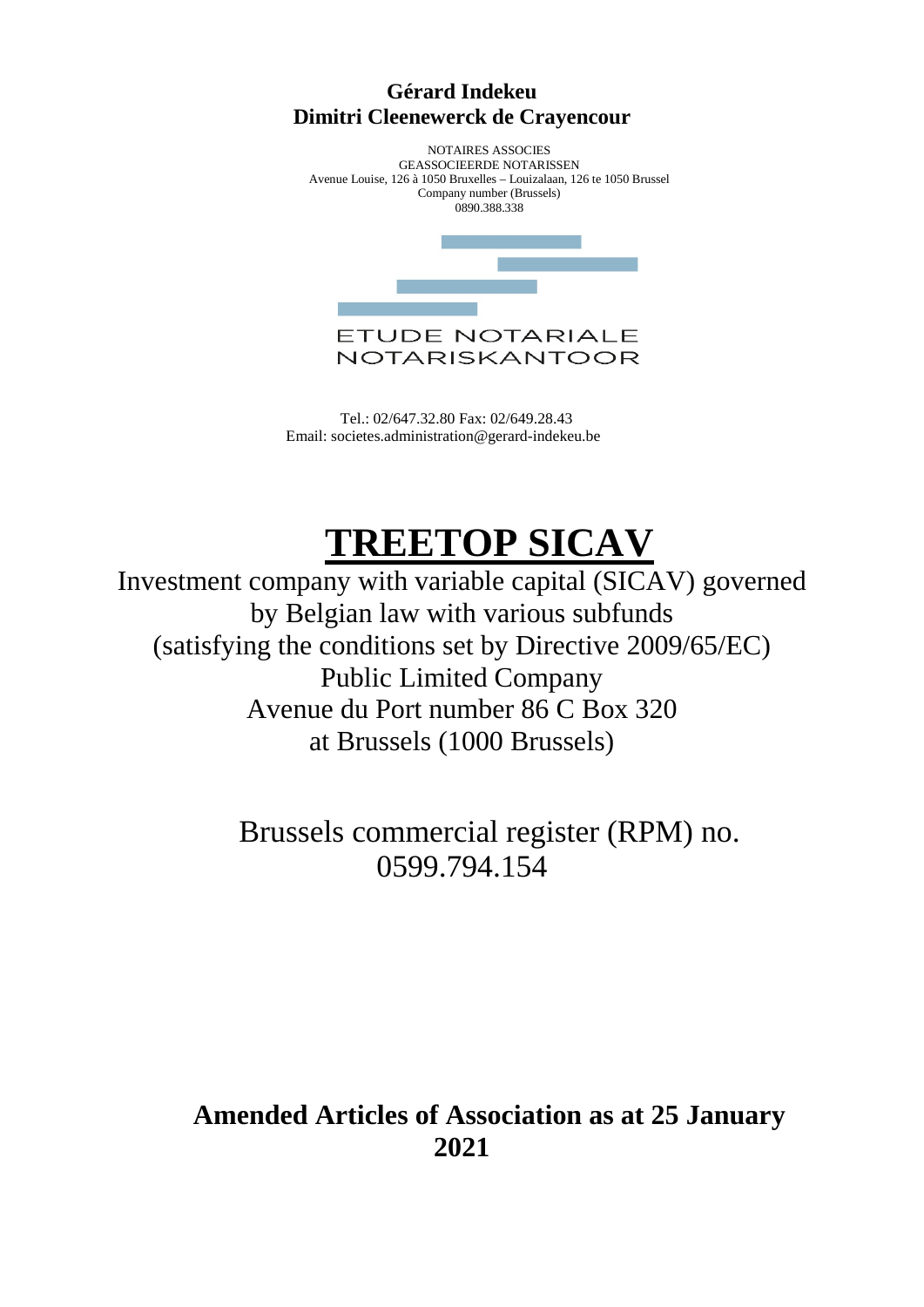**Gérard Indekeu**
**Dimitri Cleenewerck de Crayencour**

NOTAIRES ASSOCIES
GEASSOCIEERDE NOTARISSEN
Avenue Louise, 126 à 1050 Bruxelles – Louizalaan, 126 te 1050 Brussel
Company number (Brussels)
0890.388.338

ETUDE NOTARIALE
NOTARISKANTOOR

Tel.: 02/647.32.80 Fax: 02/649.28.43
Email: societes.administration@gerard-indekeu.be

# TREETOP SICAV

Investment company with variable capital (SICAV) governed by Belgian law with various subfunds
(satisfying the conditions set by Directive 2009/65/EC)
Public Limited Company
Avenue du Port number 86 C Box 320
at Brussels (1000 Brussels)

Brussels commercial register (RPM) no.
0599.794.154

**Amended Articles of Association as at 25 January 2021**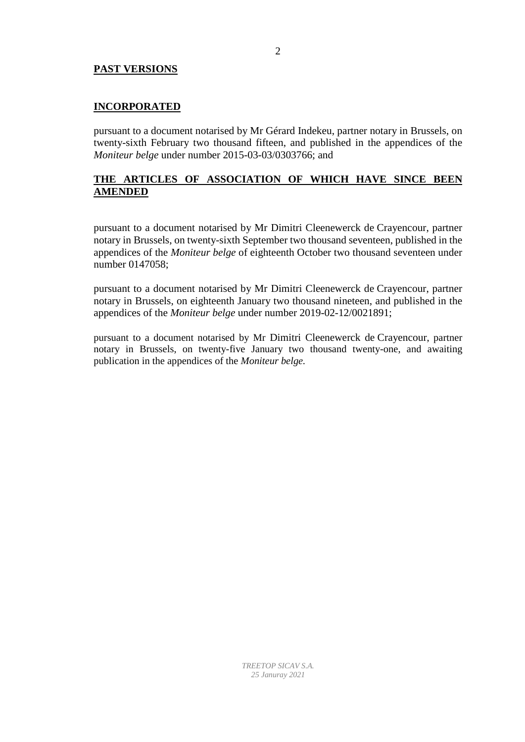**PAST VERSIONS**

**INCORPORATED**

pursuant to a document notarised by Mr Gérard Indekeu, partner notary in Brussels, on twenty-sixth February two thousand fifteen, and published in the appendices of the *Moniteur belge* under number 2015-03-03/0303766; and

**THE ARTICLES OF ASSOCIATION OF WHICH HAVE SINCE BEEN AMENDED**

pursuant to a document notarised by Mr Dimitri Cleenewerck de Crayencour, partner notary in Brussels, on twenty-sixth September two thousand seventeen, published in the appendices of the *Moniteur belge* of eighteenth October two thousand seventeen under number 0147058;

pursuant to a document notarised by Mr Dimitri Cleenewerck de Crayencour, partner notary in Brussels, on eighteenth January two thousand nineteen, and published in the appendices of the *Moniteur belge* under number 2019-02-12/0021891;

pursuant to a document notarised by Mr Dimitri Cleenewerck de Crayencour, partner notary in Brussels, on twenty-five January two thousand twenty-one, and awaiting publication in the appendices of the *Moniteur belge.*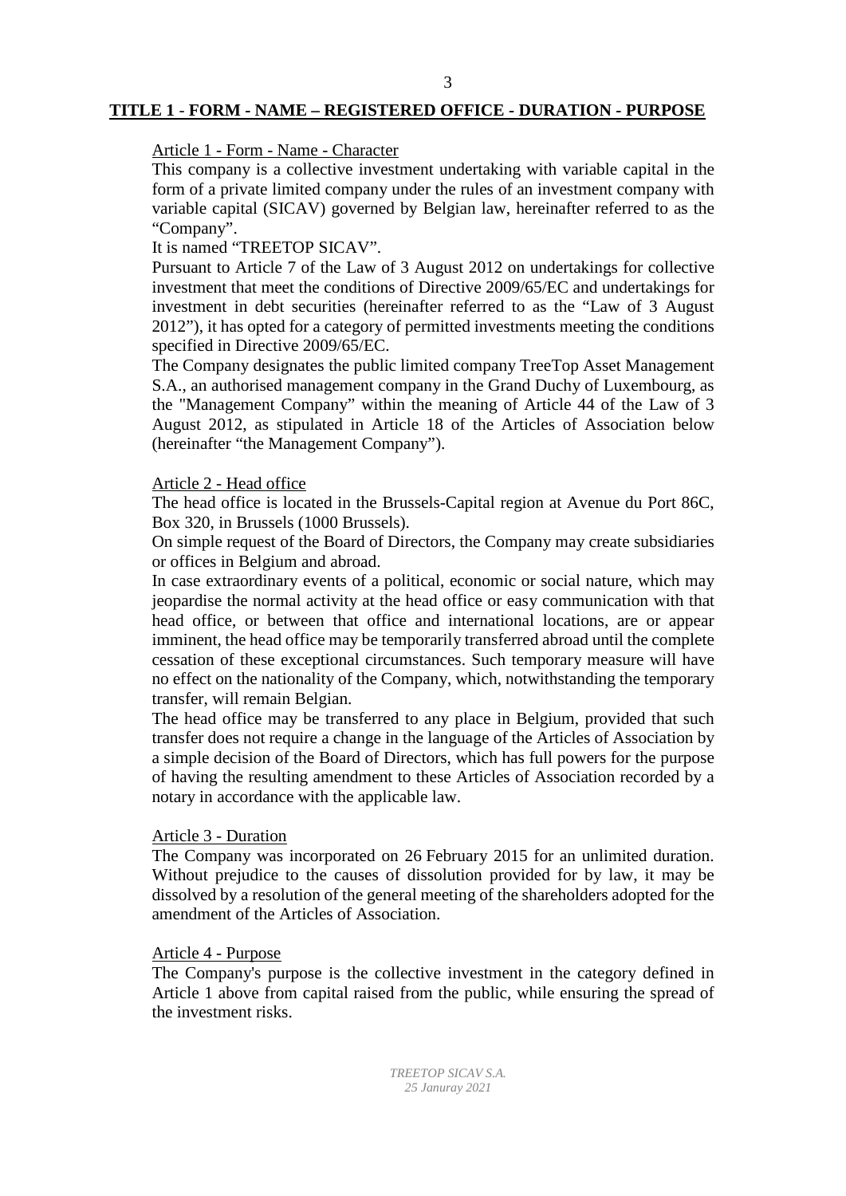## TITLE 1 - FORM - NAME – REGISTERED OFFICE - DURATION - PURPOSE

### Article 1 - Form - Name - Character

This company is a collective investment undertaking with variable capital in the form of a private limited company under the rules of an investment company with variable capital (SICAV) governed by Belgian law, hereinafter referred to as the "Company".

It is named "TREETOP SICAV".

Pursuant to Article 7 of the Law of 3 August 2012 on undertakings for collective investment that meet the conditions of Directive 2009/65/EC and undertakings for investment in debt securities (hereinafter referred to as the "Law of 3 August 2012"), it has opted for a category of permitted investments meeting the conditions specified in Directive 2009/65/EC.

The Company designates the public limited company TreeTop Asset Management S.A., an authorised management company in the Grand Duchy of Luxembourg, as the "Management Company" within the meaning of Article 44 of the Law of 3 August 2012, as stipulated in Article 18 of the Articles of Association below (hereinafter "the Management Company").

### Article 2 - Head office

The head office is located in the Brussels-Capital region at Avenue du Port 86C, Box 320, in Brussels (1000 Brussels).

On simple request of the Board of Directors, the Company may create subsidiaries or offices in Belgium and abroad.

In case extraordinary events of a political, economic or social nature, which may jeopardise the normal activity at the head office or easy communication with that head office, or between that office and international locations, are or appear imminent, the head office may be temporarily transferred abroad until the complete cessation of these exceptional circumstances. Such temporary measure will have no effect on the nationality of the Company, which, notwithstanding the temporary transfer, will remain Belgian.

The head office may be transferred to any place in Belgium, provided that such transfer does not require a change in the language of the Articles of Association by a simple decision of the Board of Directors, which has full powers for the purpose of having the resulting amendment to these Articles of Association recorded by a notary in accordance with the applicable law.

### Article 3 - Duration

The Company was incorporated on 26 February 2015 for an unlimited duration. Without prejudice to the causes of dissolution provided for by law, it may be dissolved by a resolution of the general meeting of the shareholders adopted for the amendment of the Articles of Association.

### Article 4 - Purpose

The Company's purpose is the collective investment in the category defined in Article 1 above from capital raised from the public, while ensuring the spread of the investment risks.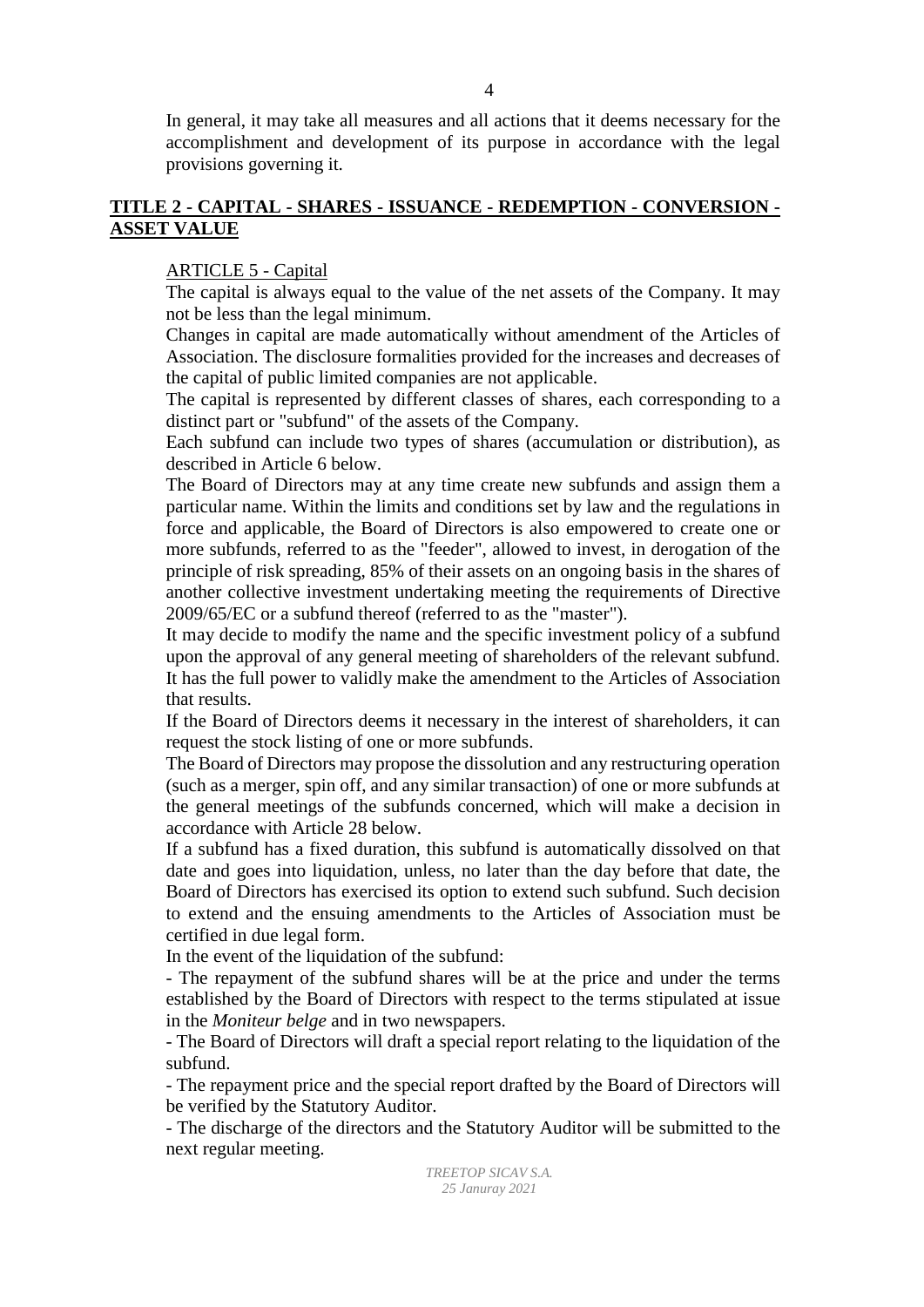In general, it may take all measures and all actions that it deems necessary for the accomplishment and development of its purpose in accordance with the legal provisions governing it.

## TITLE 2 - CAPITAL - SHARES - ISSUANCE - REDEMPTION - CONVERSION - ASSET VALUE

### ARTICLE 5 - Capital

The capital is always equal to the value of the net assets of the Company. It may not be less than the legal minimum.

Changes in capital are made automatically without amendment of the Articles of Association. The disclosure formalities provided for the increases and decreases of the capital of public limited companies are not applicable.

The capital is represented by different classes of shares, each corresponding to a distinct part or "subfund" of the assets of the Company.

Each subfund can include two types of shares (accumulation or distribution), as described in Article 6 below.

The Board of Directors may at any time create new subfunds and assign them a particular name. Within the limits and conditions set by law and the regulations in force and applicable, the Board of Directors is also empowered to create one or more subfunds, referred to as the "feeder", allowed to invest, in derogation of the principle of risk spreading, 85% of their assets on an ongoing basis in the shares of another collective investment undertaking meeting the requirements of Directive 2009/65/EC or a subfund thereof (referred to as the "master").

It may decide to modify the name and the specific investment policy of a subfund upon the approval of any general meeting of shareholders of the relevant subfund. It has the full power to validly make the amendment to the Articles of Association that results.

If the Board of Directors deems it necessary in the interest of shareholders, it can request the stock listing of one or more subfunds.

The Board of Directors may propose the dissolution and any restructuring operation (such as a merger, spin off, and any similar transaction) of one or more subfunds at the general meetings of the subfunds concerned, which will make a decision in accordance with Article 28 below.

If a subfund has a fixed duration, this subfund is automatically dissolved on that date and goes into liquidation, unless, no later than the day before that date, the Board of Directors has exercised its option to extend such subfund. Such decision to extend and the ensuing amendments to the Articles of Association must be certified in due legal form.

In the event of the liquidation of the subfund:

- The repayment of the subfund shares will be at the price and under the terms established by the Board of Directors with respect to the terms stipulated at issue in the *Moniteur belge* and in two newspapers.
- The Board of Directors will draft a special report relating to the liquidation of the subfund.
- The repayment price and the special report drafted by the Board of Directors will be verified by the Statutory Auditor.
- The discharge of the directors and the Statutory Auditor will be submitted to the next regular meeting.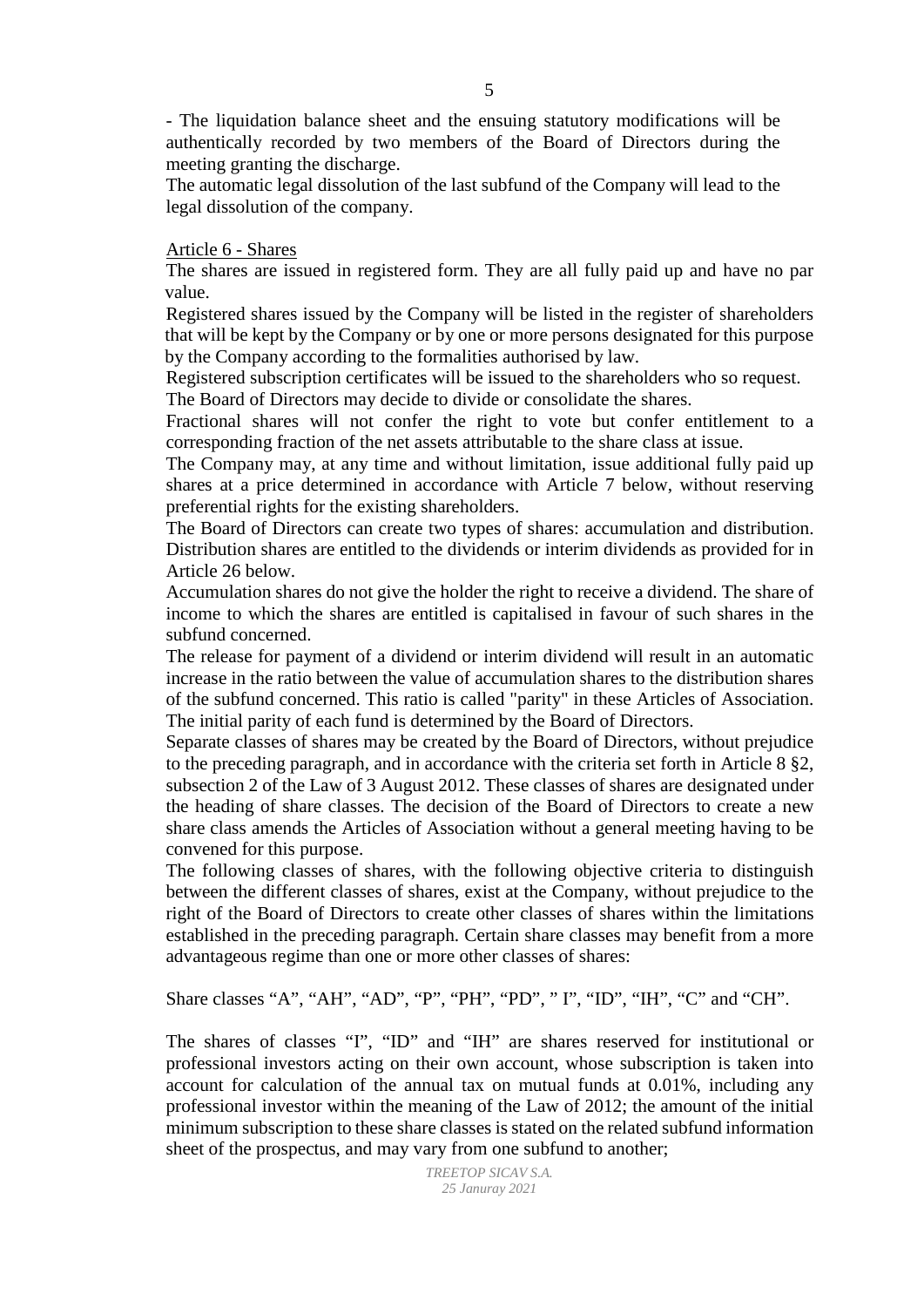- The liquidation balance sheet and the ensuing statutory modifications will be authentically recorded by two members of the Board of Directors during the meeting granting the discharge.

The automatic legal dissolution of the last subfund of the Company will lead to the legal dissolution of the company.

Article 6 - Shares

The shares are issued in registered form. They are all fully paid up and have no par value.

Registered shares issued by the Company will be listed in the register of shareholders that will be kept by the Company or by one or more persons designated for this purpose by the Company according to the formalities authorised by law.

Registered subscription certificates will be issued to the shareholders who so request.

The Board of Directors may decide to divide or consolidate the shares.

Fractional shares will not confer the right to vote but confer entitlement to a corresponding fraction of the net assets attributable to the share class at issue.

The Company may, at any time and without limitation, issue additional fully paid up shares at a price determined in accordance with Article 7 below, without reserving preferential rights for the existing shareholders.

The Board of Directors can create two types of shares: accumulation and distribution. Distribution shares are entitled to the dividends or interim dividends as provided for in Article 26 below.

Accumulation shares do not give the holder the right to receive a dividend. The share of income to which the shares are entitled is capitalised in favour of such shares in the subfund concerned.

The release for payment of a dividend or interim dividend will result in an automatic increase in the ratio between the value of accumulation shares to the distribution shares of the subfund concerned. This ratio is called "parity" in these Articles of Association. The initial parity of each fund is determined by the Board of Directors.

Separate classes of shares may be created by the Board of Directors, without prejudice to the preceding paragraph, and in accordance with the criteria set forth in Article 8 §2, subsection 2 of the Law of 3 August 2012. These classes of shares are designated under the heading of share classes. The decision of the Board of Directors to create a new share class amends the Articles of Association without a general meeting having to be convened for this purpose.

The following classes of shares, with the following objective criteria to distinguish between the different classes of shares, exist at the Company, without prejudice to the right of the Board of Directors to create other classes of shares within the limitations established in the preceding paragraph. Certain share classes may benefit from a more advantageous regime than one or more other classes of shares:

Share classes "A", "AH", "AD", "P", "PH", "PD", " I", "ID", "IH", "C" and "CH".

The shares of classes "I", "ID" and "IH" are shares reserved for institutional or professional investors acting on their own account, whose subscription is taken into account for calculation of the annual tax on mutual funds at 0.01%, including any professional investor within the meaning of the Law of 2012; the amount of the initial minimum subscription to these share classes is stated on the related subfund information sheet of the prospectus, and may vary from one subfund to another;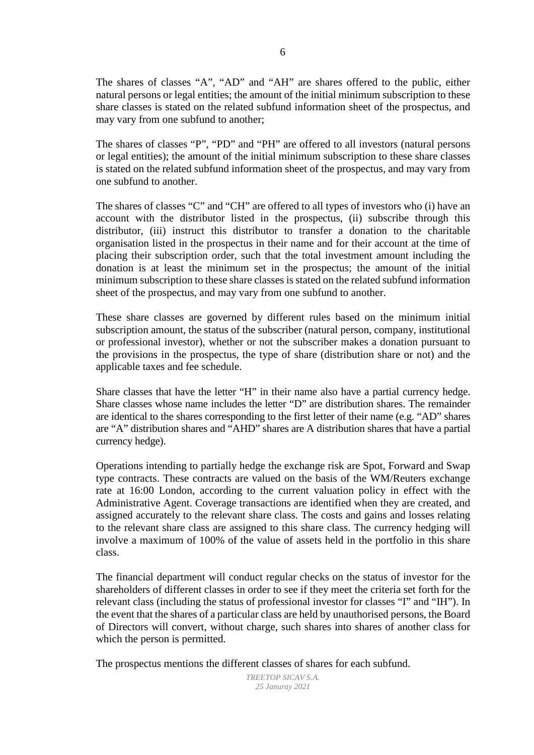The shares of classes “A”, “AD” and “AH” are shares offered to the public, either natural persons or legal entities; the amount of the initial minimum subscription to these share classes is stated on the related subfund information sheet of the prospectus, and may vary from one subfund to another;

The shares of classes “P”, “PD” and “PH” are offered to all investors (natural persons or legal entities); the amount of the initial minimum subscription to these share classes is stated on the related subfund information sheet of the prospectus, and may vary from one subfund to another.

The shares of classes “C” and “CH” are offered to all types of investors who (i) have an account with the distributor listed in the prospectus, (ii) subscribe through this distributor, (iii) instruct this distributor to transfer a donation to the charitable organisation listed in the prospectus in their name and for their account at the time of placing their subscription order, such that the total investment amount including the donation is at least the minimum set in the prospectus; the amount of the initial minimum subscription to these share classes is stated on the related subfund information sheet of the prospectus, and may vary from one subfund to another.

These share classes are governed by different rules based on the minimum initial subscription amount, the status of the subscriber (natural person, company, institutional or professional investor), whether or not the subscriber makes a donation pursuant to the provisions in the prospectus, the type of share (distribution share or not) and the applicable taxes and fee schedule.

Share classes that have the letter “H” in their name also have a partial currency hedge. Share classes whose name includes the letter “D” are distribution shares. The remainder are identical to the shares corresponding to the first letter of their name (e.g. “AD” shares are “A” distribution shares and “AHD” shares are A distribution shares that have a partial currency hedge).

Operations intending to partially hedge the exchange risk are Spot, Forward and Swap type contracts. These contracts are valued on the basis of the WM/Reuters exchange rate at 16:00 London, according to the current valuation policy in effect with the Administrative Agent. Coverage transactions are identified when they are created, and assigned accurately to the relevant share class. The costs and gains and losses relating to the relevant share class are assigned to this share class. The currency hedging will involve a maximum of 100% of the value of assets held in the portfolio in this share class.

The financial department will conduct regular checks on the status of investor for the shareholders of different classes in order to see if they meet the criteria set forth for the relevant class (including the status of professional investor for classes “I” and “IH”). In the event that the shares of a particular class are held by unauthorised persons, the Board of Directors will convert, without charge, such shares into shares of another class for which the person is permitted.

The prospectus mentions the different classes of shares for each subfund.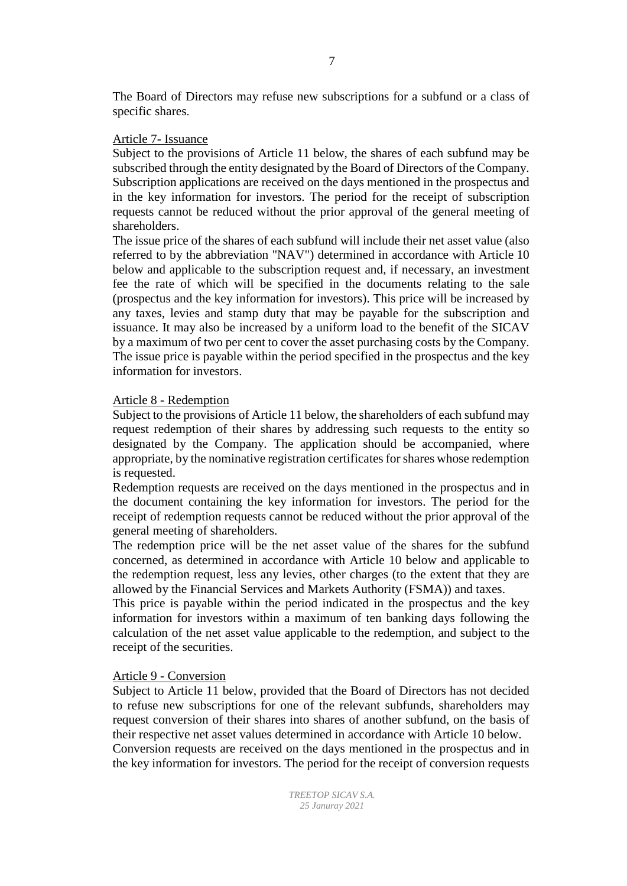The Board of Directors may refuse new subscriptions for a subfund or a class of specific shares.

<u>Article 7- Issuance</u>

Subject to the provisions of Article 11 below, the shares of each subfund may be subscribed through the entity designated by the Board of Directors of the Company. Subscription applications are received on the days mentioned in the prospectus and in the key information for investors. The period for the receipt of subscription requests cannot be reduced without the prior approval of the general meeting of shareholders.

The issue price of the shares of each subfund will include their net asset value (also referred to by the abbreviation "NAV") determined in accordance with Article 10 below and applicable to the subscription request and, if necessary, an investment fee the rate of which will be specified in the documents relating to the sale (prospectus and the key information for investors). This price will be increased by any taxes, levies and stamp duty that may be payable for the subscription and issuance. It may also be increased by a uniform load to the benefit of the SICAV by a maximum of two per cent to cover the asset purchasing costs by the Company. The issue price is payable within the period specified in the prospectus and the key information for investors.

<u>Article 8 - Redemption</u>

Subject to the provisions of Article 11 below, the shareholders of each subfund may request redemption of their shares by addressing such requests to the entity so designated by the Company. The application should be accompanied, where appropriate, by the nominative registration certificates for shares whose redemption is requested.

Redemption requests are received on the days mentioned in the prospectus and in the document containing the key information for investors. The period for the receipt of redemption requests cannot be reduced without the prior approval of the general meeting of shareholders.

The redemption price will be the net asset value of the shares for the subfund concerned, as determined in accordance with Article 10 below and applicable to the redemption request, less any levies, other charges (to the extent that they are allowed by the Financial Services and Markets Authority (FSMA)) and taxes.

This price is payable within the period indicated in the prospectus and the key information for investors within a maximum of ten banking days following the calculation of the net asset value applicable to the redemption, and subject to the receipt of the securities.

<u>Article 9 - Conversion</u>

Subject to Article 11 below, provided that the Board of Directors has not decided to refuse new subscriptions for one of the relevant subfunds, shareholders may request conversion of their shares into shares of another subfund, on the basis of their respective net asset values determined in accordance with Article 10 below.

Conversion requests are received on the days mentioned in the prospectus and in the key information for investors. The period for the receipt of conversion requests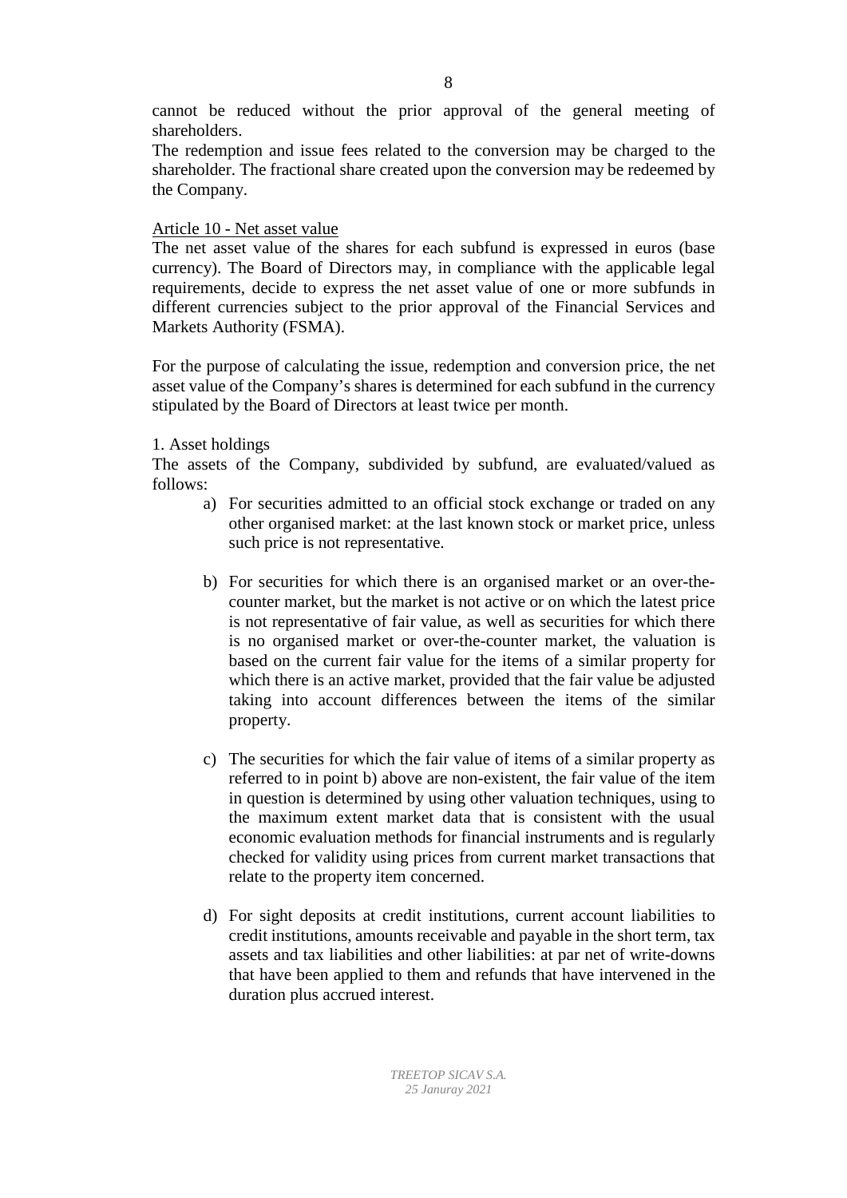cannot be reduced without the prior approval of the general meeting of shareholders.

The redemption and issue fees related to the conversion may be charged to the shareholder. The fractional share created upon the conversion may be redeemed by the Company.

<u>Article 10 - Net asset value</u>

The net asset value of the shares for each subfund is expressed in euros (base currency). The Board of Directors may, in compliance with the applicable legal requirements, decide to express the net asset value of one or more subfunds in different currencies subject to the prior approval of the Financial Services and Markets Authority (FSMA).

For the purpose of calculating the issue, redemption and conversion price, the net asset value of the Company's shares is determined for each subfund in the currency stipulated by the Board of Directors at least twice per month.

1. Asset holdings

The assets of the Company, subdivided by subfund, are evaluated/valued as follows:

a) For securities admitted to an official stock exchange or traded on any other organised market: at the last known stock or market price, unless such price is not representative.

b) For securities for which there is an organised market or an over-the-counter market, but the market is not active or on which the latest price is not representative of fair value, as well as securities for which there is no organised market or over-the-counter market, the valuation is based on the current fair value for the items of a similar property for which there is an active market, provided that the fair value be adjusted taking into account differences between the items of the similar property.

c) The securities for which the fair value of items of a similar property as referred to in point b) above are non-existent, the fair value of the item in question is determined by using other valuation techniques, using to the maximum extent market data that is consistent with the usual economic evaluation methods for financial instruments and is regularly checked for validity using prices from current market transactions that relate to the property item concerned.

d) For sight deposits at credit institutions, current account liabilities to credit institutions, amounts receivable and payable in the short term, tax assets and tax liabilities and other liabilities: at par net of write-downs that have been applied to them and refunds that have intervened in the duration plus accrued interest.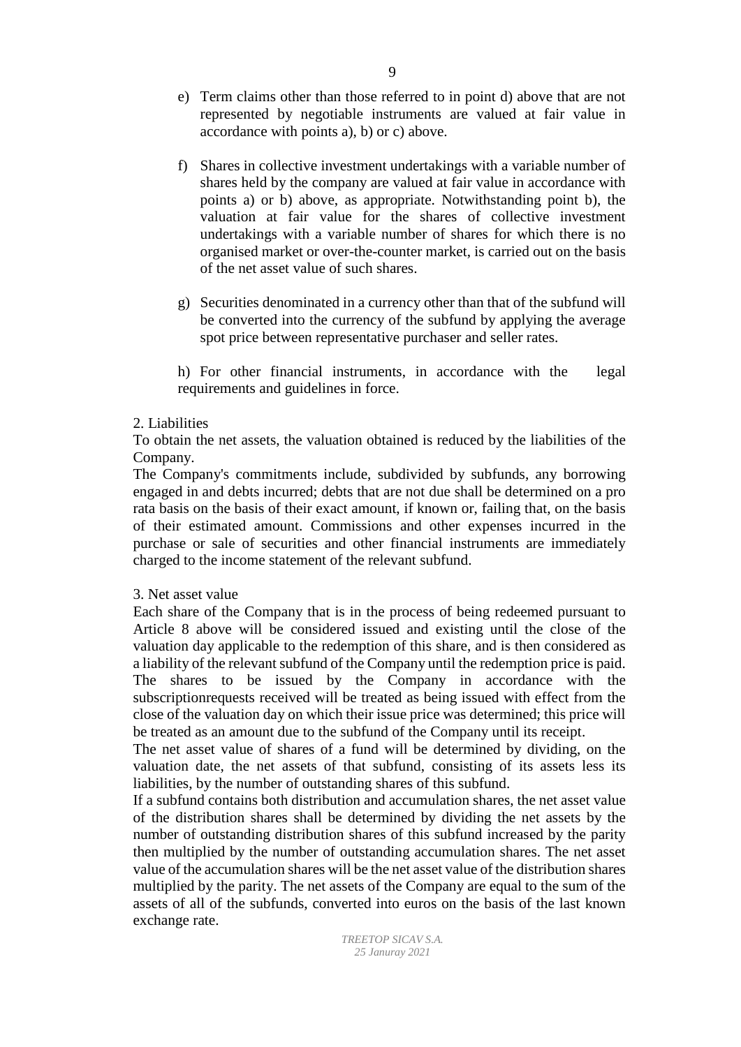e) Term claims other than those referred to in point d) above that are not represented by negotiable instruments are valued at fair value in accordance with points a), b) or c) above.

f) Shares in collective investment undertakings with a variable number of shares held by the company are valued at fair value in accordance with points a) or b) above, as appropriate. Notwithstanding point b), the valuation at fair value for the shares of collective investment undertakings with a variable number of shares for which there is no organised market or over-the-counter market, is carried out on the basis of the net asset value of such shares.

g) Securities denominated in a currency other than that of the subfund will be converted into the currency of the subfund by applying the average spot price between representative purchaser and seller rates.

h) For other financial instruments, in accordance with the legal requirements and guidelines in force.

2. Liabilities

To obtain the net assets, the valuation obtained is reduced by the liabilities of the Company.

The Company's commitments include, subdivided by subfunds, any borrowing engaged in and debts incurred; debts that are not due shall be determined on a pro rata basis on the basis of their exact amount, if known or, failing that, on the basis of their estimated amount. Commissions and other expenses incurred in the purchase or sale of securities and other financial instruments are immediately charged to the income statement of the relevant subfund.

3. Net asset value

Each share of the Company that is in the process of being redeemed pursuant to Article 8 above will be considered issued and existing until the close of the valuation day applicable to the redemption of this share, and is then considered as a liability of the relevant subfund of the Company until the redemption price is paid. The shares to be issued by the Company in accordance with the subscriptionrequests received will be treated as being issued with effect from the close of the valuation day on which their issue price was determined; this price will be treated as an amount due to the subfund of the Company until its receipt.

The net asset value of shares of a fund will be determined by dividing, on the valuation date, the net assets of that subfund, consisting of its assets less its liabilities, by the number of outstanding shares of this subfund.

If a subfund contains both distribution and accumulation shares, the net asset value of the distribution shares shall be determined by dividing the net assets by the number of outstanding distribution shares of this subfund increased by the parity then multiplied by the number of outstanding accumulation shares. The net asset value of the accumulation shares will be the net asset value of the distribution shares multiplied by the parity. The net assets of the Company are equal to the sum of the assets of all of the subfunds, converted into euros on the basis of the last known exchange rate.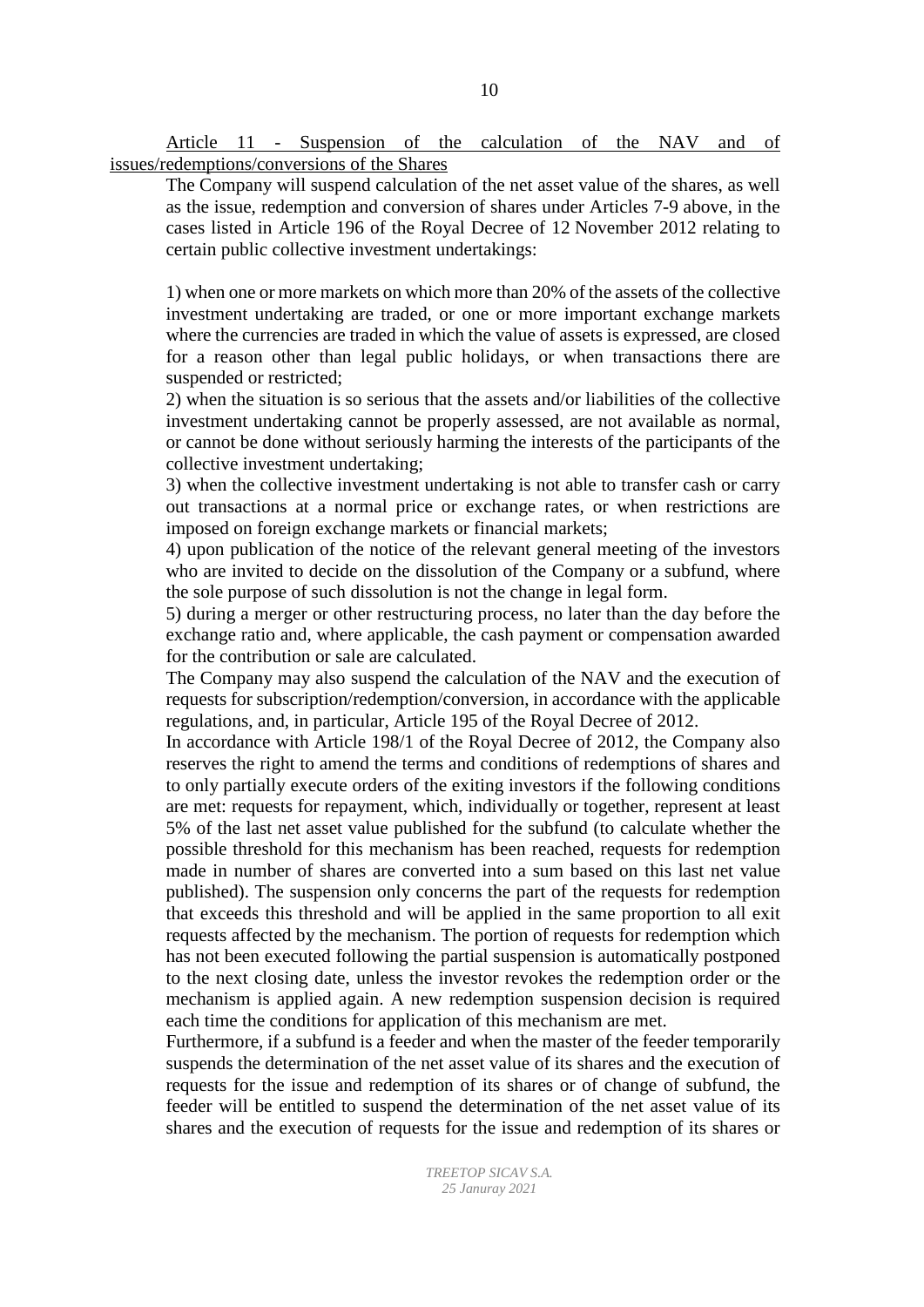Article 11 - Suspension of the calculation of the NAV and of issues/redemptions/conversions of the Shares

The Company will suspend calculation of the net asset value of the shares, as well as the issue, redemption and conversion of shares under Articles 7-9 above, in the cases listed in Article 196 of the Royal Decree of 12 November 2012 relating to certain public collective investment undertakings:

1) when one or more markets on which more than 20% of the assets of the collective investment undertaking are traded, or one or more important exchange markets where the currencies are traded in which the value of assets is expressed, are closed for a reason other than legal public holidays, or when transactions there are suspended or restricted;
2) when the situation is so serious that the assets and/or liabilities of the collective investment undertaking cannot be properly assessed, are not available as normal, or cannot be done without seriously harming the interests of the participants of the collective investment undertaking;
3) when the collective investment undertaking is not able to transfer cash or carry out transactions at a normal price or exchange rates, or when restrictions are imposed on foreign exchange markets or financial markets;
4) upon publication of the notice of the relevant general meeting of the investors who are invited to decide on the dissolution of the Company or a subfund, where the sole purpose of such dissolution is not the change in legal form.
5) during a merger or other restructuring process, no later than the day before the exchange ratio and, where applicable, the cash payment or compensation awarded for the contribution or sale are calculated.

The Company may also suspend the calculation of the NAV and the execution of requests for subscription/redemption/conversion, in accordance with the applicable regulations, and, in particular, Article 195 of the Royal Decree of 2012.

In accordance with Article 198/1 of the Royal Decree of 2012, the Company also reserves the right to amend the terms and conditions of redemptions of shares and to only partially execute orders of the exiting investors if the following conditions are met: requests for repayment, which, individually or together, represent at least 5% of the last net asset value published for the subfund (to calculate whether the possible threshold for this mechanism has been reached, requests for redemption made in number of shares are converted into a sum based on this last net value published). The suspension only concerns the part of the requests for redemption that exceeds this threshold and will be applied in the same proportion to all exit requests affected by the mechanism. The portion of requests for redemption which has not been executed following the partial suspension is automatically postponed to the next closing date, unless the investor revokes the redemption order or the mechanism is applied again. A new redemption suspension decision is required each time the conditions for application of this mechanism are met.

Furthermore, if a subfund is a feeder and when the master of the feeder temporarily suspends the determination of the net asset value of its shares and the execution of requests for the issue and redemption of its shares or of change of subfund, the feeder will be entitled to suspend the determination of the net asset value of its shares and the execution of requests for the issue and redemption of its shares or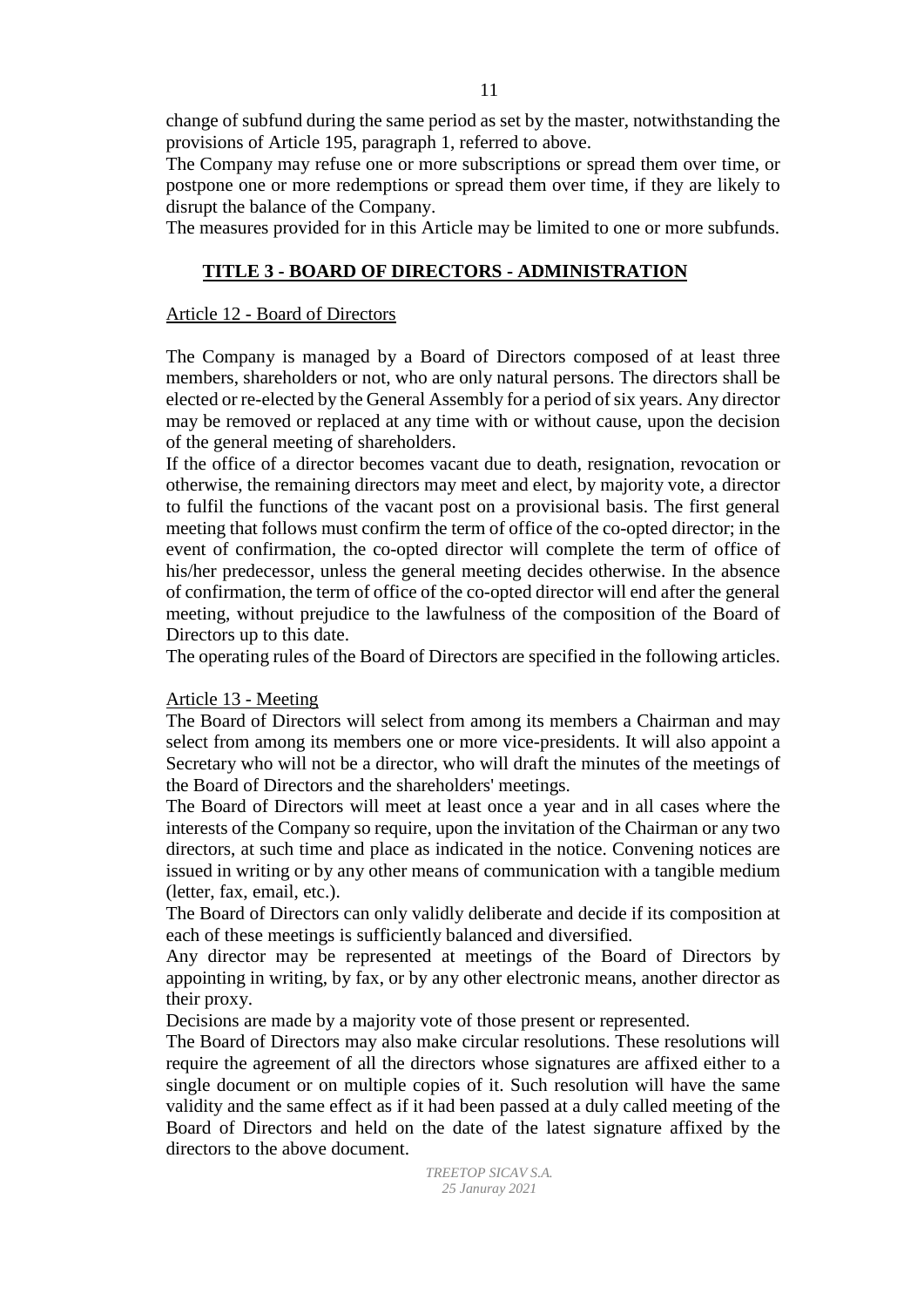change of subfund during the same period as set by the master, notwithstanding the provisions of Article 195, paragraph 1, referred to above.

The Company may refuse one or more subscriptions or spread them over time, or postpone one or more redemptions or spread them over time, if they are likely to disrupt the balance of the Company.

The measures provided for in this Article may be limited to one or more subfunds.

## TITLE 3 - BOARD OF DIRECTORS - ADMINISTRATION

### Article 12 - Board of Directors

The Company is managed by a Board of Directors composed of at least three members, shareholders or not, who are only natural persons. The directors shall be elected or re-elected by the General Assembly for a period of six years. Any director may be removed or replaced at any time with or without cause, upon the decision of the general meeting of shareholders.

If the office of a director becomes vacant due to death, resignation, revocation or otherwise, the remaining directors may meet and elect, by majority vote, a director to fulfil the functions of the vacant post on a provisional basis. The first general meeting that follows must confirm the term of office of the co-opted director; in the event of confirmation, the co-opted director will complete the term of office of his/her predecessor, unless the general meeting decides otherwise. In the absence of confirmation, the term of office of the co-opted director will end after the general meeting, without prejudice to the lawfulness of the composition of the Board of Directors up to this date.

The operating rules of the Board of Directors are specified in the following articles.

### Article 13 - Meeting

The Board of Directors will select from among its members a Chairman and may select from among its members one or more vice-presidents. It will also appoint a Secretary who will not be a director, who will draft the minutes of the meetings of the Board of Directors and the shareholders' meetings.

The Board of Directors will meet at least once a year and in all cases where the interests of the Company so require, upon the invitation of the Chairman or any two directors, at such time and place as indicated in the notice. Convening notices are issued in writing or by any other means of communication with a tangible medium (letter, fax, email, etc.).

The Board of Directors can only validly deliberate and decide if its composition at each of these meetings is sufficiently balanced and diversified.

Any director may be represented at meetings of the Board of Directors by appointing in writing, by fax, or by any other electronic means, another director as their proxy.

Decisions are made by a majority vote of those present or represented.

The Board of Directors may also make circular resolutions. These resolutions will require the agreement of all the directors whose signatures are affixed either to a single document or on multiple copies of it. Such resolution will have the same validity and the same effect as if it had been passed at a duly called meeting of the Board of Directors and held on the date of the latest signature affixed by the directors to the above document.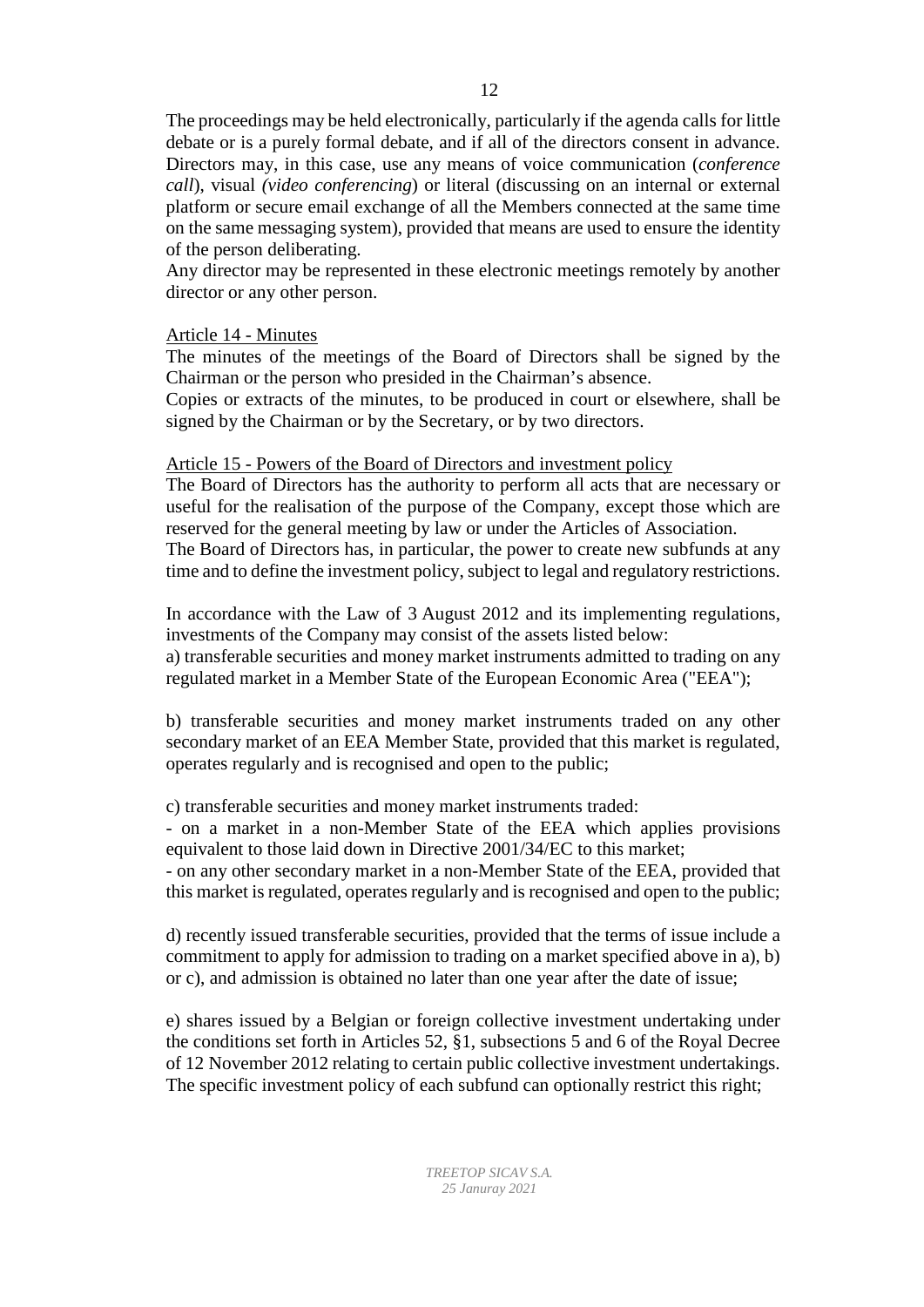The proceedings may be held electronically, particularly if the agenda calls for little debate or is a purely formal debate, and if all of the directors consent in advance. Directors may, in this case, use any means of voice communication (*conference call*), visual *(video conferencing*) or literal (discussing on an internal or external platform or secure email exchange of all the Members connected at the same time on the same messaging system), provided that means are used to ensure the identity of the person deliberating.

Any director may be represented in these electronic meetings remotely by another director or any other person.

### Article 14 - Minutes

The minutes of the meetings of the Board of Directors shall be signed by the Chairman or the person who presided in the Chairman's absence.

Copies or extracts of the minutes, to be produced in court or elsewhere, shall be signed by the Chairman or by the Secretary, or by two directors.

### Article 15 - Powers of the Board of Directors and investment policy

The Board of Directors has the authority to perform all acts that are necessary or useful for the realisation of the purpose of the Company, except those which are reserved for the general meeting by law or under the Articles of Association.

The Board of Directors has, in particular, the power to create new subfunds at any time and to define the investment policy, subject to legal and regulatory restrictions.

In accordance with the Law of 3 August 2012 and its implementing regulations, investments of the Company may consist of the assets listed below:

a) transferable securities and money market instruments admitted to trading on any regulated market in a Member State of the European Economic Area ("EEA");

b) transferable securities and money market instruments traded on any other secondary market of an EEA Member State, provided that this market is regulated, operates regularly and is recognised and open to the public;

c) transferable securities and money market instruments traded:

- on a market in a non-Member State of the EEA which applies provisions equivalent to those laid down in Directive 2001/34/EC to this market;
- on any other secondary market in a non-Member State of the EEA, provided that this market is regulated, operates regularly and is recognised and open to the public;

d) recently issued transferable securities, provided that the terms of issue include a commitment to apply for admission to trading on a market specified above in a), b) or c), and admission is obtained no later than one year after the date of issue;

e) shares issued by a Belgian or foreign collective investment undertaking under the conditions set forth in Articles 52, §1, subsections 5 and 6 of the Royal Decree of 12 November 2012 relating to certain public collective investment undertakings. The specific investment policy of each subfund can optionally restrict this right;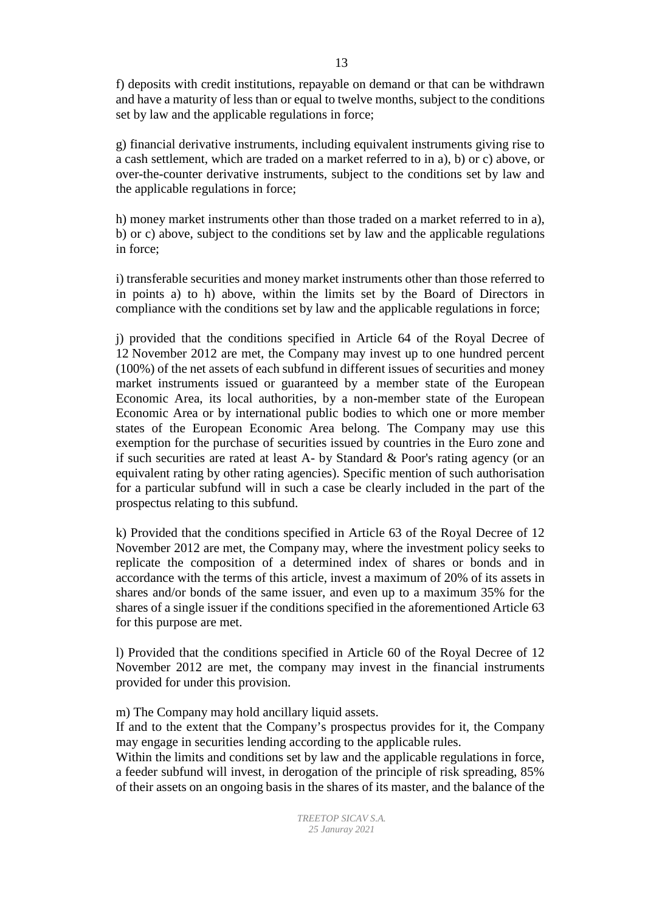f) deposits with credit institutions, repayable on demand or that can be withdrawn and have a maturity of less than or equal to twelve months, subject to the conditions set by law and the applicable regulations in force;

g) financial derivative instruments, including equivalent instruments giving rise to a cash settlement, which are traded on a market referred to in a), b) or c) above, or over-the-counter derivative instruments, subject to the conditions set by law and the applicable regulations in force;

h) money market instruments other than those traded on a market referred to in a), b) or c) above, subject to the conditions set by law and the applicable regulations in force;

i) transferable securities and money market instruments other than those referred to in points a) to h) above, within the limits set by the Board of Directors in compliance with the conditions set by law and the applicable regulations in force;

j) provided that the conditions specified in Article 64 of the Royal Decree of 12 November 2012 are met, the Company may invest up to one hundred percent (100%) of the net assets of each subfund in different issues of securities and money market instruments issued or guaranteed by a member state of the European Economic Area, its local authorities, by a non-member state of the European Economic Area or by international public bodies to which one or more member states of the European Economic Area belong. The Company may use this exemption for the purchase of securities issued by countries in the Euro zone and if such securities are rated at least A- by Standard & Poor's rating agency (or an equivalent rating by other rating agencies). Specific mention of such authorisation for a particular subfund will in such a case be clearly included in the part of the prospectus relating to this subfund.

k) Provided that the conditions specified in Article 63 of the Royal Decree of 12 November 2012 are met, the Company may, where the investment policy seeks to replicate the composition of a determined index of shares or bonds and in accordance with the terms of this article, invest a maximum of 20% of its assets in shares and/or bonds of the same issuer, and even up to a maximum 35% for the shares of a single issuer if the conditions specified in the aforementioned Article 63 for this purpose are met.

l) Provided that the conditions specified in Article 60 of the Royal Decree of 12 November 2012 are met, the company may invest in the financial instruments provided for under this provision.

m) The Company may hold ancillary liquid assets.
If and to the extent that the Company's prospectus provides for it, the Company may engage in securities lending according to the applicable rules.
Within the limits and conditions set by law and the applicable regulations in force, a feeder subfund will invest, in derogation of the principle of risk spreading, 85% of their assets on an ongoing basis in the shares of its master, and the balance of the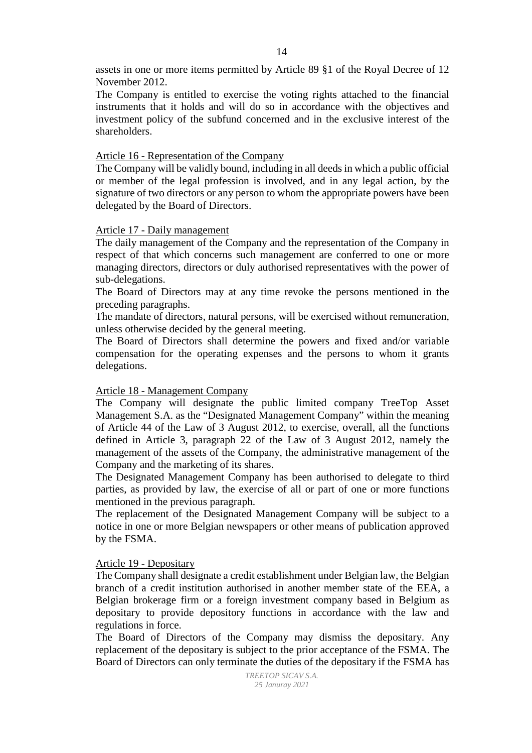assets in one or more items permitted by Article 89 §1 of the Royal Decree of 12 November 2012.

The Company is entitled to exercise the voting rights attached to the financial instruments that it holds and will do so in accordance with the objectives and investment policy of the subfund concerned and in the exclusive interest of the shareholders.

Article 16 - Representation of the Company

The Company will be validly bound, including in all deeds in which a public official or member of the legal profession is involved, and in any legal action, by the signature of two directors or any person to whom the appropriate powers have been delegated by the Board of Directors.

Article 17 - Daily management

The daily management of the Company and the representation of the Company in respect of that which concerns such management are conferred to one or more managing directors, directors or duly authorised representatives with the power of sub-delegations.

The Board of Directors may at any time revoke the persons mentioned in the preceding paragraphs.

The mandate of directors, natural persons, will be exercised without remuneration, unless otherwise decided by the general meeting.

The Board of Directors shall determine the powers and fixed and/or variable compensation for the operating expenses and the persons to whom it grants delegations.

Article 18 - Management Company

The Company will designate the public limited company TreeTop Asset Management S.A. as the "Designated Management Company" within the meaning of Article 44 of the Law of 3 August 2012, to exercise, overall, all the functions defined in Article 3, paragraph 22 of the Law of 3 August 2012, namely the management of the assets of the Company, the administrative management of the Company and the marketing of its shares.

The Designated Management Company has been authorised to delegate to third parties, as provided by law, the exercise of all or part of one or more functions mentioned in the previous paragraph.

The replacement of the Designated Management Company will be subject to a notice in one or more Belgian newspapers or other means of publication approved by the FSMA.

Article 19 - Depositary

The Company shall designate a credit establishment under Belgian law, the Belgian branch of a credit institution authorised in another member state of the EEA, a Belgian brokerage firm or a foreign investment company based in Belgium as depositary to provide depository functions in accordance with the law and regulations in force.

The Board of Directors of the Company may dismiss the depositary. Any replacement of the depositary is subject to the prior acceptance of the FSMA. The Board of Directors can only terminate the duties of the depositary if the FSMA has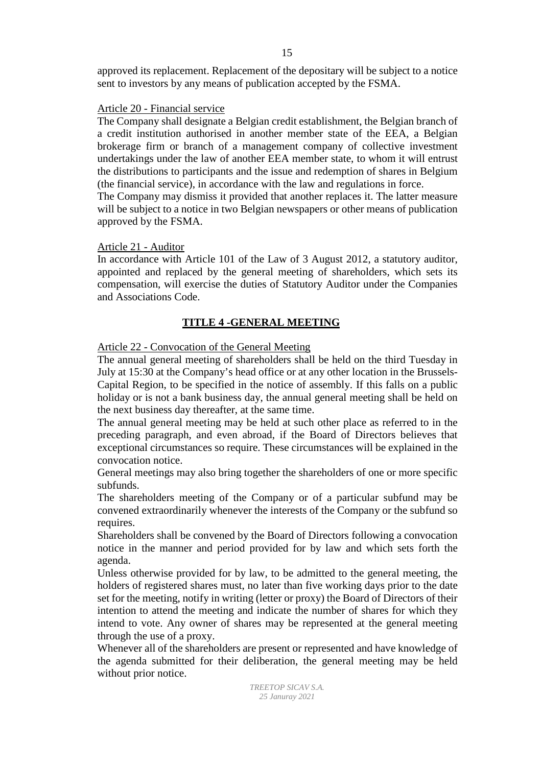approved its replacement. Replacement of the depositary will be subject to a notice sent to investors by any means of publication accepted by the FSMA.

Article 20 - Financial service

The Company shall designate a Belgian credit establishment, the Belgian branch of a credit institution authorised in another member state of the EEA, a Belgian brokerage firm or branch of a management company of collective investment undertakings under the law of another EEA member state, to whom it will entrust the distributions to participants and the issue and redemption of shares in Belgium (the financial service), in accordance with the law and regulations in force.

The Company may dismiss it provided that another replaces it. The latter measure will be subject to a notice in two Belgian newspapers or other means of publication approved by the FSMA.

Article 21 - Auditor

In accordance with Article 101 of the Law of 3 August 2012, a statutory auditor, appointed and replaced by the general meeting of shareholders, which sets its compensation, will exercise the duties of Statutory Auditor under the Companies and Associations Code.

## TITLE 4 -GENERAL MEETING

Article 22 - Convocation of the General Meeting

The annual general meeting of shareholders shall be held on the third Tuesday in July at 15:30 at the Company's head office or at any other location in the Brussels-Capital Region, to be specified in the notice of assembly. If this falls on a public holiday or is not a bank business day, the annual general meeting shall be held on the next business day thereafter, at the same time.

The annual general meeting may be held at such other place as referred to in the preceding paragraph, and even abroad, if the Board of Directors believes that exceptional circumstances so require. These circumstances will be explained in the convocation notice.

General meetings may also bring together the shareholders of one or more specific subfunds.

The shareholders meeting of the Company or of a particular subfund may be convened extraordinarily whenever the interests of the Company or the subfund so requires.

Shareholders shall be convened by the Board of Directors following a convocation notice in the manner and period provided for by law and which sets forth the agenda.

Unless otherwise provided for by law, to be admitted to the general meeting, the holders of registered shares must, no later than five working days prior to the date set for the meeting, notify in writing (letter or proxy) the Board of Directors of their intention to attend the meeting and indicate the number of shares for which they intend to vote. Any owner of shares may be represented at the general meeting through the use of a proxy.

Whenever all of the shareholders are present or represented and have knowledge of the agenda submitted for their deliberation, the general meeting may be held without prior notice.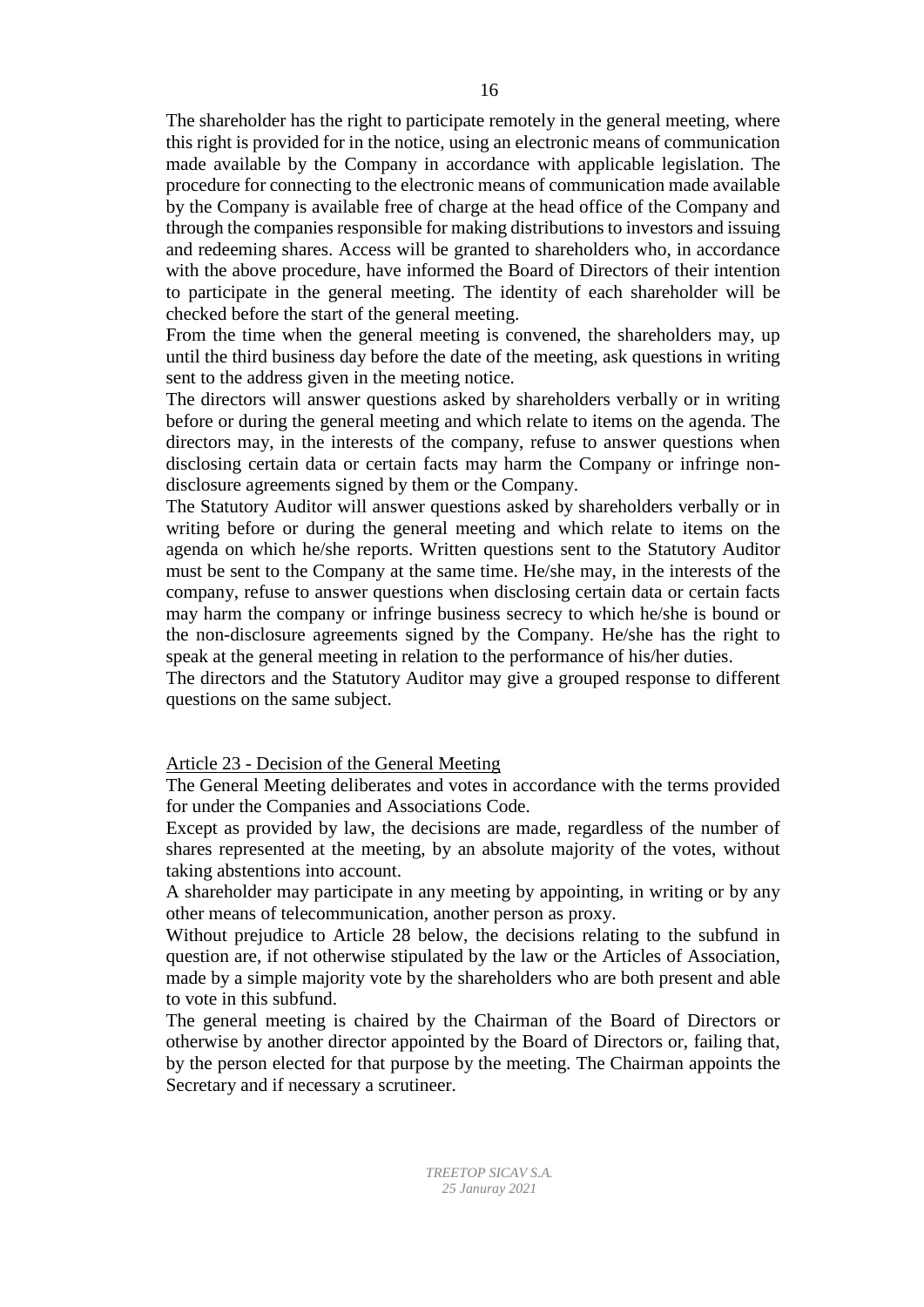The shareholder has the right to participate remotely in the general meeting, where this right is provided for in the notice, using an electronic means of communication made available by the Company in accordance with applicable legislation. The procedure for connecting to the electronic means of communication made available by the Company is available free of charge at the head office of the Company and through the companies responsible for making distributions to investors and issuing and redeeming shares. Access will be granted to shareholders who, in accordance with the above procedure, have informed the Board of Directors of their intention to participate in the general meeting. The identity of each shareholder will be checked before the start of the general meeting.

From the time when the general meeting is convened, the shareholders may, up until the third business day before the date of the meeting, ask questions in writing sent to the address given in the meeting notice.

The directors will answer questions asked by shareholders verbally or in writing before or during the general meeting and which relate to items on the agenda. The directors may, in the interests of the company, refuse to answer questions when disclosing certain data or certain facts may harm the Company or infringe non-disclosure agreements signed by them or the Company.

The Statutory Auditor will answer questions asked by shareholders verbally or in writing before or during the general meeting and which relate to items on the agenda on which he/she reports. Written questions sent to the Statutory Auditor must be sent to the Company at the same time. He/she may, in the interests of the company, refuse to answer questions when disclosing certain data or certain facts may harm the company or infringe business secrecy to which he/she is bound or the non-disclosure agreements signed by the Company. He/she has the right to speak at the general meeting in relation to the performance of his/her duties.

The directors and the Statutory Auditor may give a grouped response to different questions on the same subject.

## Article 23 - Decision of the General Meeting

The General Meeting deliberates and votes in accordance with the terms provided for under the Companies and Associations Code.

Except as provided by law, the decisions are made, regardless of the number of shares represented at the meeting, by an absolute majority of the votes, without taking abstentions into account.

A shareholder may participate in any meeting by appointing, in writing or by any other means of telecommunication, another person as proxy.

Without prejudice to Article 28 below, the decisions relating to the subfund in question are, if not otherwise stipulated by the law or the Articles of Association, made by a simple majority vote by the shareholders who are both present and able to vote in this subfund.

The general meeting is chaired by the Chairman of the Board of Directors or otherwise by another director appointed by the Board of Directors or, failing that, by the person elected for that purpose by the meeting. The Chairman appoints the Secretary and if necessary a scrutineer.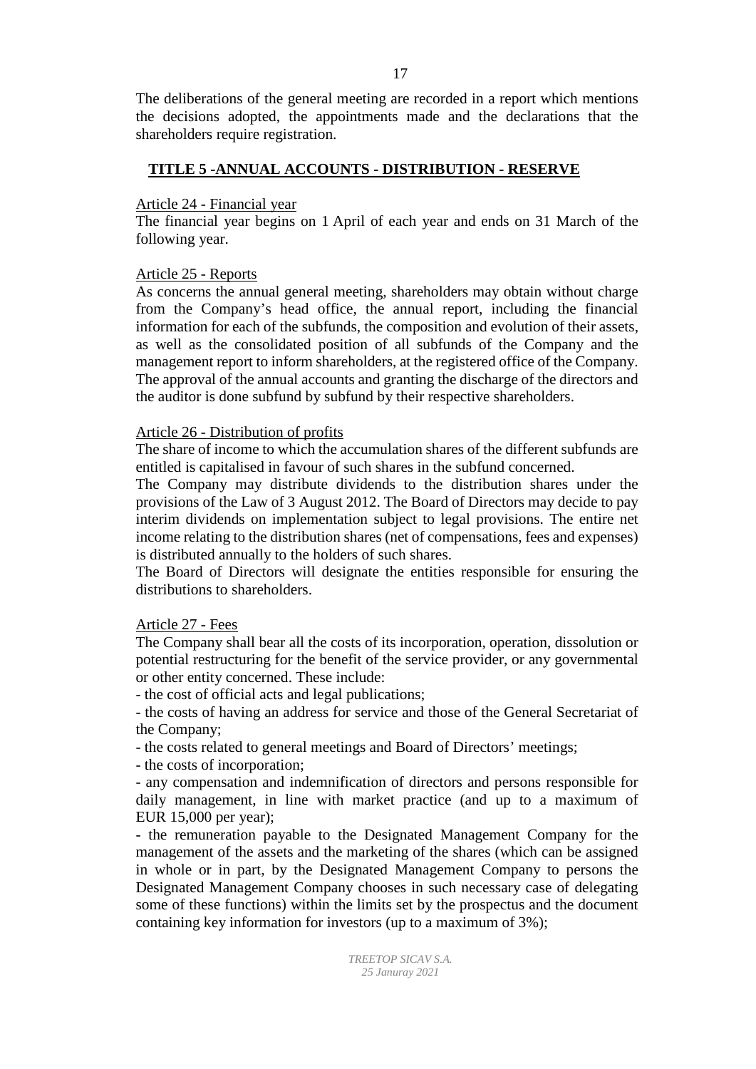The deliberations of the general meeting are recorded in a report which mentions the decisions adopted, the appointments made and the declarations that the shareholders require registration.

## TITLE 5 -ANNUAL ACCOUNTS - DISTRIBUTION - RESERVE

Article 24 - Financial year

The financial year begins on 1 April of each year and ends on 31 March of the following year.

Article 25 - Reports

As concerns the annual general meeting, shareholders may obtain without charge from the Company's head office, the annual report, including the financial information for each of the subfunds, the composition and evolution of their assets, as well as the consolidated position of all subfunds of the Company and the management report to inform shareholders, at the registered office of the Company. The approval of the annual accounts and granting the discharge of the directors and the auditor is done subfund by subfund by their respective shareholders.

Article 26 - Distribution of profits

The share of income to which the accumulation shares of the different subfunds are entitled is capitalised in favour of such shares in the subfund concerned.

The Company may distribute dividends to the distribution shares under the provisions of the Law of 3 August 2012. The Board of Directors may decide to pay interim dividends on implementation subject to legal provisions. The entire net income relating to the distribution shares (net of compensations, fees and expenses) is distributed annually to the holders of such shares.

The Board of Directors will designate the entities responsible for ensuring the distributions to shareholders.

Article 27 - Fees

The Company shall bear all the costs of its incorporation, operation, dissolution or potential restructuring for the benefit of the service provider, or any governmental or other entity concerned. These include:

- the cost of official acts and legal publications;
- the costs of having an address for service and those of the General Secretariat of the Company;
- the costs related to general meetings and Board of Directors' meetings;
- the costs of incorporation;
- any compensation and indemnification of directors and persons responsible for daily management, in line with market practice (and up to a maximum of EUR 15,000 per year);
- the remuneration payable to the Designated Management Company for the management of the assets and the marketing of the shares (which can be assigned in whole or in part, by the Designated Management Company to persons the Designated Management Company chooses in such necessary case of delegating some of these functions) within the limits set by the prospectus and the document containing key information for investors (up to a maximum of 3%);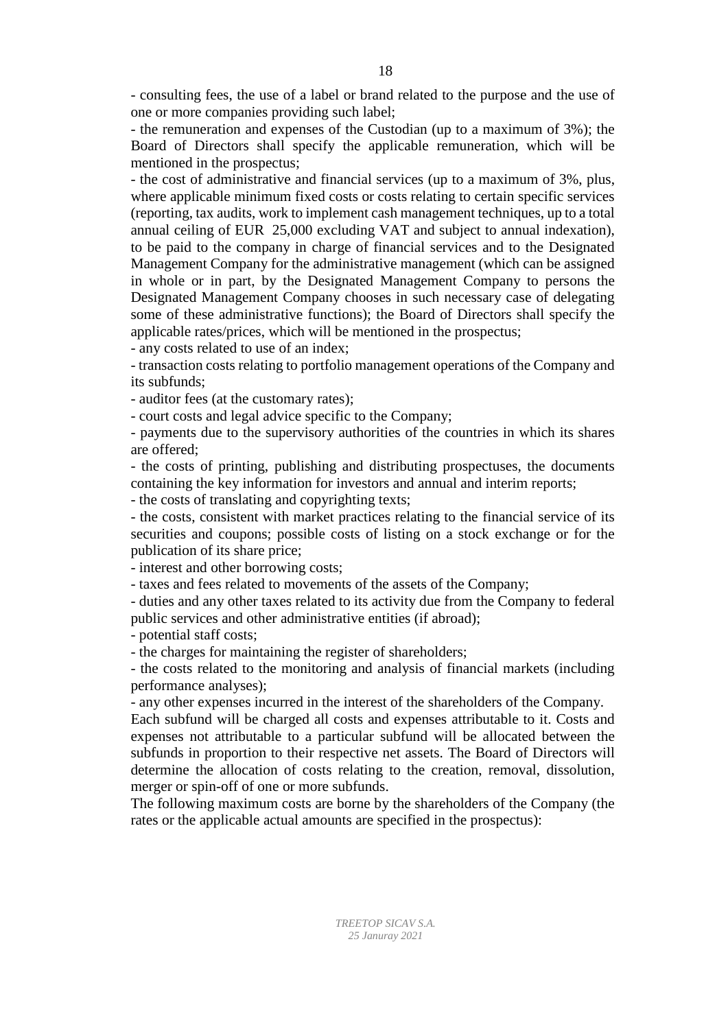- consulting fees, the use of a label or brand related to the purpose and the use of one or more companies providing such label;

- the remuneration and expenses of the Custodian (up to a maximum of 3%); the Board of Directors shall specify the applicable remuneration, which will be mentioned in the prospectus;

- the cost of administrative and financial services (up to a maximum of 3%, plus, where applicable minimum fixed costs or costs relating to certain specific services (reporting, tax audits, work to implement cash management techniques, up to a total annual ceiling of EUR 25,000 excluding VAT and subject to annual indexation), to be paid to the company in charge of financial services and to the Designated Management Company for the administrative management (which can be assigned in whole or in part, by the Designated Management Company to persons the Designated Management Company chooses in such necessary case of delegating some of these administrative functions); the Board of Directors shall specify the applicable rates/prices, which will be mentioned in the prospectus;

- any costs related to use of an index;

- transaction costs relating to portfolio management operations of the Company and its subfunds;

- auditor fees (at the customary rates);

- court costs and legal advice specific to the Company;

- payments due to the supervisory authorities of the countries in which its shares are offered;

- the costs of printing, publishing and distributing prospectuses, the documents containing the key information for investors and annual and interim reports;

- the costs of translating and copyrighting texts;

- the costs, consistent with market practices relating to the financial service of its securities and coupons; possible costs of listing on a stock exchange or for the publication of its share price;

- interest and other borrowing costs;

- taxes and fees related to movements of the assets of the Company;

- duties and any other taxes related to its activity due from the Company to federal public services and other administrative entities (if abroad);

- potential staff costs;

- the charges for maintaining the register of shareholders;

- the costs related to the monitoring and analysis of financial markets (including performance analyses);

- any other expenses incurred in the interest of the shareholders of the Company.

Each subfund will be charged all costs and expenses attributable to it. Costs and expenses not attributable to a particular subfund will be allocated between the subfunds in proportion to their respective net assets. The Board of Directors will determine the allocation of costs relating to the creation, removal, dissolution, merger or spin-off of one or more subfunds.

The following maximum costs are borne by the shareholders of the Company (the rates or the applicable actual amounts are specified in the prospectus):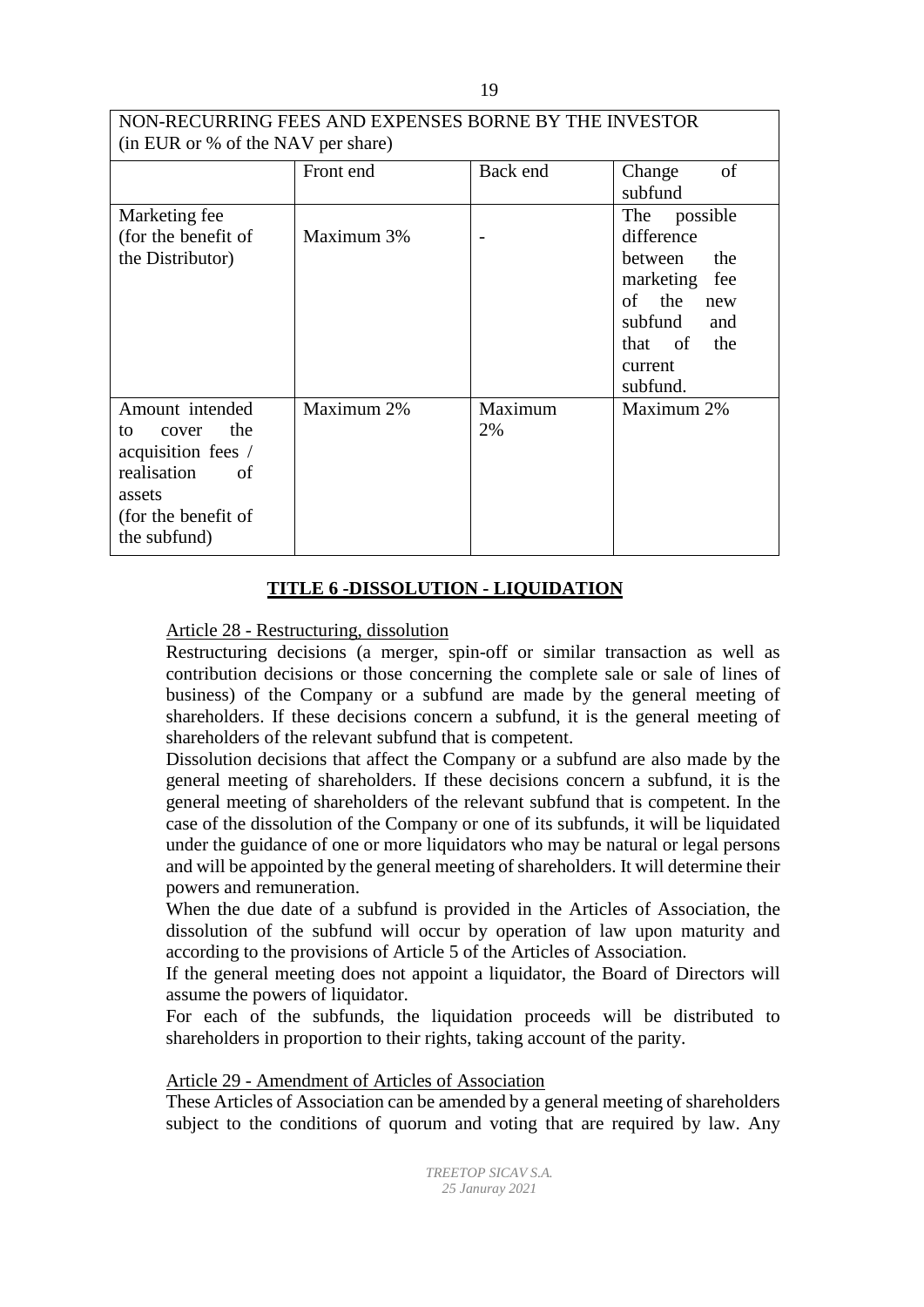| NON-RECURRING FEES AND EXPENSES BORNE BY THE INVESTOR (in EUR or % of the NAV per share) | | | |
|---|---|---|---|
| | Front end | Back end | Change of subfund |
| Marketing fee (for the benefit of the Distributor) | Maximum 3% | - | The possible difference between the marketing fee of the new subfund and that of the current subfund. |
| Amount intended to cover the acquisition fees / realisation of assets (for the benefit of the subfund) | Maximum 2% | Maximum 2% | Maximum 2% |

## TITLE 6 -DISSOLUTION - LIQUIDATION

Article 28 - Restructuring, dissolution

Restructuring decisions (a merger, spin-off or similar transaction as well as contribution decisions or those concerning the complete sale or sale of lines of business) of the Company or a subfund are made by the general meeting of shareholders. If these decisions concern a subfund, it is the general meeting of shareholders of the relevant subfund that is competent.

Dissolution decisions that affect the Company or a subfund are also made by the general meeting of shareholders. If these decisions concern a subfund, it is the general meeting of shareholders of the relevant subfund that is competent. In the case of the dissolution of the Company or one of its subfunds, it will be liquidated under the guidance of one or more liquidators who may be natural or legal persons and will be appointed by the general meeting of shareholders. It will determine their powers and remuneration.

When the due date of a subfund is provided in the Articles of Association, the dissolution of the subfund will occur by operation of law upon maturity and according to the provisions of Article 5 of the Articles of Association.

If the general meeting does not appoint a liquidator, the Board of Directors will assume the powers of liquidator.

For each of the subfunds, the liquidation proceeds will be distributed to shareholders in proportion to their rights, taking account of the parity.

Article 29 - Amendment of Articles of Association

These Articles of Association can be amended by a general meeting of shareholders subject to the conditions of quorum and voting that are required by law. Any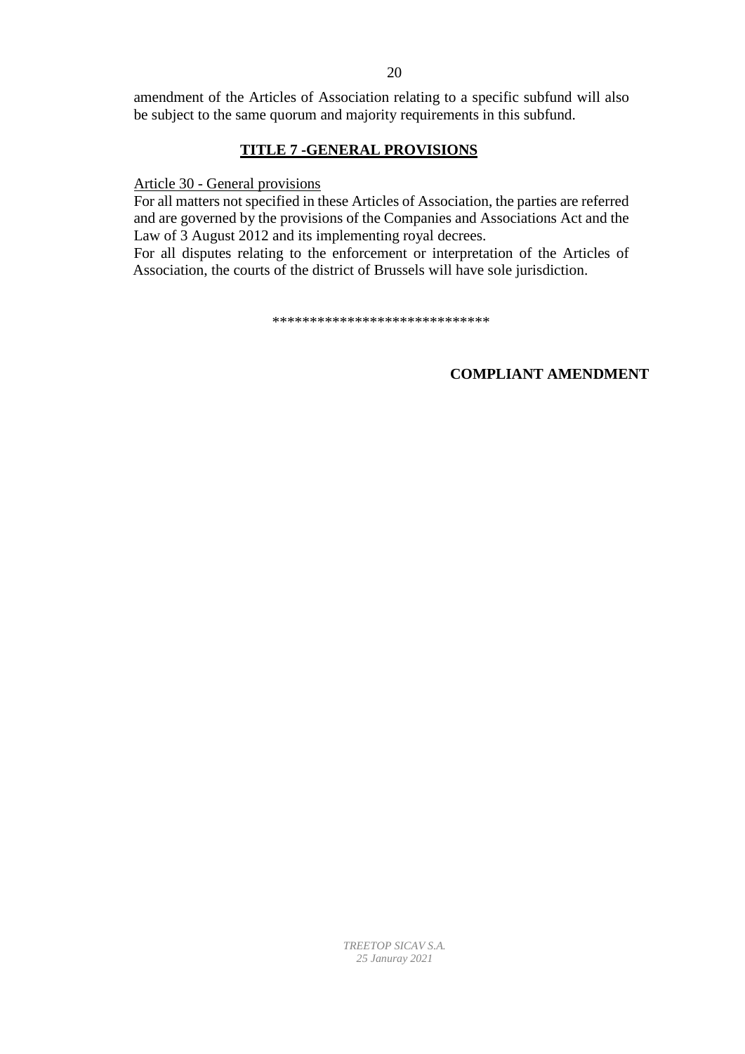amendment of the Articles of Association relating to a specific subfund will also be subject to the same quorum and majority requirements in this subfund.

## TITLE 7 -GENERAL PROVISIONS

Article 30 - General provisions

For all matters not specified in these Articles of Association, the parties are referred and are governed by the provisions of the Companies and Associations Act and the Law of 3 August 2012 and its implementing royal decrees.

For all disputes relating to the enforcement or interpretation of the Articles of Association, the courts of the district of Brussels will have sole jurisdiction.

*****************************

**COMPLIANT AMENDMENT**